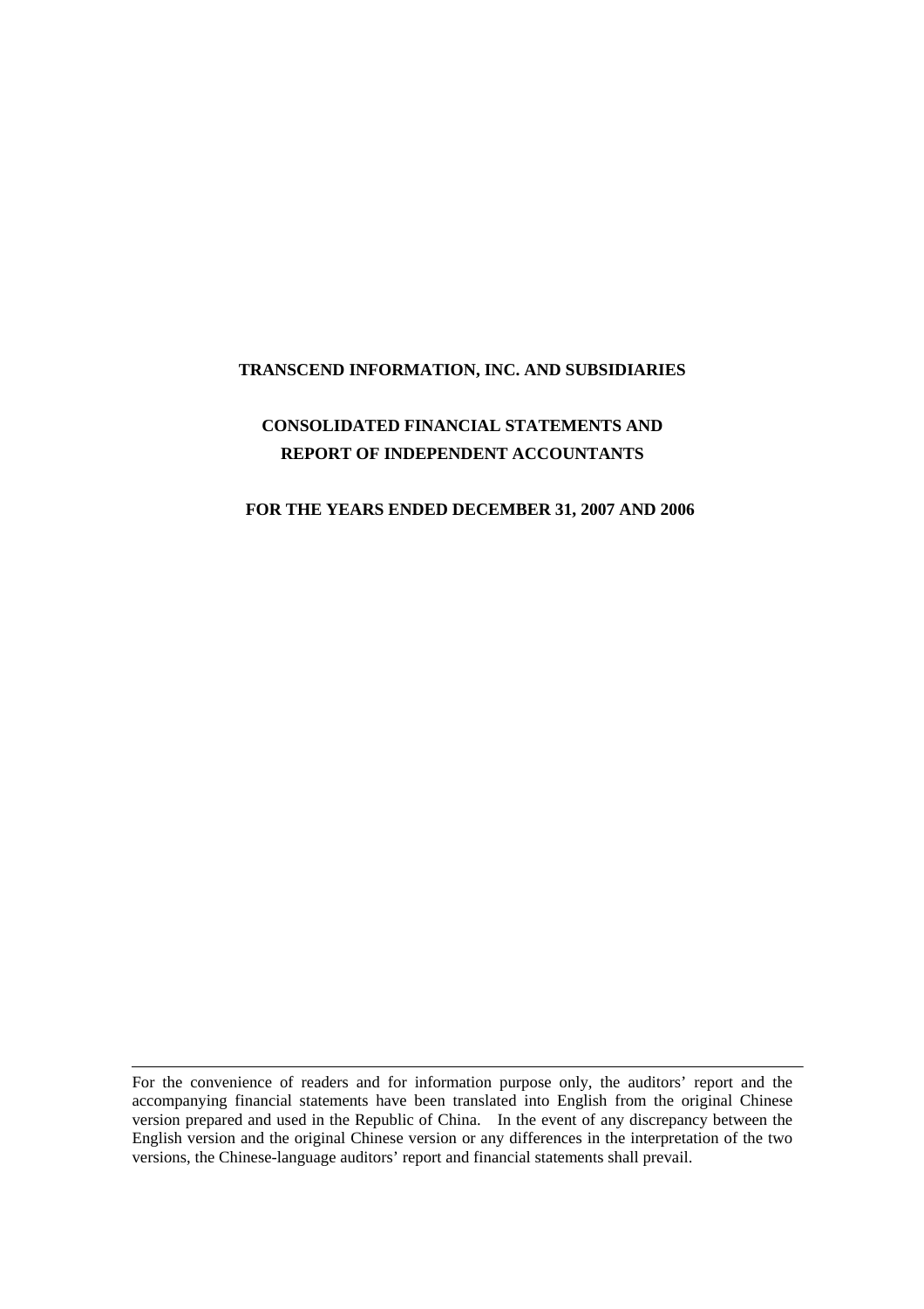# TRANSCEND INFORMATION, INC. AND SUBSIDIARIES

## CONSOLIDATED FINANCIAL STATEMENTS AND REPORT OF INDEPENDENT ACCOUNTANTS

### FOR THE YEARS ENDED DECEMBER 31, 2007 AND 2006

---

For the convenience of readers and for information purpose only, the auditors' report and the accompanying financial statements have been translated into English from the original Chinese version prepared and used in the Republic of China. In the event of any discrepancy between the English version and the original Chinese version or any differences in the interpretation of the two versions, the Chinese-language auditors' report and financial statements shall prevail.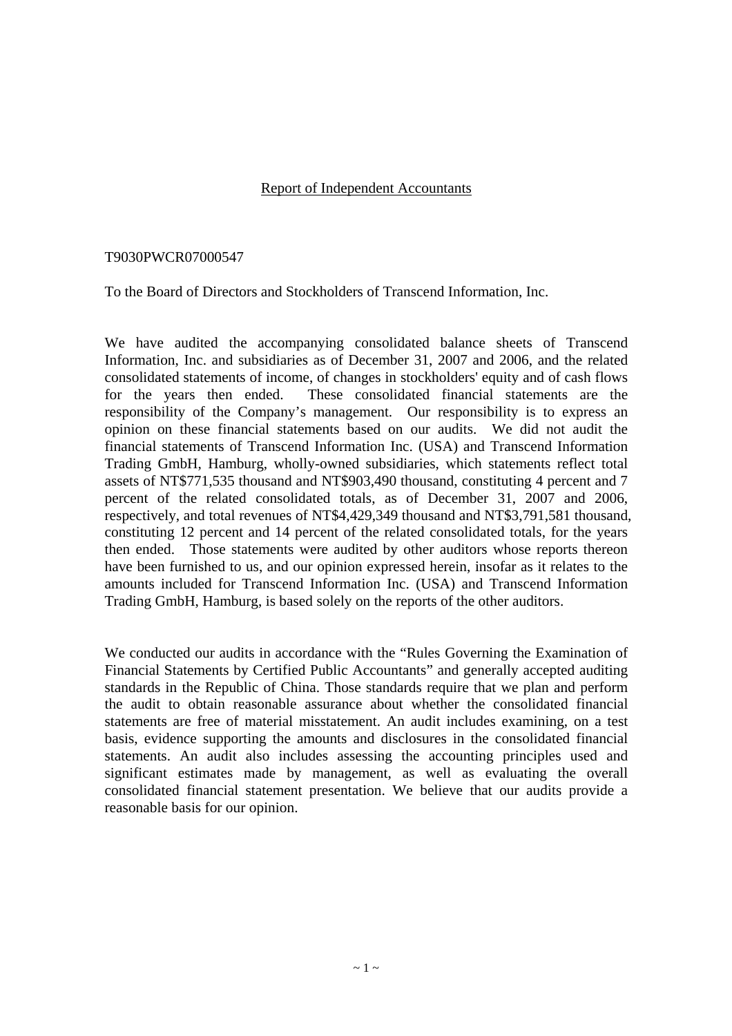## Report of Independent Accountants

T9030PWCR07000547

To the Board of Directors and Stockholders of Transcend Information, Inc.

We have audited the accompanying consolidated balance sheets of Transcend Information, Inc. and subsidiaries as of December 31, 2007 and 2006, and the related consolidated statements of income, of changes in stockholders' equity and of cash flows for the years then ended. These consolidated financial statements are the responsibility of the Company's management. Our responsibility is to express an opinion on these financial statements based on our audits. We did not audit the financial statements of Transcend Information Inc. (USA) and Transcend Information Trading GmbH, Hamburg, wholly-owned subsidiaries, which statements reflect total assets of NT$771,535 thousand and NT$903,490 thousand, constituting 4 percent and 7 percent of the related consolidated totals, as of December 31, 2007 and 2006, respectively, and total revenues of NT$4,429,349 thousand and NT$3,791,581 thousand, constituting 12 percent and 14 percent of the related consolidated totals, for the years then ended. Those statements were audited by other auditors whose reports thereon have been furnished to us, and our opinion expressed herein, insofar as it relates to the amounts included for Transcend Information Inc. (USA) and Transcend Information Trading GmbH, Hamburg, is based solely on the reports of the other auditors.

We conducted our audits in accordance with the "Rules Governing the Examination of Financial Statements by Certified Public Accountants" and generally accepted auditing standards in the Republic of China. Those standards require that we plan and perform the audit to obtain reasonable assurance about whether the consolidated financial statements are free of material misstatement. An audit includes examining, on a test basis, evidence supporting the amounts and disclosures in the consolidated financial statements. An audit also includes assessing the accounting principles used and significant estimates made by management, as well as evaluating the overall consolidated financial statement presentation. We believe that our audits provide a reasonable basis for our opinion.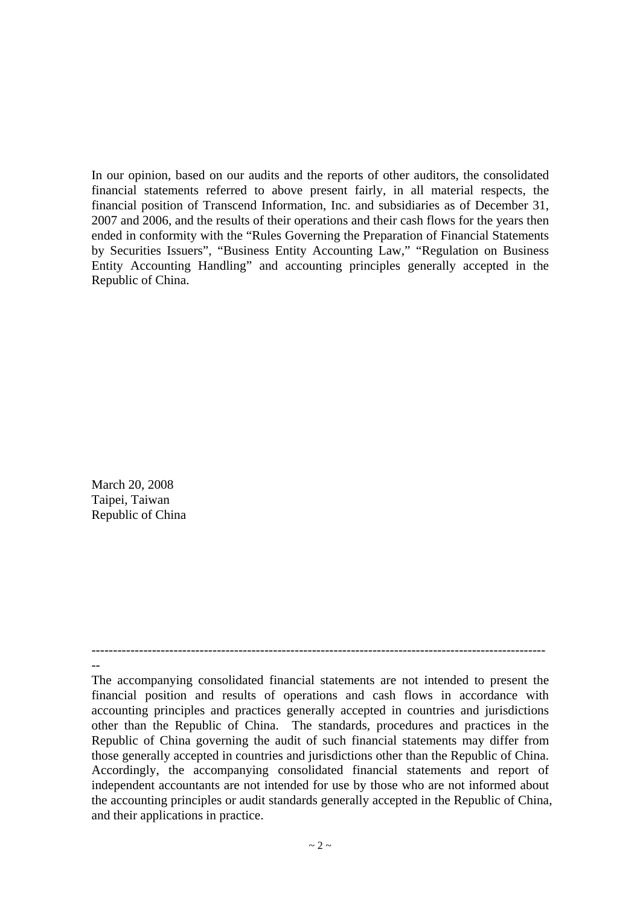In our opinion, based on our audits and the reports of other auditors, the consolidated financial statements referred to above present fairly, in all material respects, the financial position of Transcend Information, Inc. and subsidiaries as of December 31, 2007 and 2006, and the results of their operations and their cash flows for the years then ended in conformity with the "Rules Governing the Preparation of Financial Statements by Securities Issuers", "Business Entity Accounting Law," "Regulation on Business Entity Accounting Handling" and accounting principles generally accepted in the Republic of China.

March 20, 2008  
Taipei, Taiwan  
Republic of China

---

The accompanying consolidated financial statements are not intended to present the financial position and results of operations and cash flows in accordance with accounting principles and practices generally accepted in countries and jurisdictions other than the Republic of China. The standards, procedures and practices in the Republic of China governing the audit of such financial statements may differ from those generally accepted in countries and jurisdictions other than the Republic of China. Accordingly, the accompanying consolidated financial statements and report of independent accountants are not intended for use by those who are not informed about the accounting principles or audit standards generally accepted in the Republic of China, and their applications in practice.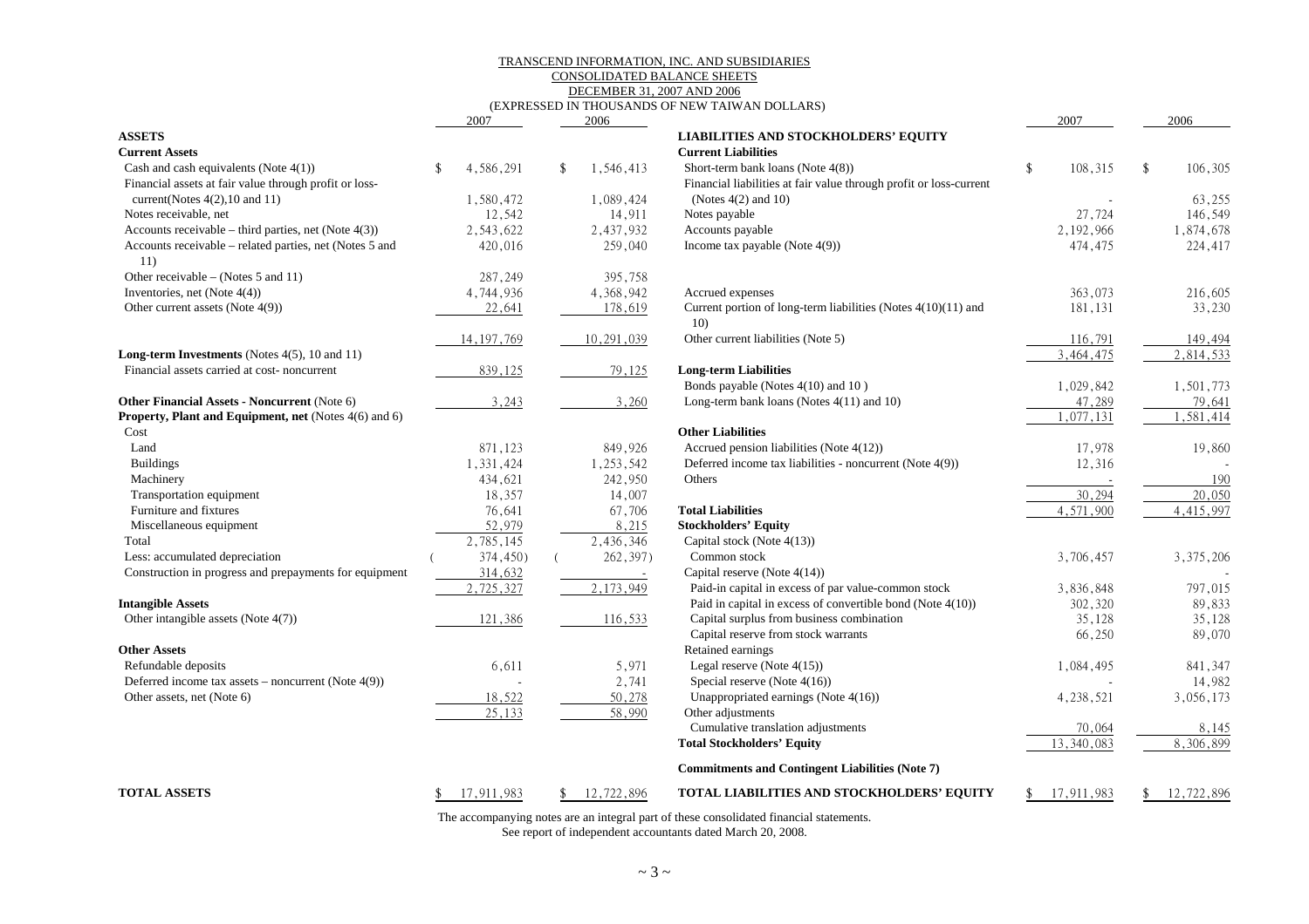# TRANSCEND INFORMATION, INC. AND SUBSIDIARIES

## CONSOLIDATED BALANCE SHEETS

### DECEMBER 31, 2007 AND 2006

(EXPRESSED IN THOUSANDS OF NEW TAIWAN DOLLARS)

| | 2007 | 2006 |
|---|---|---|
| **ASSETS** | | |
| **Current Assets** | | |
| Cash and cash equivalents (Note 4(1)) | $ 4,586,291 | $ 1,546,413 |
| Financial assets at fair value through profit or loss-current(Notes 4(2),10 and 11) | 1,580,472 | 1,089,424 |
| Notes receivable, net | 12,542 | 14,911 |
| Accounts receivable – third parties, net (Note 4(3)) | 2,543,622 | 2,437,932 |
| Accounts receivable – related parties, net (Notes 5 and 11) | 420,016 | 259,040 |
| Other receivable – (Notes 5 and 11) | 287,249 | 395,758 |
| Inventories, net (Note 4(4)) | 4,744,936 | 4,368,942 |
| Other current assets (Note 4(9)) | 22,641 | 178,619 |
| | 14,197,769 | 10,291,039 |
| **Long-term Investments** (Notes 4(5), 10 and 11) | | |
| Financial assets carried at cost- noncurrent | 839,125 | 79,125 |
| **Other Financial Assets - Noncurrent** (Note 6) | 3,243 | 3,260 |
| **Property, Plant and Equipment, net** (Notes 4(6) and 6) | | |
| Cost | | |
| Land | 871,123 | 849,926 |
| Buildings | 1,331,424 | 1,253,542 |
| Machinery | 434,621 | 242,950 |
| Transportation equipment | 18,357 | 14,007 |
| Furniture and fixtures | 76,641 | 67,706 |
| Miscellaneous equipment | 52,979 | 8,215 |
| Total | 2,785,145 | 2,436,346 |
| Less: accumulated depreciation | ( 374,450) | ( 262,397) |
| Construction in progress and prepayments for equipment | 314,632 | - |
| | 2,725,327 | 2,173,949 |
| **Intangible Assets** | | |
| Other intangible assets (Note 4(7)) | 121,386 | 116,533 |
| **Other Assets** | | |
| Refundable deposits | 6,611 | 5,971 |
| Deferred income tax assets – noncurrent (Note 4(9)) | - | 2,741 |
| Other assets, net (Note 6) | 18,522 | 50,278 |
| | 25,133 | 58,990 |
| **TOTAL ASSETS** | $ 17,911,983 | $ 12,722,896 |

| | 2007 | 2006 |
|---|---|---|
| **LIABILITIES AND STOCKHOLDERS' EQUITY** | | |
| **Current Liabilities** | | |
| Short-term bank loans (Note 4(8)) | $ 108,315 | $ 106,305 |
| Financial liabilities at fair value through profit or loss-current (Notes 4(2) and 10) | - | 63,255 |
| Notes payable | 27,724 | 146,549 |
| Accounts payable | 2,192,966 | 1,874,678 |
| Income tax payable (Note 4(9)) | 474,475 | 224,417 |
| Accrued expenses | 363,073 | 216,605 |
| Current portion of long-term liabilities (Notes 4(10)(11) and 10) | 181,131 | 33,230 |
| Other current liabilities (Note 5) | 116,791 | 149,494 |
| | 3,464,475 | 2,814,533 |
| **Long-term Liabilities** | | |
| Bonds payable (Notes 4(10) and 10 ) | 1,029,842 | 1,501,773 |
| Long-term bank loans (Notes 4(11) and 10) | 47,289 | 79,641 |
| | 1,077,131 | 1,581,414 |
| **Other Liabilities** | | |
| Accrued pension liabilities (Note 4(12)) | 17,978 | 19,860 |
| Deferred income tax liabilities - noncurrent (Note 4(9)) | 12,316 | - |
| Others | - | 190 |
| | 30,294 | 20,050 |
| **Total Liabilities** | 4,571,900 | 4,415,997 |
| **Stockholders' Equity** | | |
| Capital stock (Note 4(13)) | | |
| Common stock | 3,706,457 | 3,375,206 |
| Capital reserve (Note 4(14)) | | |
| Paid-in capital in excess of par value-common stock | 3,836,848 | 797,015 |
| Paid in capital in excess of convertible bond (Note 4(10)) | 302,320 | 89,833 |
| Capital surplus from business combination | 35,128 | 35,128 |
| Capital reserve from stock warrants | 66,250 | 89,070 |
| Retained earnings | | |
| Legal reserve (Note 4(15)) | 1,084,495 | 841,347 |
| Special reserve (Note 4(16)) | - | 14,982 |
| Unappropriated earnings (Note 4(16)) | 4,238,521 | 3,056,173 |
| Other adjustments | | |
| Cumulative translation adjustments | 70,064 | 8,145 |
| **Total Stockholders' Equity** | 13,340,083 | 8,306,899 |
| **Commitments and Contingent Liabilities (Note 7)** | | |
| **TOTAL LIABILITIES AND STOCKHOLDERS' EQUITY** | $ 17,911,983 | $ 12,722,896 |

The accompanying notes are an integral part of these consolidated financial statements.
See report of independent accountants dated March 20, 2008.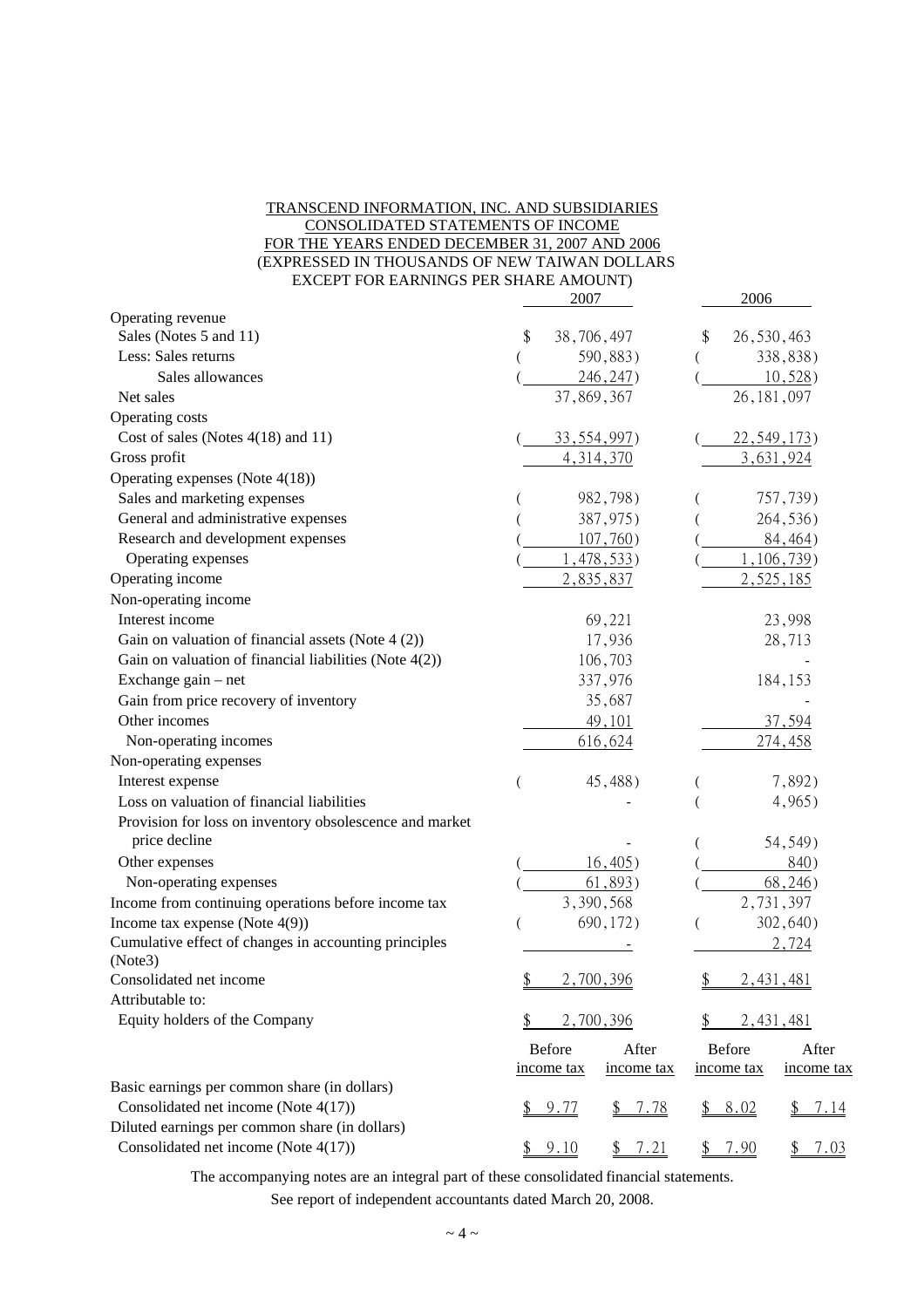TRANSCEND INFORMATION, INC. AND SUBSIDIARIES
CONSOLIDATED STATEMENTS OF INCOME
FOR THE YEARS ENDED DECEMBER 31, 2007 AND 2006
(EXPRESSED IN THOUSANDS OF NEW TAIWAN DOLLARS
EXCEPT FOR EARNINGS PER SHARE AMOUNT)

| | 2007 | 2006 |
|---|---|---|
| Operating revenue | | |
| Sales (Notes 5 and 11) | $ 38,706,497 | $ 26,530,463 |
| Less: Sales returns | ( 590,883) | ( 338,838) |
| Sales allowances | ( 246,247) | ( 10,528) |
| Net sales | 37,869,367 | 26,181,097 |
| Operating costs | | |
| Cost of sales (Notes 4(18) and 11) | ( 33,554,997) | ( 22,549,173) |
| Gross profit | 4,314,370 | 3,631,924 |
| Operating expenses (Note 4(18)) | | |
| Sales and marketing expenses | ( 982,798) | ( 757,739) |
| General and administrative expenses | ( 387,975) | ( 264,536) |
| Research and development expenses | ( 107,760) | ( 84,464) |
| Operating expenses | ( 1,478,533) | ( 1,106,739) |
| Operating income | 2,835,837 | 2,525,185 |
| Non-operating income | | |
| Interest income | 69,221 | 23,998 |
| Gain on valuation of financial assets (Note 4 (2)) | 17,936 | 28,713 |
| Gain on valuation of financial liabilities (Note 4(2)) | 106,703 | - |
| Exchange gain – net | 337,976 | 184,153 |
| Gain from price recovery of inventory | 35,687 | - |
| Other incomes | 49,101 | 37,594 |
| Non-operating incomes | 616,624 | 274,458 |
| Non-operating expenses | | |
| Interest expense | ( 45,488) | ( 7,892) |
| Loss on valuation of financial liabilities | - | ( 4,965) |
| Provision for loss on inventory obsolescence and market price decline | - | ( 54,549) |
| Other expenses | ( 16,405) | ( 840) |
| Non-operating expenses | ( 61,893) | ( 68,246) |
| Income from continuing operations before income tax | 3,390,568 | 2,731,397 |
| Income tax expense (Note 4(9)) | ( 690,172) | ( 302,640) |
| Cumulative effect of changes in accounting principles (Note3) | - | 2,724 |
| Consolidated net income | $ 2,700,396 | $ 2,431,481 |
| Attributable to: | | |
| Equity holders of the Company | $ 2,700,396 | $ 2,431,481 |

| | 2007 Before income tax | 2007 After income tax | 2006 Before income tax | 2006 After income tax |
|---|---|---|---|---|
| Basic earnings per common share (in dollars) | | | | |
| Consolidated net income (Note 4(17)) | $ 9.77 | $ 7.78 | $ 8.02 | $ 7.14 |
| Diluted earnings per common share (in dollars) | | | | |
| Consolidated net income (Note 4(17)) | $ 9.10 | $ 7.21 | $ 7.90 | $ 7.03 |

The accompanying notes are an integral part of these consolidated financial statements.

See report of independent accountants dated March 20, 2008.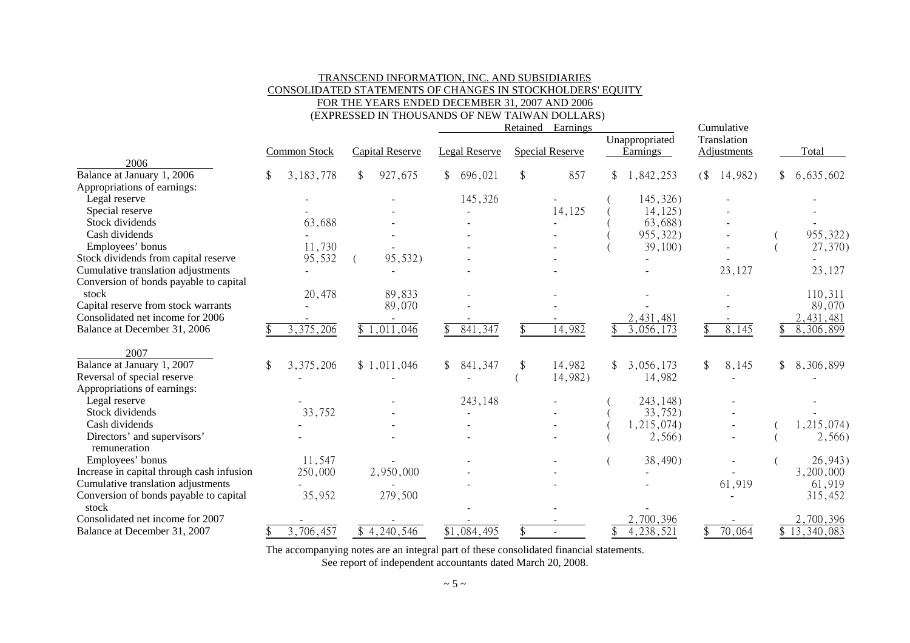TRANSCEND INFORMATION, INC. AND SUBSIDIARIES
CONSOLIDATED STATEMENTS OF CHANGES IN STOCKHOLDERS' EQUITY
FOR THE YEARS ENDED DECEMBER 31, 2007 AND 2006
(EXPRESSED IN THOUSANDS OF NEW TAIWAN DOLLARS)

| | Common Stock | Capital Reserve | Retained Earnings | | | Cumulative Translation Adjustments | Total |
|---|---|---|---|---|---|---|---|
| | | | Legal Reserve | Special Reserve | Unappropriated Earnings | | |
| **2006** | | | | | | | |
| Balance at January 1, 2006 | $ 3,183,778 | $ 927,675 | $ 696,021 | $ 857 | $ 1,842,253 | ($ 14,982) | $ 6,635,602 |
| Appropriations of earnings: | | | | | | | |
| Legal reserve | - | - | 145,326 | - | ( 145,326) | - | - |
| Special reserve | - | - | - | 14,125 | ( 14,125) | - | - |
| Stock dividends | 63,688 | - | - | - | ( 63,688) | - | - |
| Cash dividends | - | - | - | - | ( 955,322) | - | ( 955,322) |
| Employees' bonus | 11,730 | - | - | - | ( 39,100) | - | ( 27,370) |
| Stock dividends from capital reserve | 95,532 | ( 95,532) | - | - | - | - | - |
| Cumulative translation adjustments | - | - | - | - | - | 23,127 | 23,127 |
| Conversion of bonds payable to capital stock | 20,478 | 89,833 | - | - | - | - | 110,311 |
| Capital reserve from stock warrants | - | 89,070 | - | - | - | - | 89,070 |
| Consolidated net income for 2006 | - | - | - | - | 2,431,481 | - | 2,431,481 |
| Balance at December 31, 2006 | $ 3,375,206 | $ 1,011,046 | $ 841,347 | $ 14,982 | $ 3,056,173 | $ 8,145 | $ 8,306,899 |
| **2007** | | | | | | | |
| Balance at January 1, 2007 | $ 3,375,206 | $ 1,011,046 | $ 841,347 | $ 14,982 | $ 3,056,173 | $ 8,145 | $ 8,306,899 |
| Reversal of special reserve | - | - | - | ( 14,982) | 14,982 | - | - |
| Appropriations of earnings: | | | | | | | |
| Legal reserve | - | - | 243,148 | - | ( 243,148) | - | - |
| Stock dividends | 33,752 | - | - | - | ( 33,752) | - | - |
| Cash dividends | - | - | - | - | ( 1,215,074) | - | ( 1,215,074) |
| Directors' and supervisors' remuneration | - | - | - | - | ( 2,566) | - | ( 2,566) |
| Employees' bonus | 11,547 | - | - | - | ( 38,490) | - | ( 26,943) |
| Increase in capital through cash infusion | 250,000 | 2,950,000 | - | - | - | - | 3,200,000 |
| Cumulative translation adjustments | - | - | - | - | - | 61,919 | 61,919 |
| Conversion of bonds payable to capital stock | 35,952 | 279,500 | - | - | - | - | 315,452 |
| Consolidated net income for 2007 | - | - | - | - | 2,700,396 | - | 2,700,396 |
| Balance at December 31, 2007 | $ 3,706,457 | $ 4,240,546 | $1,084,495 | $ - | $ 4,238,521 | $ 70,064 | $ 13,340,083 |

The accompanying notes are an integral part of these consolidated financial statements.
See report of independent accountants dated March 20, 2008.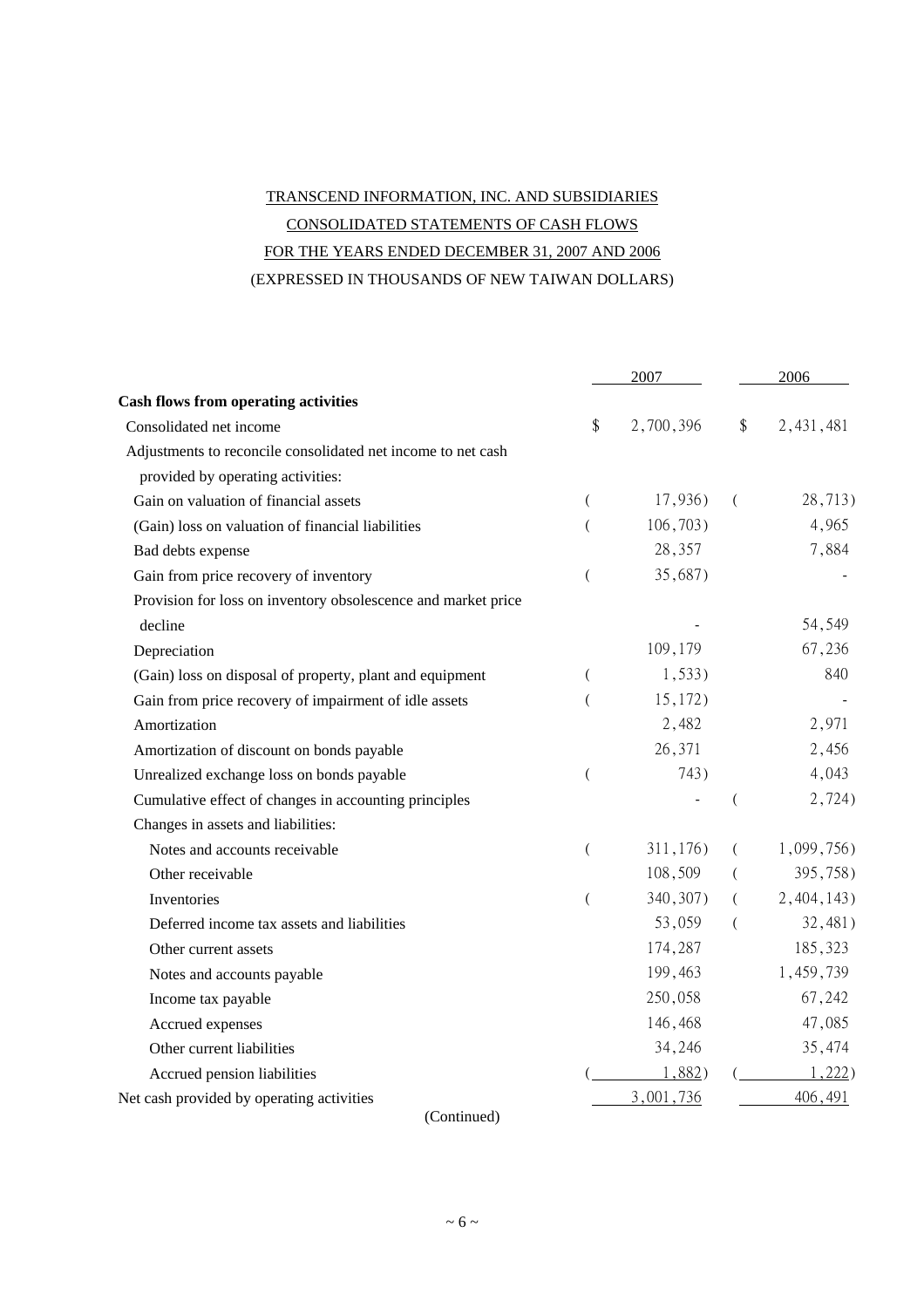TRANSCEND INFORMATION, INC. AND SUBSIDIARIES

CONSOLIDATED STATEMENTS OF CASH FLOWS

FOR THE YEARS ENDED DECEMBER 31, 2007 AND 2006

(EXPRESSED IN THOUSANDS OF NEW TAIWAN DOLLARS)

| | 2007 | 2006 |
|---|---|---|
| **Cash flows from operating activities** | | |
| Consolidated net income | $ 2,700,396 | $ 2,431,481 |
| Adjustments to reconcile consolidated net income to net cash provided by operating activities: | | |
| Gain on valuation of financial assets | ( 17,936) | ( 28,713) |
| (Gain) loss on valuation of financial liabilities | ( 106,703) | 4,965 |
| Bad debts expense | 28,357 | 7,884 |
| Gain from price recovery of inventory | ( 35,687) | - |
| Provision for loss on inventory obsolescence and market price decline | - | 54,549 |
| Depreciation | 109,179 | 67,236 |
| (Gain) loss on disposal of property, plant and equipment | ( 1,533) | 840 |
| Gain from price recovery of impairment of idle assets | ( 15,172) | - |
| Amortization | 2,482 | 2,971 |
| Amortization of discount on bonds payable | 26,371 | 2,456 |
| Unrealized exchange loss on bonds payable | ( 743) | 4,043 |
| Cumulative effect of changes in accounting principles | - | ( 2,724) |
| Changes in assets and liabilities: | | |
| Notes and accounts receivable | ( 311,176) | ( 1,099,756) |
| Other receivable | 108,509 | ( 395,758) |
| Inventories | ( 340,307) | ( 2,404,143) |
| Deferred income tax assets and liabilities | 53,059 | ( 32,481) |
| Other current assets | 174,287 | 185,323 |
| Notes and accounts payable | 199,463 | 1,459,739 |
| Income tax payable | 250,058 | 67,242 |
| Accrued expenses | 146,468 | 47,085 |
| Other current liabilities | 34,246 | 35,474 |
| Accrued pension liabilities | ( 1,882) | ( 1,222) |
| Net cash provided by operating activities | 3,001,736 | 406,491 |

(Continued)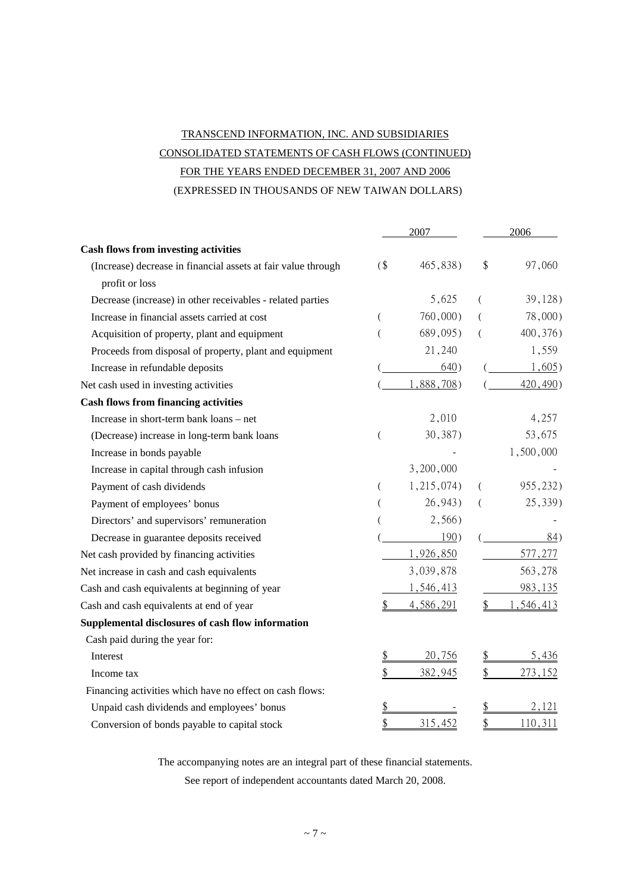TRANSCEND INFORMATION, INC. AND SUBSIDIARIES

CONSOLIDATED STATEMENTS OF CASH FLOWS (CONTINUED)

FOR THE YEARS ENDED DECEMBER 31, 2007 AND 2006

(EXPRESSED IN THOUSANDS OF NEW TAIWAN DOLLARS)

| | 2007 | 2006 |
|---|---|---|
| **Cash flows from investing activities** | | |
| (Increase) decrease in financial assets at fair value through profit or loss | ($ 465,838) | $ 97,060 |
| Decrease (increase) in other receivables - related parties | 5,625 | ( 39,128) |
| Increase in financial assets carried at cost | ( 760,000) | ( 78,000) |
| Acquisition of property, plant and equipment | ( 689,095) | ( 400,376) |
| Proceeds from disposal of property, plant and equipment | 21,240 | 1,559 |
| Increase in refundable deposits | ( 640) | ( 1,605) |
| Net cash used in investing activities | ( 1,888,708) | ( 420,490) |
| **Cash flows from financing activities** | | |
| Increase in short-term bank loans – net | 2,010 | 4,257 |
| (Decrease) increase in long-term bank loans | ( 30,387) | 53,675 |
| Increase in bonds payable | - | 1,500,000 |
| Increase in capital through cash infusion | 3,200,000 | - |
| Payment of cash dividends | ( 1,215,074) | ( 955,232) |
| Payment of employees' bonus | ( 26,943) | ( 25,339) |
| Directors' and supervisors' remuneration | ( 2,566) | - |
| Decrease in guarantee deposits received | ( 190) | ( 84) |
| Net cash provided by financing activities | 1,926,850 | 577,277 |
| Net increase in cash and cash equivalents | 3,039,878 | 563,278 |
| Cash and cash equivalents at beginning of year | 1,546,413 | 983,135 |
| Cash and cash equivalents at end of year | $ 4,586,291 | $ 1,546,413 |
| **Supplemental disclosures of cash flow information** | | |
| Cash paid during the year for: | | |
| Interest | $ 20,756 | $ 5,436 |
| Income tax | $ 382,945 | $ 273,152 |
| Financing activities which have no effect on cash flows: | | |
| Unpaid cash dividends and employees' bonus | $ - | $ 2,121 |
| Conversion of bonds payable to capital stock | $ 315,452 | $ 110,311 |

The accompanying notes are an integral part of these financial statements.

See report of independent accountants dated March 20, 2008.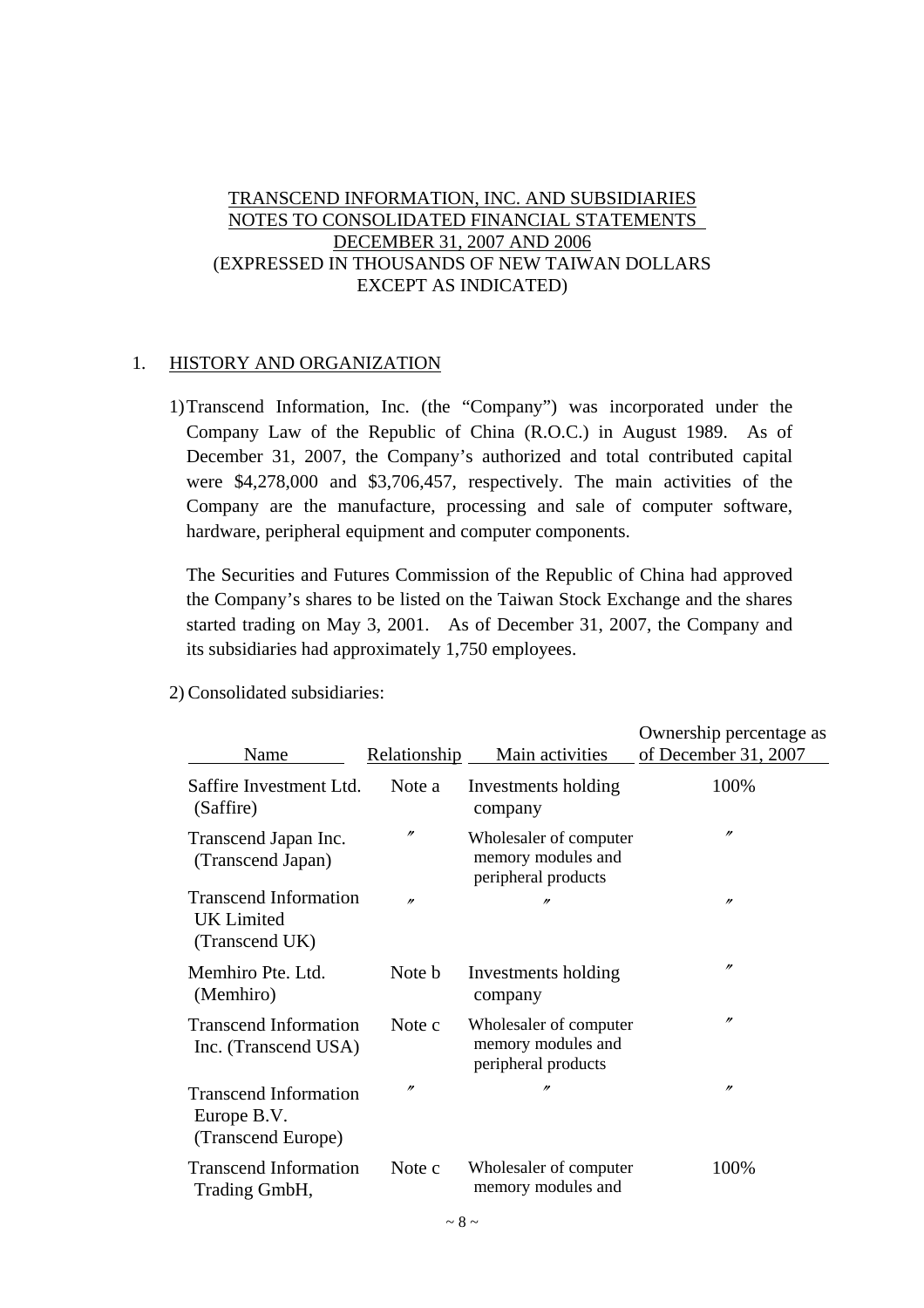TRANSCEND INFORMATION, INC. AND SUBSIDIARIES
NOTES TO CONSOLIDATED FINANCIAL STATEMENTS
DECEMBER 31, 2007 AND 2006
(EXPRESSED IN THOUSANDS OF NEW TAIWAN DOLLARS
EXCEPT AS INDICATED)

## 1. HISTORY AND ORGANIZATION

1) Transcend Information, Inc. (the "Company") was incorporated under the Company Law of the Republic of China (R.O.C.) in August 1989. As of December 31, 2007, the Company's authorized and total contributed capital were $4,278,000 and $3,706,457, respectively. The main activities of the Company are the manufacture, processing and sale of computer software, hardware, peripheral equipment and computer components.

The Securities and Futures Commission of the Republic of China had approved the Company's shares to be listed on the Taiwan Stock Exchange and the shares started trading on May 3, 2001. As of December 31, 2007, the Company and its subsidiaries had approximately 1,750 employees.

2) Consolidated subsidiaries:

| Name | Relationship | Main activities | Ownership percentage as of December 31, 2007 |
|---|---|---|---|
| Saffire Investment Ltd. (Saffire) | Note a | Investments holding company | 100% |
| Transcend Japan Inc. (Transcend Japan) | 〃 | Wholesaler of computer memory modules and peripheral products | 〃 |
| Transcend Information UK Limited (Transcend UK) | 〃 | 〃 | 〃 |
| Memhiro Pte. Ltd. (Memhiro) | Note b | Investments holding company | 〃 |
| Transcend Information Inc. (Transcend USA) | Note c | Wholesaler of computer memory modules and peripheral products | 〃 |
| Transcend Information Europe B.V. (Transcend Europe) | 〃 | 〃 | 〃 |
| Transcend Information Trading GmbH, | Note c | Wholesaler of computer memory modules and | 100% |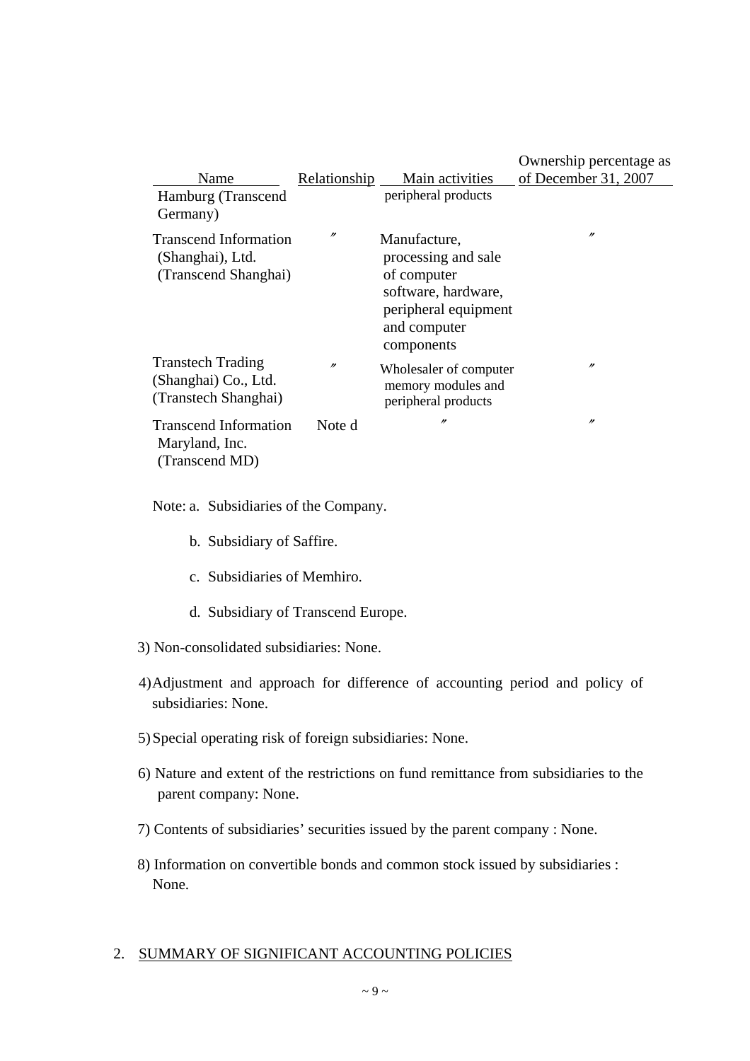| Name | Relationship | Main activities | Ownership percentage as of December 31, 2007 |
|---|---|---|---|
| Hamburg (Transcend Germany) | | peripheral products | |
| Transcend Information (Shanghai), Ltd. (Transcend Shanghai) | 〃 | Manufacture, processing and sale of computer software, hardware, peripheral equipment and computer components | 〃 |
| Transtech Trading (Shanghai) Co., Ltd. (Transtech Shanghai) | 〃 | Wholesaler of computer memory modules and peripheral products | 〃 |
| Transcend Information Maryland, Inc. (Transcend MD) | Note d | 〃 | 〃 |

Note: a. Subsidiaries of the Company.

b. Subsidiary of Saffire.

c. Subsidiaries of Memhiro.

d. Subsidiary of Transcend Europe.

3) Non-consolidated subsidiaries: None.

4) Adjustment and approach for difference of accounting period and policy of subsidiaries: None.

5) Special operating risk of foreign subsidiaries: None.

6) Nature and extent of the restrictions on fund remittance from subsidiaries to the parent company: None.

7) Contents of subsidiaries' securities issued by the parent company : None.

8) Information on convertible bonds and common stock issued by subsidiaries : None.

## 2. SUMMARY OF SIGNIFICANT ACCOUNTING POLICIES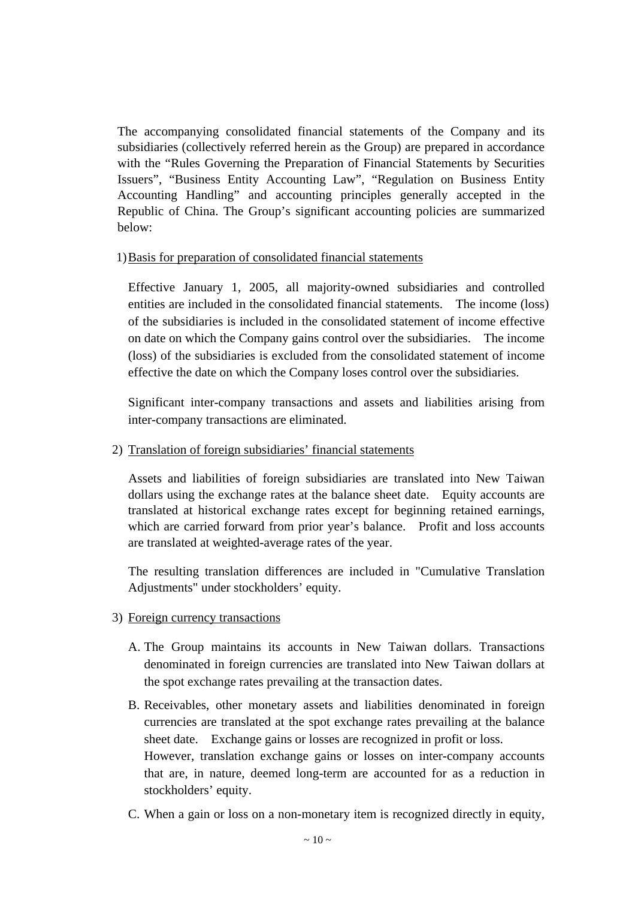The accompanying consolidated financial statements of the Company and its subsidiaries (collectively referred herein as the Group) are prepared in accordance with the "Rules Governing the Preparation of Financial Statements by Securities Issuers", "Business Entity Accounting Law", "Regulation on Business Entity Accounting Handling" and accounting principles generally accepted in the Republic of China. The Group's significant accounting policies are summarized below:

1) Basis for preparation of consolidated financial statements

Effective January 1, 2005, all majority-owned subsidiaries and controlled entities are included in the consolidated financial statements. The income (loss) of the subsidiaries is included in the consolidated statement of income effective on date on which the Company gains control over the subsidiaries. The income (loss) of the subsidiaries is excluded from the consolidated statement of income effective the date on which the Company loses control over the subsidiaries.

Significant inter-company transactions and assets and liabilities arising from inter-company transactions are eliminated.

2) Translation of foreign subsidiaries' financial statements

Assets and liabilities of foreign subsidiaries are translated into New Taiwan dollars using the exchange rates at the balance sheet date. Equity accounts are translated at historical exchange rates except for beginning retained earnings, which are carried forward from prior year's balance. Profit and loss accounts are translated at weighted-average rates of the year.

The resulting translation differences are included in "Cumulative Translation Adjustments" under stockholders' equity.

3) Foreign currency transactions

A. The Group maintains its accounts in New Taiwan dollars. Transactions denominated in foreign currencies are translated into New Taiwan dollars at the spot exchange rates prevailing at the transaction dates.

B. Receivables, other monetary assets and liabilities denominated in foreign currencies are translated at the spot exchange rates prevailing at the balance sheet date. Exchange gains or losses are recognized in profit or loss.
However, translation exchange gains or losses on inter-company accounts that are, in nature, deemed long-term are accounted for as a reduction in stockholders' equity.

C. When a gain or loss on a non-monetary item is recognized directly in equity,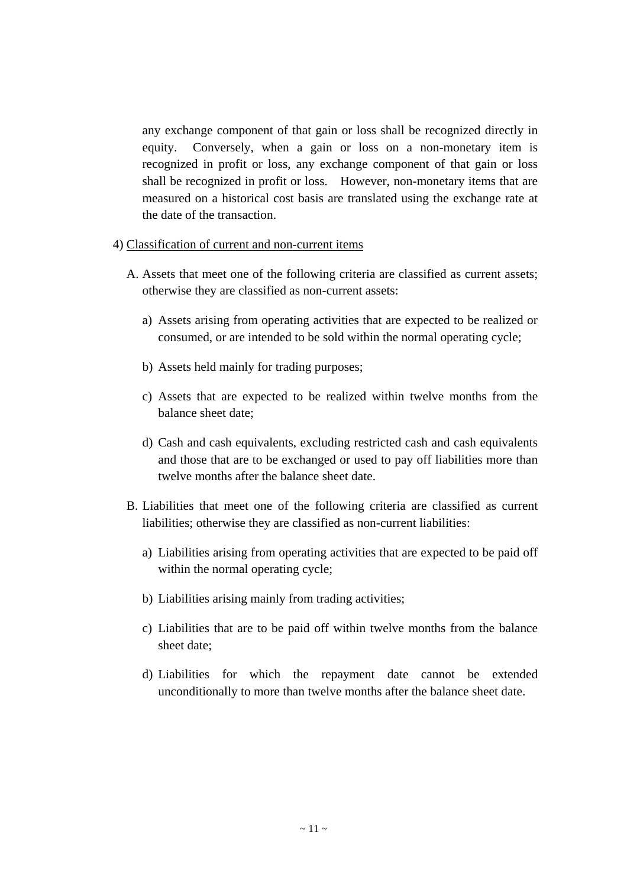any exchange component of that gain or loss shall be recognized directly in equity. Conversely, when a gain or loss on a non-monetary item is recognized in profit or loss, any exchange component of that gain or loss shall be recognized in profit or loss. However, non-monetary items that are measured on a historical cost basis are translated using the exchange rate at the date of the transaction.

4) <u>Classification of current and non-current items</u>

A. Assets that meet one of the following criteria are classified as current assets; otherwise they are classified as non-current assets:

a) Assets arising from operating activities that are expected to be realized or consumed, or are intended to be sold within the normal operating cycle;

b) Assets held mainly for trading purposes;

c) Assets that are expected to be realized within twelve months from the balance sheet date;

d) Cash and cash equivalents, excluding restricted cash and cash equivalents and those that are to be exchanged or used to pay off liabilities more than twelve months after the balance sheet date.

B. Liabilities that meet one of the following criteria are classified as current liabilities; otherwise they are classified as non-current liabilities:

a) Liabilities arising from operating activities that are expected to be paid off within the normal operating cycle;

b) Liabilities arising mainly from trading activities;

c) Liabilities that are to be paid off within twelve months from the balance sheet date;

d) Liabilities for which the repayment date cannot be extended unconditionally to more than twelve months after the balance sheet date.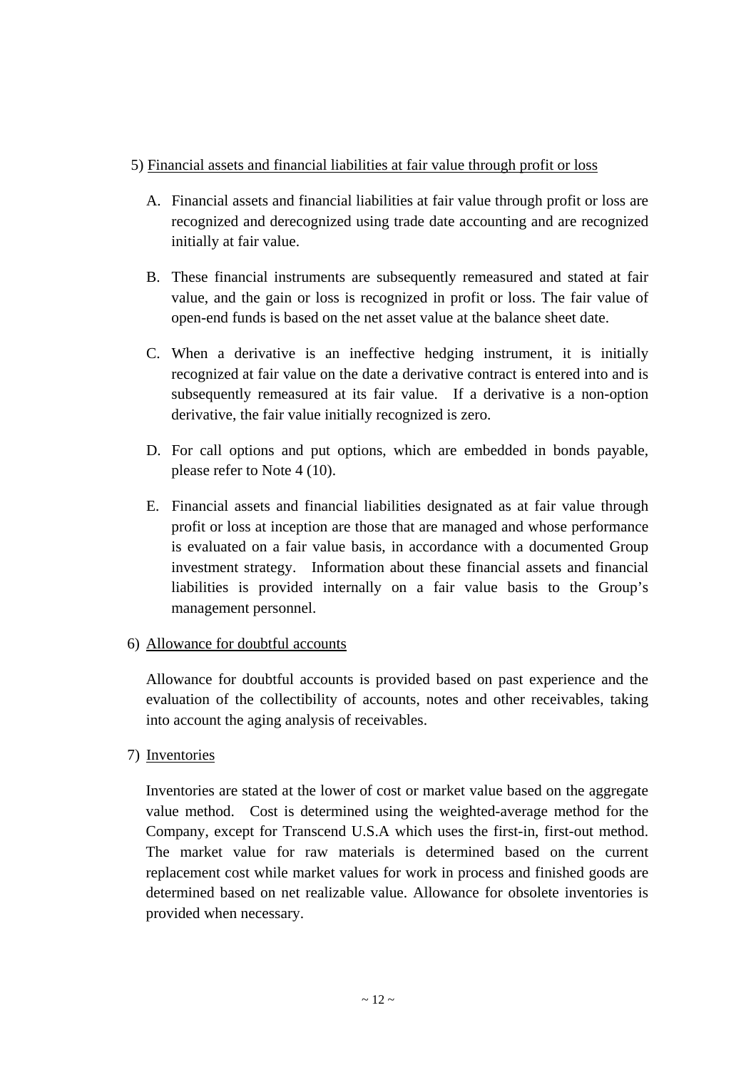5) <u>Financial assets and financial liabilities at fair value through profit or loss</u>

A. Financial assets and financial liabilities at fair value through profit or loss are recognized and derecognized using trade date accounting and are recognized initially at fair value.

B. These financial instruments are subsequently remeasured and stated at fair value, and the gain or loss is recognized in profit or loss. The fair value of open-end funds is based on the net asset value at the balance sheet date.

C. When a derivative is an ineffective hedging instrument, it is initially recognized at fair value on the date a derivative contract is entered into and is subsequently remeasured at its fair value. If a derivative is a non-option derivative, the fair value initially recognized is zero.

D. For call options and put options, which are embedded in bonds payable, please refer to Note 4 (10).

E. Financial assets and financial liabilities designated as at fair value through profit or loss at inception are those that are managed and whose performance is evaluated on a fair value basis, in accordance with a documented Group investment strategy. Information about these financial assets and financial liabilities is provided internally on a fair value basis to the Group's management personnel.

6) <u>Allowance for doubtful accounts</u>

Allowance for doubtful accounts is provided based on past experience and the evaluation of the collectibility of accounts, notes and other receivables, taking into account the aging analysis of receivables.

7) <u>Inventories</u>

Inventories are stated at the lower of cost or market value based on the aggregate value method. Cost is determined using the weighted-average method for the Company, except for Transcend U.S.A which uses the first-in, first-out method. The market value for raw materials is determined based on the current replacement cost while market values for work in process and finished goods are determined based on net realizable value. Allowance for obsolete inventories is provided when necessary.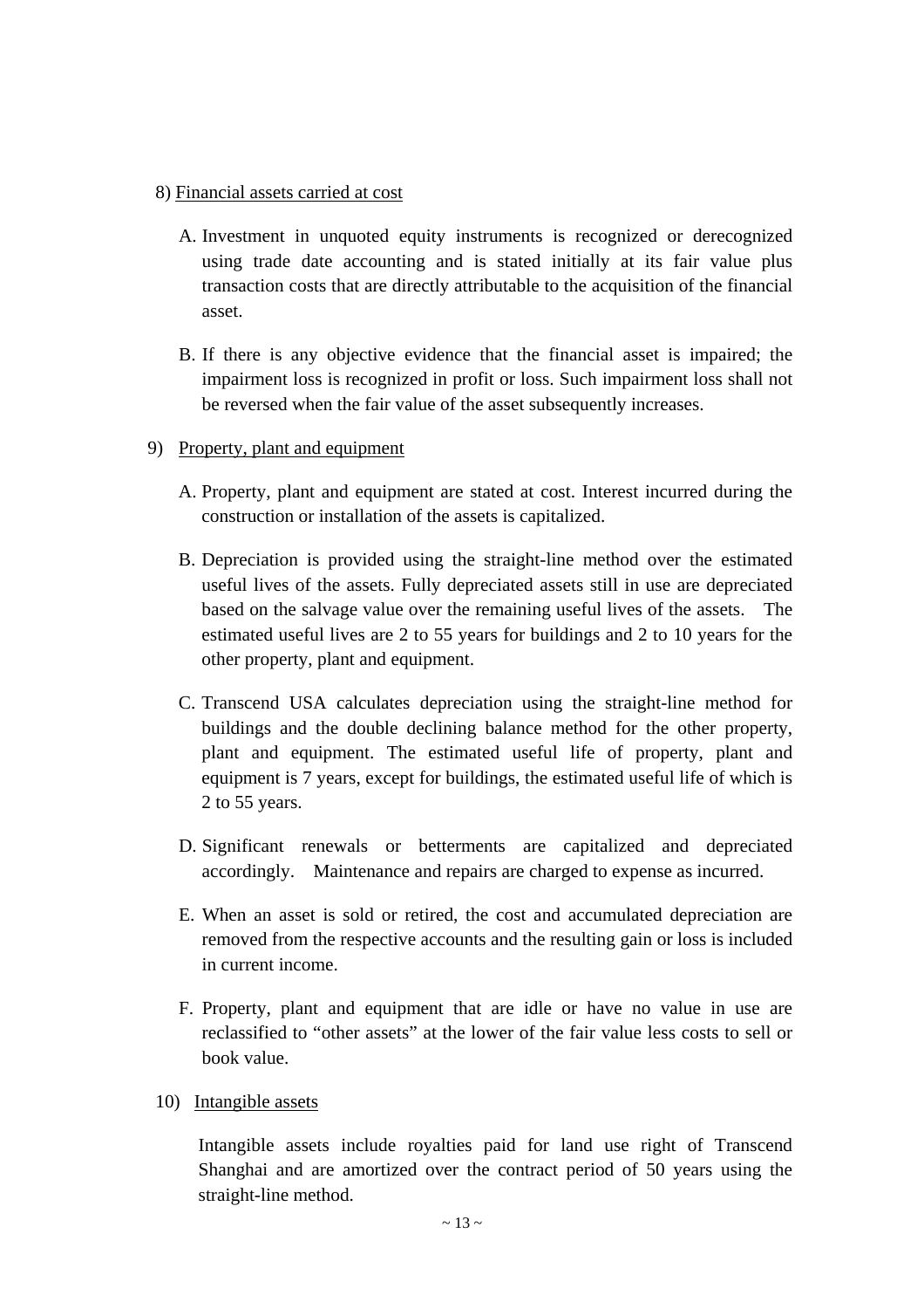8) <u>Financial assets carried at cost</u>

A. Investment in unquoted equity instruments is recognized or derecognized using trade date accounting and is stated initially at its fair value plus transaction costs that are directly attributable to the acquisition of the financial asset.

B. If there is any objective evidence that the financial asset is impaired; the impairment loss is recognized in profit or loss. Such impairment loss shall not be reversed when the fair value of the asset subsequently increases.

9) <u>Property, plant and equipment</u>

A. Property, plant and equipment are stated at cost. Interest incurred during the construction or installation of the assets is capitalized.

B. Depreciation is provided using the straight-line method over the estimated useful lives of the assets. Fully depreciated assets still in use are depreciated based on the salvage value over the remaining useful lives of the assets. The estimated useful lives are 2 to 55 years for buildings and 2 to 10 years for the other property, plant and equipment.

C. Transcend USA calculates depreciation using the straight-line method for buildings and the double declining balance method for the other property, plant and equipment. The estimated useful life of property, plant and equipment is 7 years, except for buildings, the estimated useful life of which is 2 to 55 years.

D. Significant renewals or betterments are capitalized and depreciated accordingly. Maintenance and repairs are charged to expense as incurred.

E. When an asset is sold or retired, the cost and accumulated depreciation are removed from the respective accounts and the resulting gain or loss is included in current income.

F. Property, plant and equipment that are idle or have no value in use are reclassified to "other assets" at the lower of the fair value less costs to sell or book value.

10) <u>Intangible assets</u>

Intangible assets include royalties paid for land use right of Transcend Shanghai and are amortized over the contract period of 50 years using the straight-line method.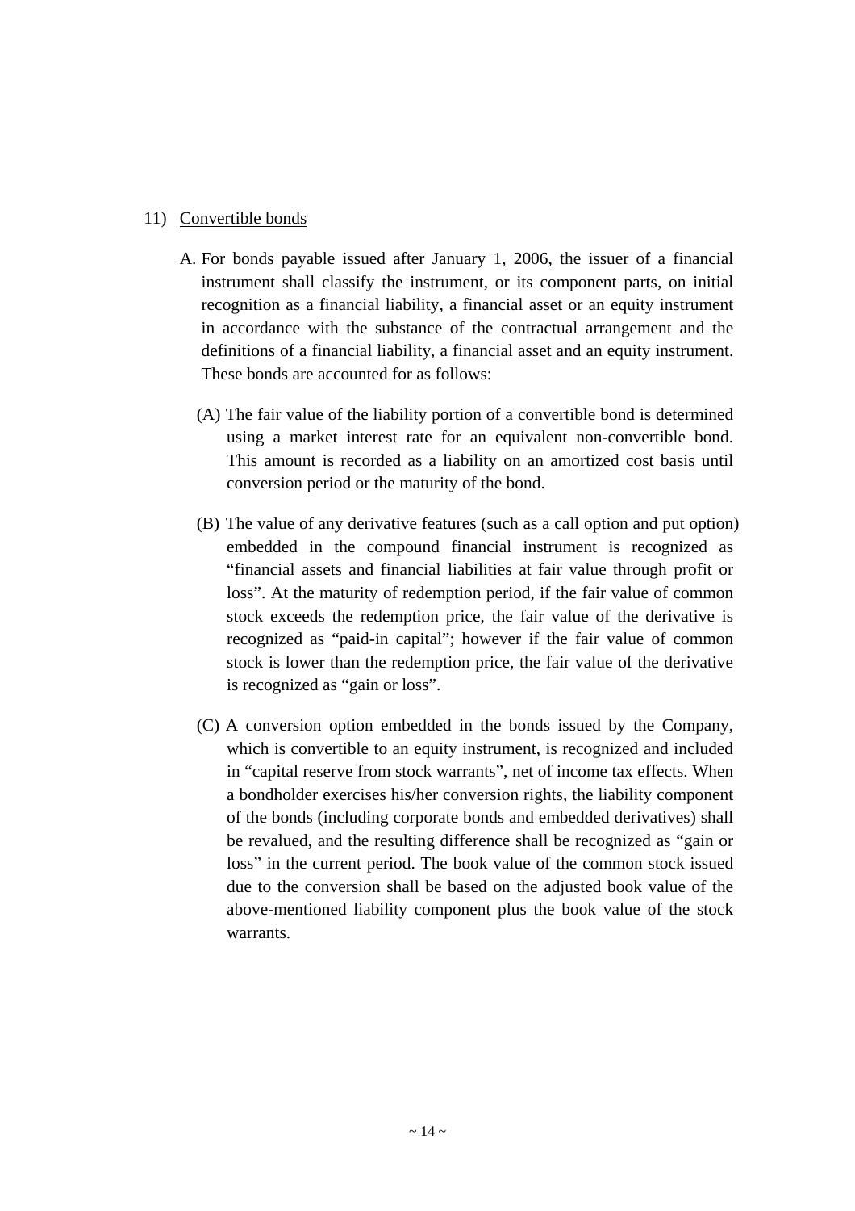11) <u>Convertible bonds</u>

A. For bonds payable issued after January 1, 2006, the issuer of a financial instrument shall classify the instrument, or its component parts, on initial recognition as a financial liability, a financial asset or an equity instrument in accordance with the substance of the contractual arrangement and the definitions of a financial liability, a financial asset and an equity instrument. These bonds are accounted for as follows:

(A) The fair value of the liability portion of a convertible bond is determined using a market interest rate for an equivalent non-convertible bond. This amount is recorded as a liability on an amortized cost basis until conversion period or the maturity of the bond.

(B) The value of any derivative features (such as a call option and put option) embedded in the compound financial instrument is recognized as "financial assets and financial liabilities at fair value through profit or loss". At the maturity of redemption period, if the fair value of common stock exceeds the redemption price, the fair value of the derivative is recognized as "paid-in capital"; however if the fair value of common stock is lower than the redemption price, the fair value of the derivative is recognized as "gain or loss".

(C) A conversion option embedded in the bonds issued by the Company, which is convertible to an equity instrument, is recognized and included in "capital reserve from stock warrants", net of income tax effects. When a bondholder exercises his/her conversion rights, the liability component of the bonds (including corporate bonds and embedded derivatives) shall be revalued, and the resulting difference shall be recognized as "gain or loss" in the current period. The book value of the common stock issued due to the conversion shall be based on the adjusted book value of the above-mentioned liability component plus the book value of the stock warrants.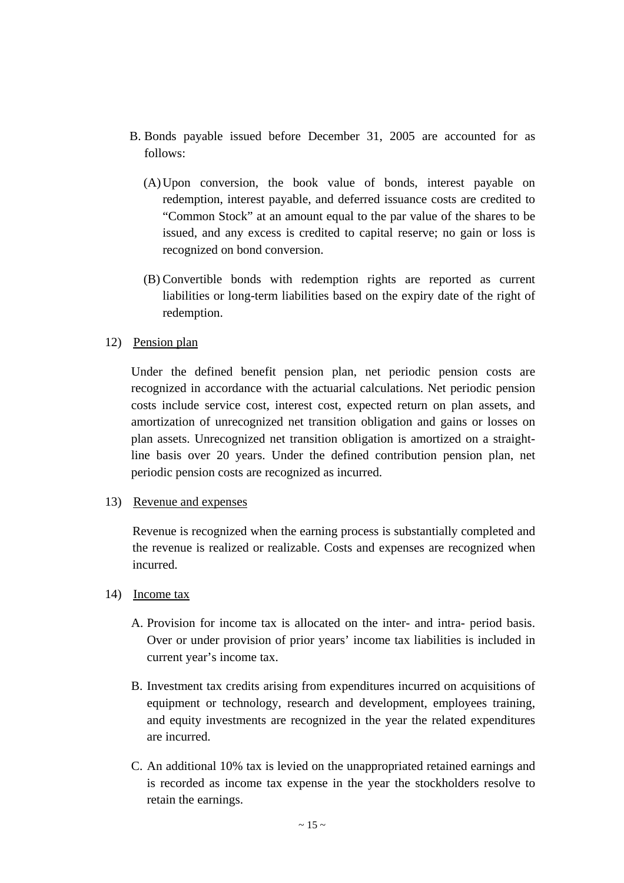B. Bonds payable issued before December 31, 2005 are accounted for as follows:

   (A) Upon conversion, the book value of bonds, interest payable on redemption, interest payable, and deferred issuance costs are credited to "Common Stock" at an amount equal to the par value of the shares to be issued, and any excess is credited to capital reserve; no gain or loss is recognized on bond conversion.

   (B) Convertible bonds with redemption rights are reported as current liabilities or long-term liabilities based on the expiry date of the right of redemption.

12) Pension plan

Under the defined benefit pension plan, net periodic pension costs are recognized in accordance with the actuarial calculations. Net periodic pension costs include service cost, interest cost, expected return on plan assets, and amortization of unrecognized net transition obligation and gains or losses on plan assets. Unrecognized net transition obligation is amortized on a straight-line basis over 20 years. Under the defined contribution pension plan, net periodic pension costs are recognized as incurred.

13) Revenue and expenses

Revenue is recognized when the earning process is substantially completed and the revenue is realized or realizable. Costs and expenses are recognized when incurred.

14) Income tax

A. Provision for income tax is allocated on the inter- and intra- period basis. Over or under provision of prior years' income tax liabilities is included in current year's income tax.

B. Investment tax credits arising from expenditures incurred on acquisitions of equipment or technology, research and development, employees training, and equity investments are recognized in the year the related expenditures are incurred.

C. An additional 10% tax is levied on the unappropriated retained earnings and is recorded as income tax expense in the year the stockholders resolve to retain the earnings.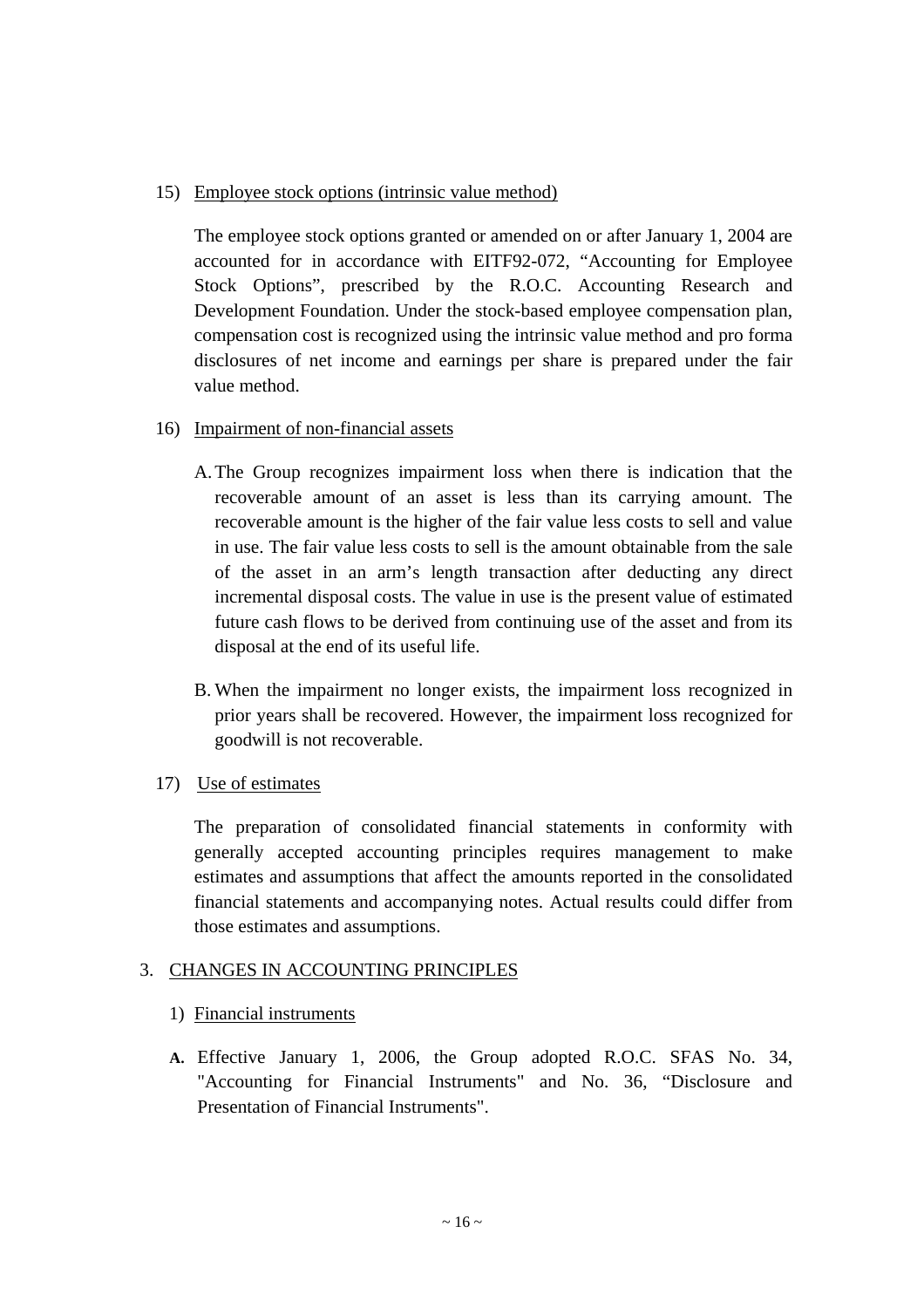15) Employee stock options (intrinsic value method)

The employee stock options granted or amended on or after January 1, 2004 are accounted for in accordance with EITF92-072, "Accounting for Employee Stock Options", prescribed by the R.O.C. Accounting Research and Development Foundation. Under the stock-based employee compensation plan, compensation cost is recognized using the intrinsic value method and pro forma disclosures of net income and earnings per share is prepared under the fair value method.

16) Impairment of non-financial assets

A. The Group recognizes impairment loss when there is indication that the recoverable amount of an asset is less than its carrying amount. The recoverable amount is the higher of the fair value less costs to sell and value in use. The fair value less costs to sell is the amount obtainable from the sale of the asset in an arm's length transaction after deducting any direct incremental disposal costs. The value in use is the present value of estimated future cash flows to be derived from continuing use of the asset and from its disposal at the end of its useful life.

B. When the impairment no longer exists, the impairment loss recognized in prior years shall be recovered. However, the impairment loss recognized for goodwill is not recoverable.

17) Use of estimates

The preparation of consolidated financial statements in conformity with generally accepted accounting principles requires management to make estimates and assumptions that affect the amounts reported in the consolidated financial statements and accompanying notes. Actual results could differ from those estimates and assumptions.

## 3. CHANGES IN ACCOUNTING PRINCIPLES

1) Financial instruments

**A.** Effective January 1, 2006, the Group adopted R.O.C. SFAS No. 34, "Accounting for Financial Instruments" and No. 36, "Disclosure and Presentation of Financial Instruments".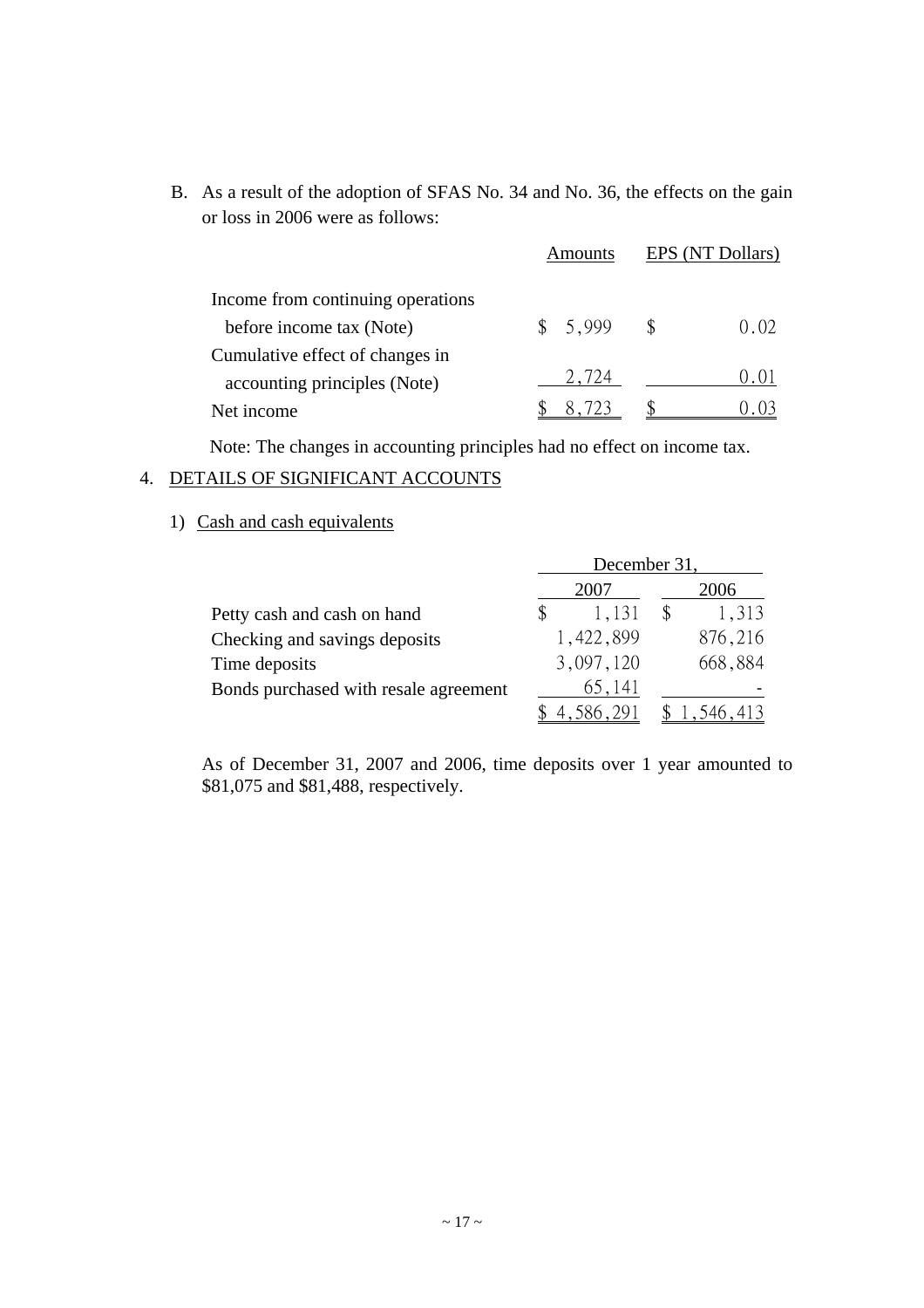B. As a result of the adoption of SFAS No. 34 and No. 36, the effects on the gain or loss in 2006 were as follows:

| | Amounts | EPS (NT Dollars) |
|---|---|---|
| Income from continuing operations before income tax (Note) | $ 5,999 | $ 0.02 |
| Cumulative effect of changes in accounting principles (Note) | 2,724 | 0.01 |
| Net income | $ 8,723 | $ 0.03 |

Note: The changes in accounting principles had no effect on income tax.

## 4. DETAILS OF SIGNIFICANT ACCOUNTS

### 1) Cash and cash equivalents

| | December 31, | |
|---|---|---|
| | 2007 | 2006 |
| Petty cash and cash on hand | $ 1,131 | $ 1,313 |
| Checking and savings deposits | 1,422,899 | 876,216 |
| Time deposits | 3,097,120 | 668,884 |
| Bonds purchased with resale agreement | 65,141 | - |
| | $ 4,586,291 | $ 1,546,413 |

As of December 31, 2007 and 2006, time deposits over 1 year amounted to $81,075 and $81,488, respectively.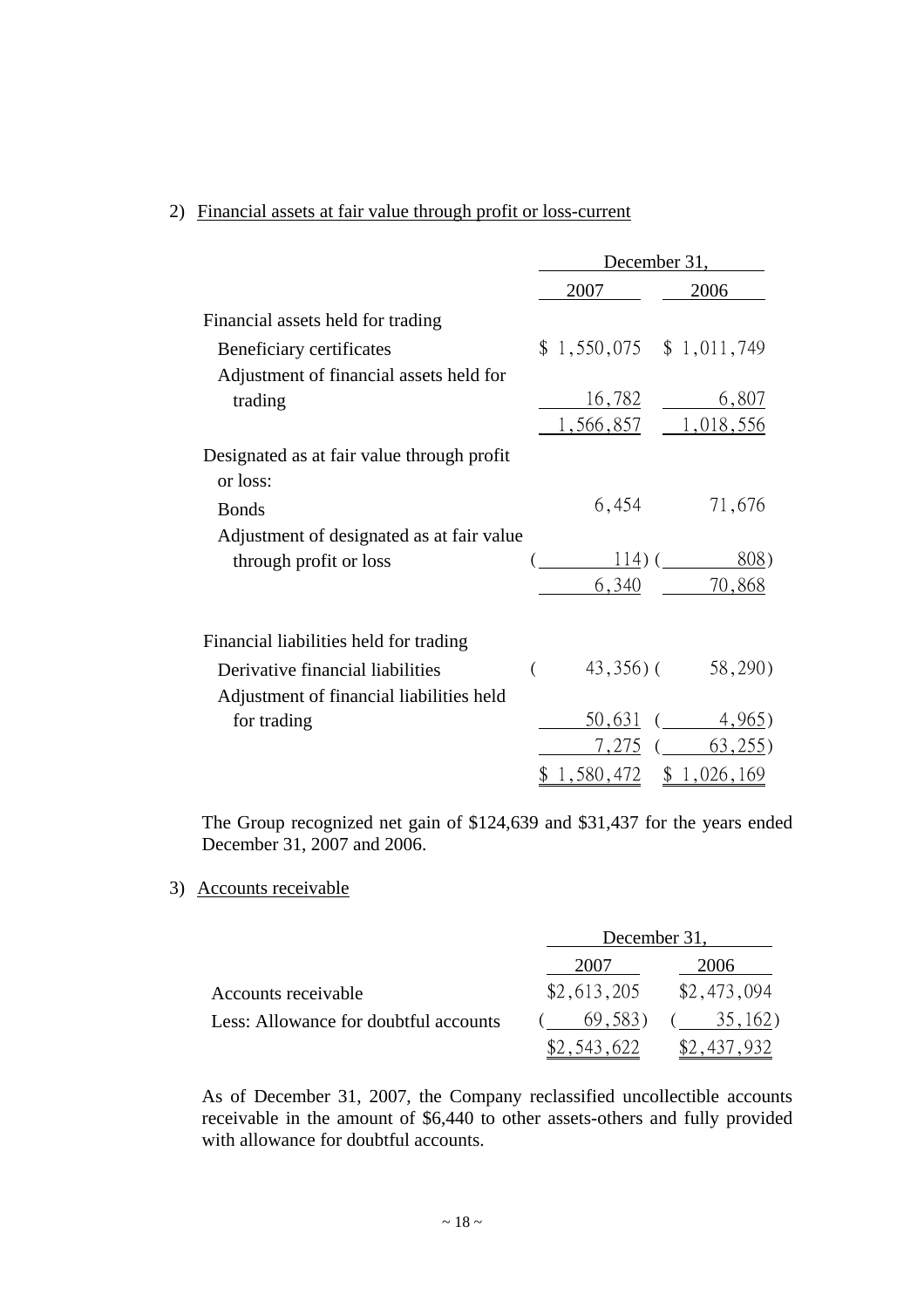2) Financial assets at fair value through profit or loss-current

| | December 31, | |
|---|---|---|
| | 2007 | 2006 |
| Financial assets held for trading | | |
| Beneficiary certificates | $ 1,550,075 | $ 1,011,749 |
| Adjustment of financial assets held for trading | 16,782 | 6,807 |
| | 1,566,857 | 1,018,556 |
| Designated as at fair value through profit or loss: | | |
| Bonds | 6,454 | 71,676 |
| Adjustment of designated as at fair value through profit or loss | ( 114) | ( 808) |
| | 6,340 | 70,868 |
| Financial liabilities held for trading | | |
| Derivative financial liabilities | ( 43,356) | ( 58,290) |
| Adjustment of financial liabilities held for trading | 50,631 | ( 4,965) |
| | 7,275 | ( 63,255) |
| | $ 1,580,472 | $ 1,026,169 |

The Group recognized net gain of $124,639 and $31,437 for the years ended December 31, 2007 and 2006.

3) Accounts receivable

| | December 31, | |
|---|---|---|
| | 2007 | 2006 |
| Accounts receivable | $2,613,205 | $2,473,094 |
| Less: Allowance for doubtful accounts | ( 69,583) | ( 35,162) |
| | $2,543,622 | $2,437,932 |

As of December 31, 2007, the Company reclassified uncollectible accounts receivable in the amount of $6,440 to other assets-others and fully provided with allowance for doubtful accounts.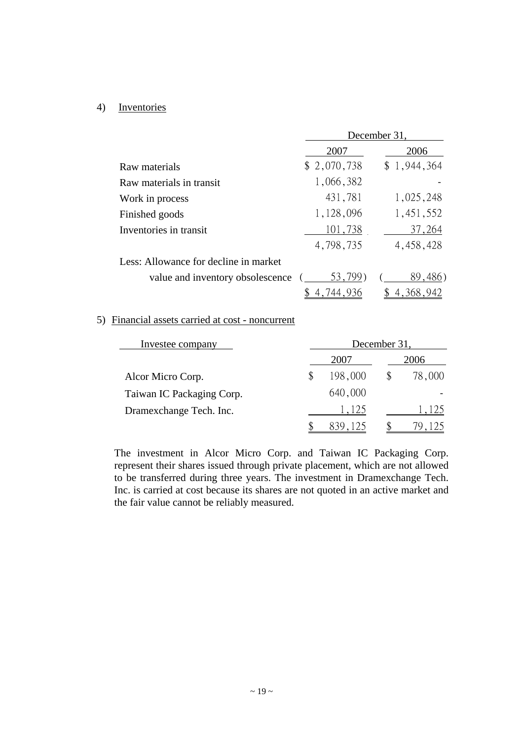4) Inventories

| | December 31, | |
|---|---|---|
| | 2007 | 2006 |
| Raw materials | $ 2,070,738 | $ 1,944,364 |
| Raw materials in transit | 1,066,382 | - |
| Work in process | 431,781 | 1,025,248 |
| Finished goods | 1,128,096 | 1,451,552 |
| Inventories in transit | 101,738 | 37,264 |
| | 4,798,735 | 4,458,428 |
| Less: Allowance for decline in market value and inventory obsolescence | ( 53,799) | ( 89,486) |
| | $ 4,744,936 | $ 4,368,942 |

5) Financial assets carried at cost - noncurrent

| Investee company | December 31, | |
|---|---|---|
| | 2007 | 2006 |
| Alcor Micro Corp. | $ 198,000 | $ 78,000 |
| Taiwan IC Packaging Corp. | 640,000 | - |
| Dramexchange Tech. Inc. | 1,125 | 1,125 |
| | $ 839,125 | $ 79,125 |

The investment in Alcor Micro Corp. and Taiwan IC Packaging Corp. represent their shares issued through private placement, which are not allowed to be transferred during three years. The investment in Dramexchange Tech. Inc. is carried at cost because its shares are not quoted in an active market and the fair value cannot be reliably measured.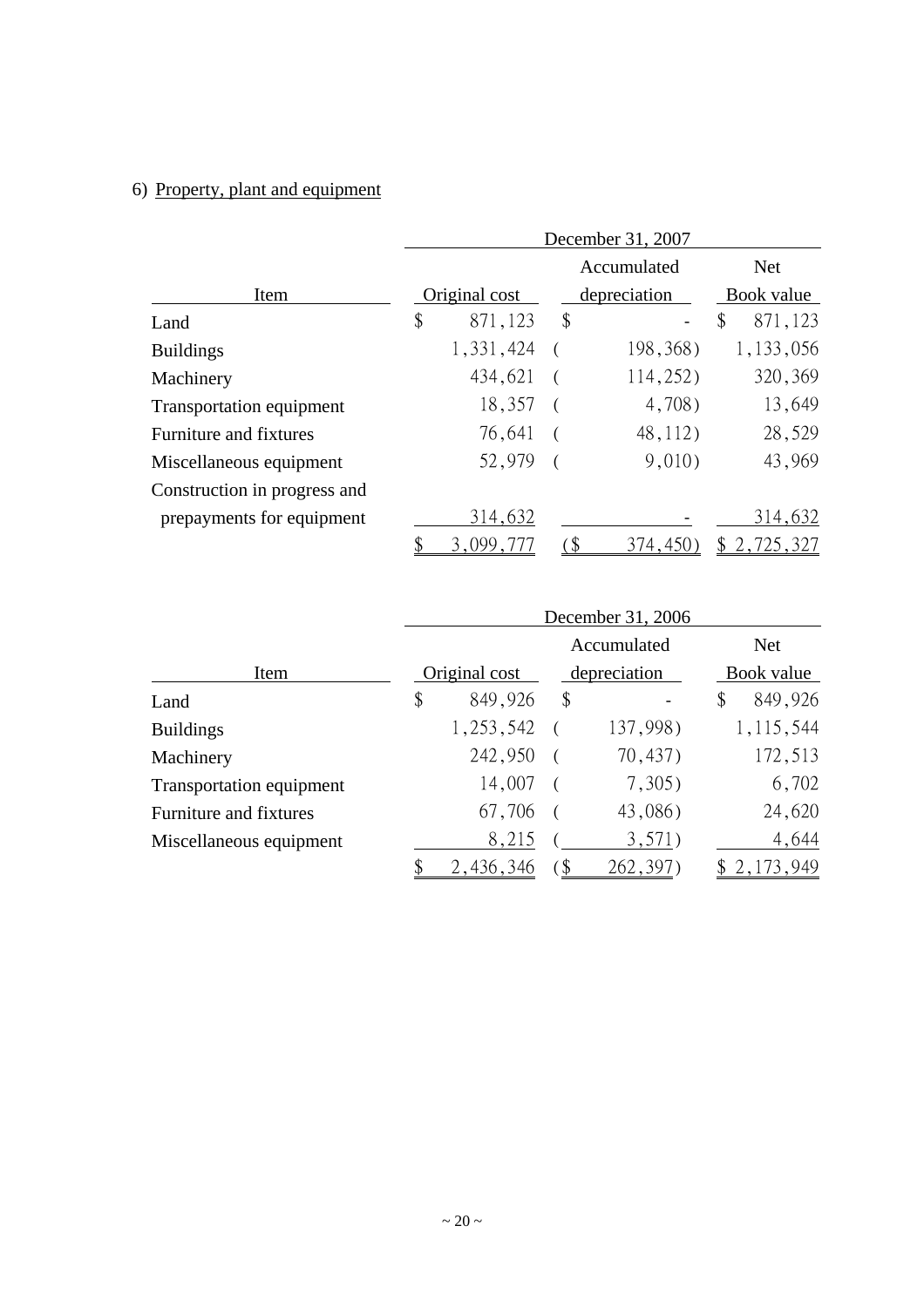6) Property, plant and equipment

| Item | December 31, 2007 | | |
|---|---|---|---|
| | Original cost | Accumulated depreciation | Net Book value |
| Land | $ 871,123 | $ - | $ 871,123 |
| Buildings | 1,331,424 | ( 198,368) | 1,133,056 |
| Machinery | 434,621 | ( 114,252) | 320,369 |
| Transportation equipment | 18,357 | ( 4,708) | 13,649 |
| Furniture and fixtures | 76,641 | ( 48,112) | 28,529 |
| Miscellaneous equipment | 52,979 | ( 9,010) | 43,969 |
| Construction in progress and prepayments for equipment | 314,632 | - | 314,632 |
| | $ 3,099,777 | ($ 374,450) | $ 2,725,327 |

| Item | December 31, 2006 | | |
|---|---|---|---|
| | Original cost | Accumulated depreciation | Net Book value |
| Land | $ 849,926 | $ - | $ 849,926 |
| Buildings | 1,253,542 | ( 137,998) | 1,115,544 |
| Machinery | 242,950 | ( 70,437) | 172,513 |
| Transportation equipment | 14,007 | ( 7,305) | 6,702 |
| Furniture and fixtures | 67,706 | ( 43,086) | 24,620 |
| Miscellaneous equipment | 8,215 | ( 3,571) | 4,644 |
| | $ 2,436,346 | ($ 262,397) | $ 2,173,949 |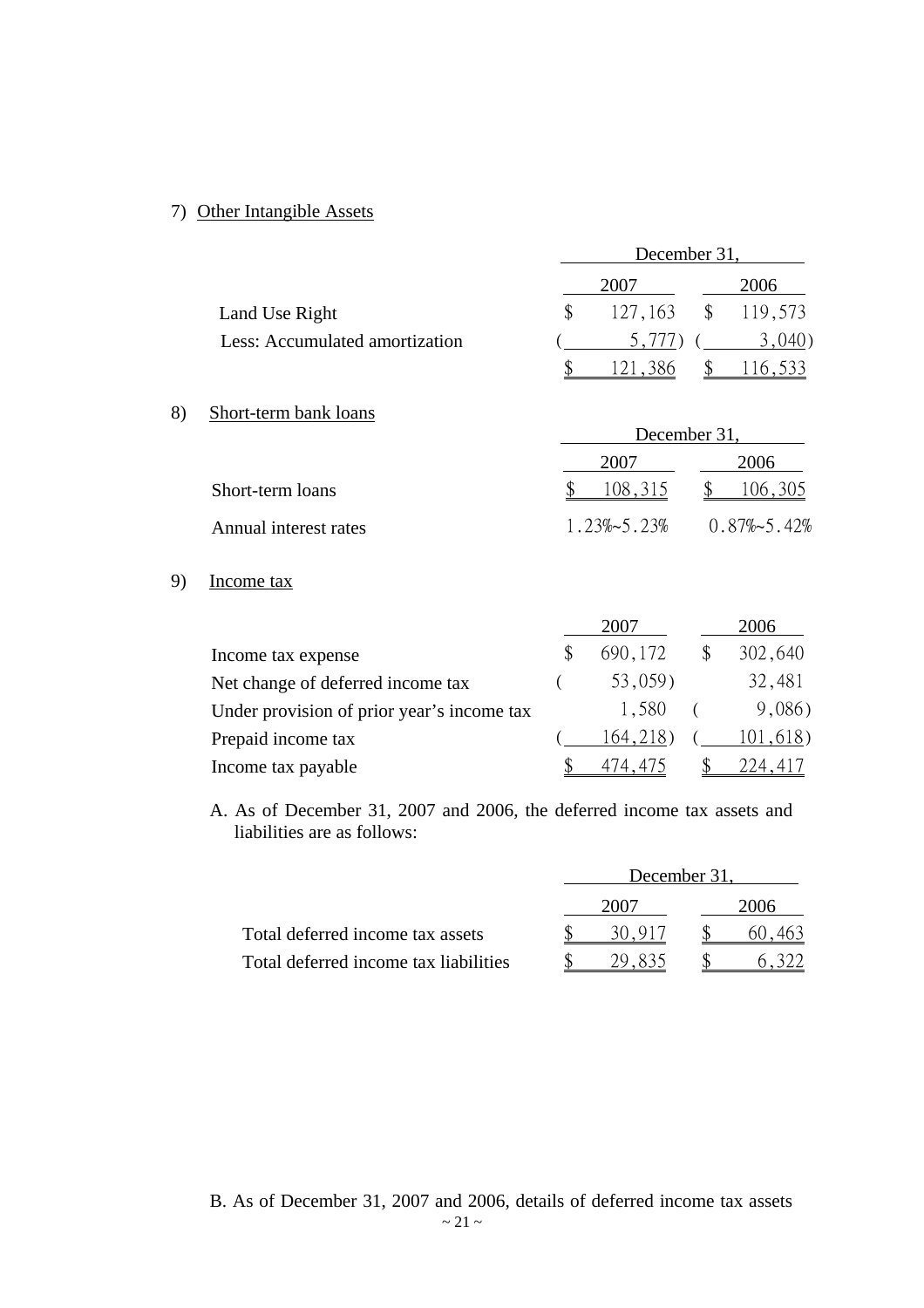7) Other Intangible Assets

| | December 31, | |
|---|---|---|
| | 2007 | 2006 |
| Land Use Right | $ 127,163 | $ 119,573 |
| Less: Accumulated amortization | ( 5,777) | ( 3,040) |
| | $ 121,386 | $ 116,533 |

8) Short-term bank loans

| | December 31, | |
|---|---|---|
| | 2007 | 2006 |
| Short-term loans | $ 108,315 | $ 106,305 |
| Annual interest rates | 1.23%~5.23% | 0.87%~5.42% |

9) Income tax

| | 2007 | 2006 |
|---|---|---|
| Income tax expense | $ 690,172 | $ 302,640 |
| Net change of deferred income tax | ( 53,059) | 32,481 |
| Under provision of prior year's income tax | 1,580 | ( 9,086) |
| Prepaid income tax | ( 164,218) | ( 101,618) |
| Income tax payable | $ 474,475 | $ 224,417 |

A. As of December 31, 2007 and 2006, the deferred income tax assets and liabilities are as follows:

| | December 31, | |
|---|---|---|
| | 2007 | 2006 |
| Total deferred income tax assets | $ 30,917 | $ 60,463 |
| Total deferred income tax liabilities | $ 29,835 | $ 6,322 |

B. As of December 31, 2007 and 2006, details of deferred income tax assets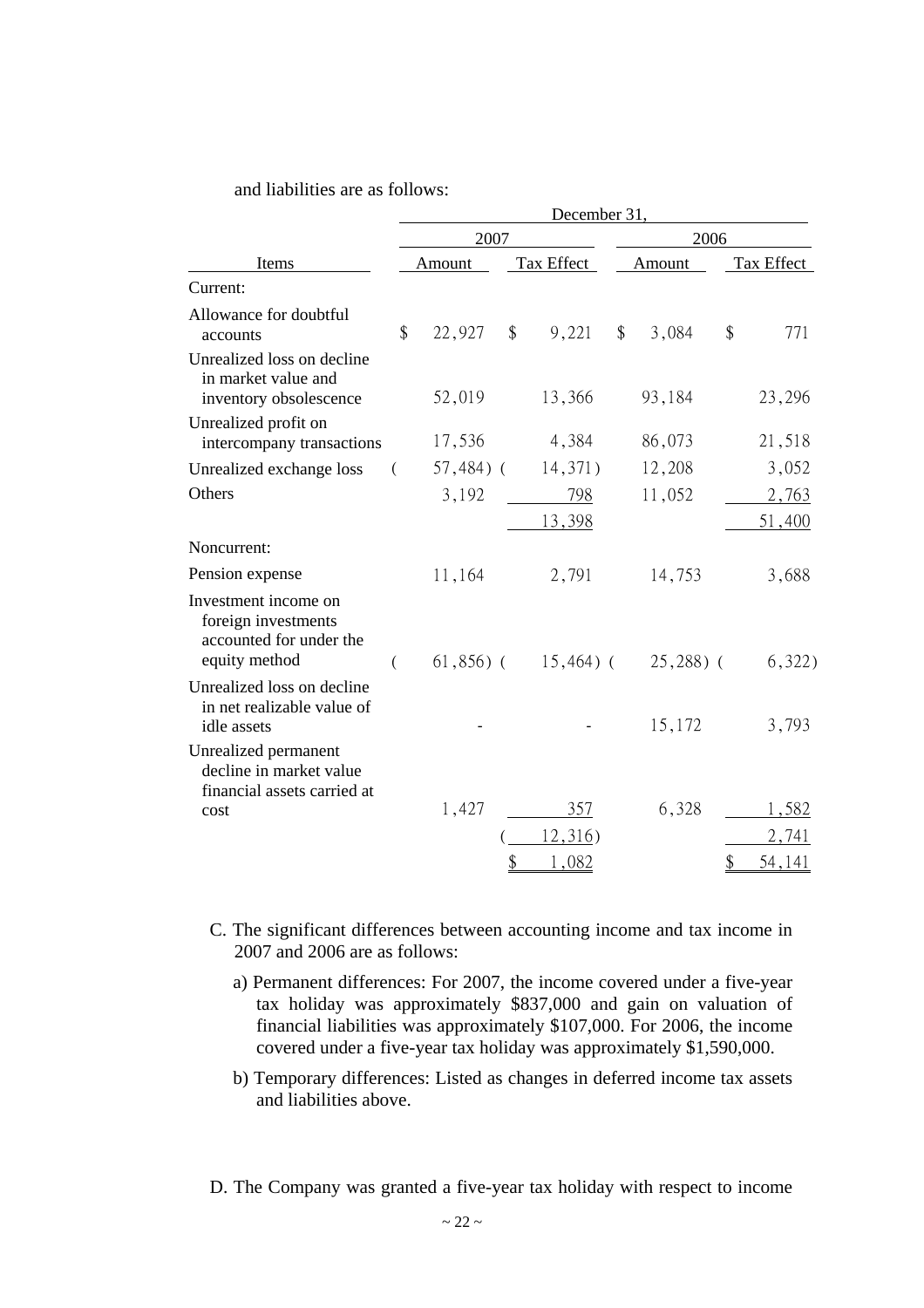and liabilities are as follows:

| Items | December 31, 2007 Amount | 2007 Tax Effect | 2006 Amount | 2006 Tax Effect |
|---|---|---|---|---|
| Current: | | | | |
| Allowance for doubtful accounts | $ 22,927 | $ 9,221 | $ 3,084 | $ 771 |
| Unrealized loss on decline in market value and inventory obsolescence | 52,019 | 13,366 | 93,184 | 23,296 |
| Unrealized profit on intercompany transactions | 17,536 | 4,384 | 86,073 | 21,518 |
| Unrealized exchange loss | ( 57,484) | ( 14,371) | 12,208 | 3,052 |
| Others | 3,192 | 798 | 11,052 | 2,763 |
| | | 13,398 | | 51,400 |
| Noncurrent: | | | | |
| Pension expense | 11,164 | 2,791 | 14,753 | 3,688 |
| Investment income on foreign investments accounted for under the equity method | ( 61,856) | ( 15,464) | ( 25,288) | ( 6,322) |
| Unrealized loss on decline in net realizable value of idle assets | - | - | 15,172 | 3,793 |
| Unrealized permanent decline in market value financial assets carried at cost | 1,427 | 357 | 6,328 | 1,582 |
| | | ( 12,316) | | 2,741 |
| | | $ 1,082 | | $ 54,141 |

C. The significant differences between accounting income and tax income in 2007 and 2006 are as follows:

a) Permanent differences: For 2007, the income covered under a five-year tax holiday was approximately $837,000 and gain on valuation of financial liabilities was approximately $107,000. For 2006, the income covered under a five-year tax holiday was approximately $1,590,000.

b) Temporary differences: Listed as changes in deferred income tax assets and liabilities above.

D. The Company was granted a five-year tax holiday with respect to income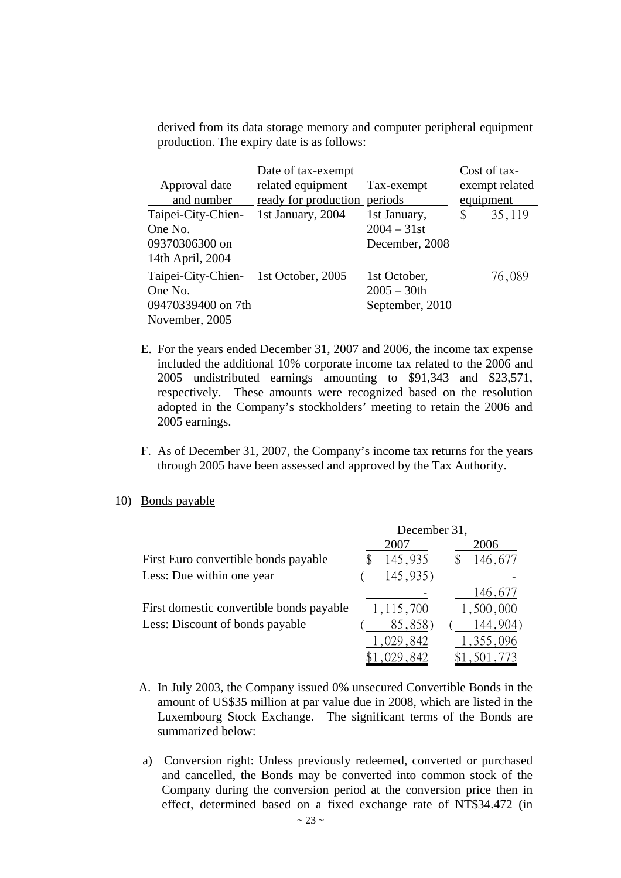derived from its data storage memory and computer peripheral equipment production. The expiry date is as follows:

| Approval date and number | Date of tax-exempt related equipment ready for production | Tax-exempt periods | Cost of tax-exempt related equipment |
|---|---|---|---|
| Taipei-City-Chien-One No. 09370306300 on 14th April, 2004 | 1st January, 2004 | 1st January, 2004 – 31st December, 2008 | $ 35,119 |
| Taipei-City-Chien-One No. 09470339400 on 7th November, 2005 | 1st October, 2005 | 1st October, 2005 – 30th September, 2010 | 76,089 |

E. For the years ended December 31, 2007 and 2006, the income tax expense included the additional 10% corporate income tax related to the 2006 and 2005 undistributed earnings amounting to $91,343 and $23,571, respectively. These amounts were recognized based on the resolution adopted in the Company's stockholders' meeting to retain the 2006 and 2005 earnings.

F. As of December 31, 2007, the Company's income tax returns for the years through 2005 have been assessed and approved by the Tax Authority.

10) Bonds payable

| | December 31, 2007 | December 31, 2006 |
|---|---|---|
| First Euro convertible bonds payable | $ 145,935 | $ 146,677 |
| Less: Due within one year | ( 145,935) | - |
| | - | 146,677 |
| First domestic convertible bonds payable | 1,115,700 | 1,500,000 |
| Less: Discount of bonds payable | ( 85,858) | ( 144,904) |
| | 1,029,842 | 1,355,096 |
| | $1,029,842 | $1,501,773 |

A. In July 2003, the Company issued 0% unsecured Convertible Bonds in the amount of US$35 million at par value due in 2008, which are listed in the Luxembourg Stock Exchange. The significant terms of the Bonds are summarized below:

a) Conversion right: Unless previously redeemed, converted or purchased and cancelled, the Bonds may be converted into common stock of the Company during the conversion period at the conversion price then in effect, determined based on a fixed exchange rate of NT$34.472 (in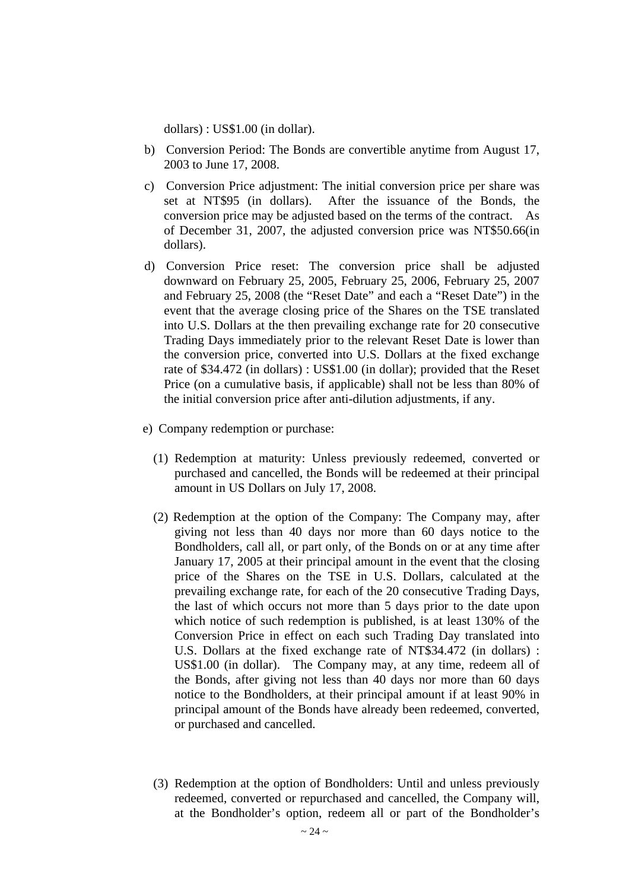dollars) : US$1.00 (in dollar).

b) Conversion Period: The Bonds are convertible anytime from August 17, 2003 to June 17, 2008.

c) Conversion Price adjustment: The initial conversion price per share was set at NT$95 (in dollars). After the issuance of the Bonds, the conversion price may be adjusted based on the terms of the contract. As of December 31, 2007, the adjusted conversion price was NT$50.66(in dollars).

d) Conversion Price reset: The conversion price shall be adjusted downward on February 25, 2005, February 25, 2006, February 25, 2007 and February 25, 2008 (the "Reset Date" and each a "Reset Date") in the event that the average closing price of the Shares on the TSE translated into U.S. Dollars at the then prevailing exchange rate for 20 consecutive Trading Days immediately prior to the relevant Reset Date is lower than the conversion price, converted into U.S. Dollars at the fixed exchange rate of $34.472 (in dollars) : US$1.00 (in dollar); provided that the Reset Price (on a cumulative basis, if applicable) shall not be less than 80% of the initial conversion price after anti-dilution adjustments, if any.

e) Company redemption or purchase:

(1) Redemption at maturity: Unless previously redeemed, converted or purchased and cancelled, the Bonds will be redeemed at their principal amount in US Dollars on July 17, 2008.

(2) Redemption at the option of the Company: The Company may, after giving not less than 40 days nor more than 60 days notice to the Bondholders, call all, or part only, of the Bonds on or at any time after January 17, 2005 at their principal amount in the event that the closing price of the Shares on the TSE in U.S. Dollars, calculated at the prevailing exchange rate, for each of the 20 consecutive Trading Days, the last of which occurs not more than 5 days prior to the date upon which notice of such redemption is published, is at least 130% of the Conversion Price in effect on each such Trading Day translated into U.S. Dollars at the fixed exchange rate of NT$34.472 (in dollars) : US$1.00 (in dollar). The Company may, at any time, redeem all of the Bonds, after giving not less than 40 days nor more than 60 days notice to the Bondholders, at their principal amount if at least 90% in principal amount of the Bonds have already been redeemed, converted, or purchased and cancelled.

(3) Redemption at the option of Bondholders: Until and unless previously redeemed, converted or repurchased and cancelled, the Company will, at the Bondholder's option, redeem all or part of the Bondholder's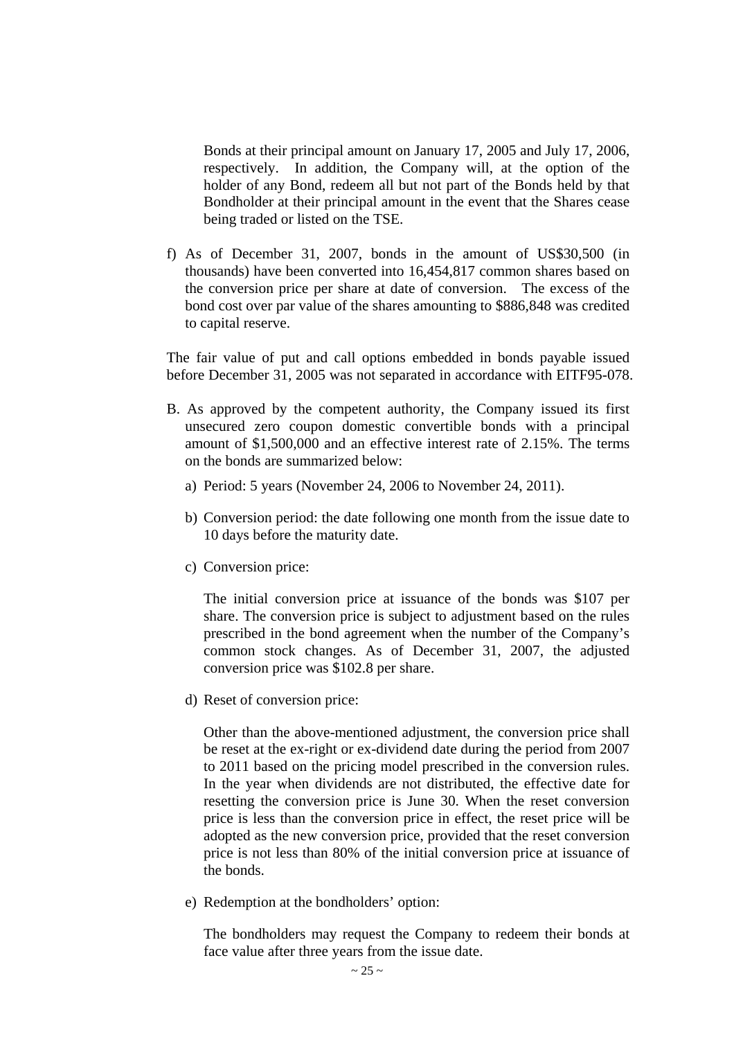Bonds at their principal amount on January 17, 2005 and July 17, 2006, respectively. In addition, the Company will, at the option of the holder of any Bond, redeem all but not part of the Bonds held by that Bondholder at their principal amount in the event that the Shares cease being traded or listed on the TSE.

f) As of December 31, 2007, bonds in the amount of US$30,500 (in thousands) have been converted into 16,454,817 common shares based on the conversion price per share at date of conversion. The excess of the bond cost over par value of the shares amounting to $886,848 was credited to capital reserve.

The fair value of put and call options embedded in bonds payable issued before December 31, 2005 was not separated in accordance with EITF95-078.

B. As approved by the competent authority, the Company issued its first unsecured zero coupon domestic convertible bonds with a principal amount of $1,500,000 and an effective interest rate of 2.15%. The terms on the bonds are summarized below:

a) Period: 5 years (November 24, 2006 to November 24, 2011).

b) Conversion period: the date following one month from the issue date to 10 days before the maturity date.

c) Conversion price:

The initial conversion price at issuance of the bonds was $107 per share. The conversion price is subject to adjustment based on the rules prescribed in the bond agreement when the number of the Company's common stock changes. As of December 31, 2007, the adjusted conversion price was $102.8 per share.

d) Reset of conversion price:

Other than the above-mentioned adjustment, the conversion price shall be reset at the ex-right or ex-dividend date during the period from 2007 to 2011 based on the pricing model prescribed in the conversion rules. In the year when dividends are not distributed, the effective date for resetting the conversion price is June 30. When the reset conversion price is less than the conversion price in effect, the reset price will be adopted as the new conversion price, provided that the reset conversion price is not less than 80% of the initial conversion price at issuance of the bonds.

e) Redemption at the bondholders' option:

The bondholders may request the Company to redeem their bonds at face value after three years from the issue date.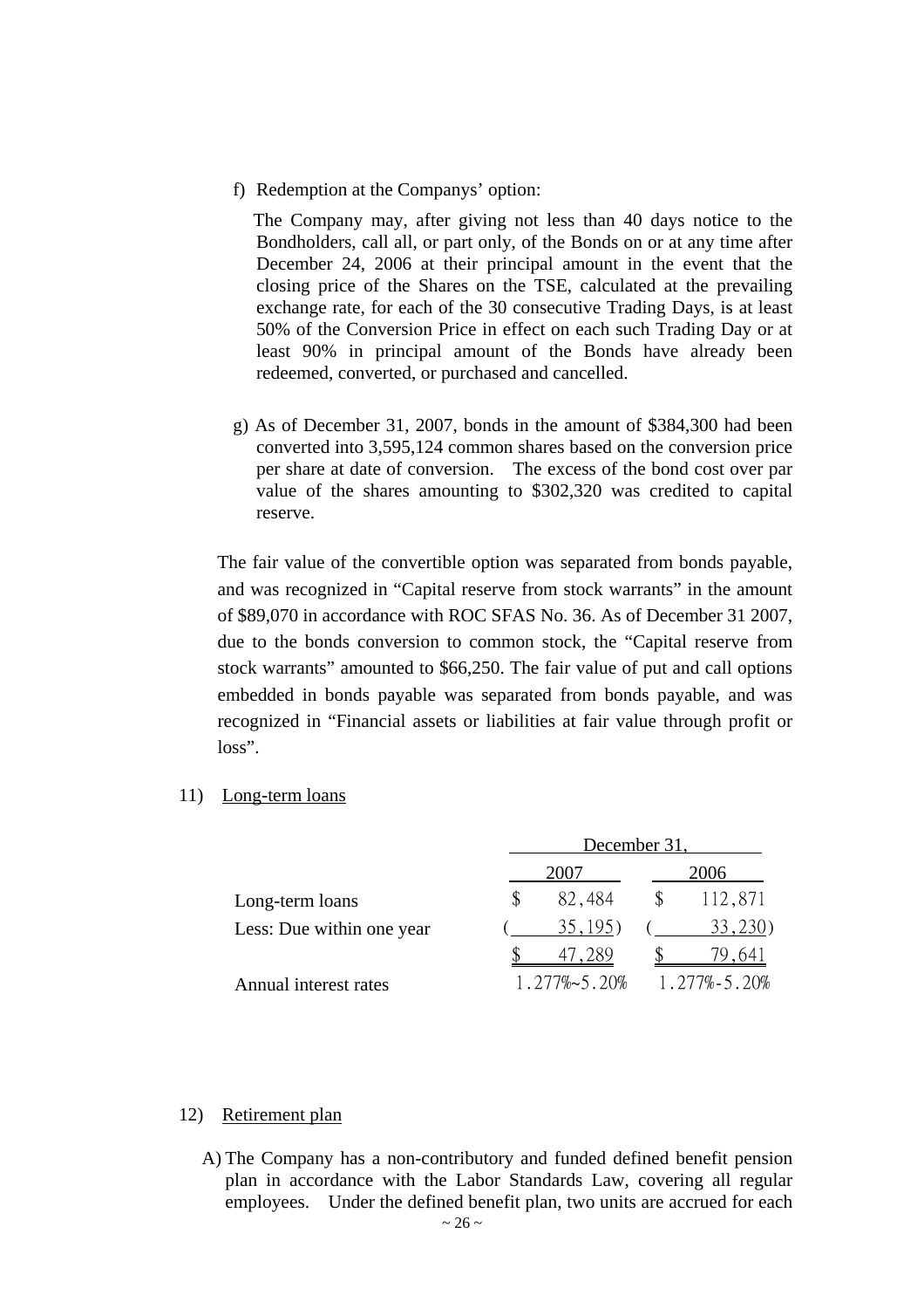f) Redemption at the Companys' option:

The Company may, after giving not less than 40 days notice to the Bondholders, call all, or part only, of the Bonds on or at any time after December 24, 2006 at their principal amount in the event that the closing price of the Shares on the TSE, calculated at the prevailing exchange rate, for each of the 30 consecutive Trading Days, is at least 50% of the Conversion Price in effect on each such Trading Day or at least 90% in principal amount of the Bonds have already been redeemed, converted, or purchased and cancelled.

g) As of December 31, 2007, bonds in the amount of $384,300 had been converted into 3,595,124 common shares based on the conversion price per share at date of conversion. The excess of the bond cost over par value of the shares amounting to $302,320 was credited to capital reserve.

The fair value of the convertible option was separated from bonds payable, and was recognized in "Capital reserve from stock warrants" in the amount of $89,070 in accordance with ROC SFAS No. 36. As of December 31 2007, due to the bonds conversion to common stock, the "Capital reserve from stock warrants" amounted to $66,250. The fair value of put and call options embedded in bonds payable was separated from bonds payable, and was recognized in "Financial assets or liabilities at fair value through profit or loss".

11) Long-term loans

| | December 31, | |
|---|---|---|
| | 2007 | 2006 |
| Long-term loans | $ 82,484 | $ 112,871 |
| Less: Due within one year | ( 35,195) | ( 33,230) |
| | $ 47,289 | $ 79,641 |
| Annual interest rates | 1.277%~5.20% | 1.277%-5.20% |

12) Retirement plan

A) The Company has a non-contributory and funded defined benefit pension plan in accordance with the Labor Standards Law, covering all regular employees. Under the defined benefit plan, two units are accrued for each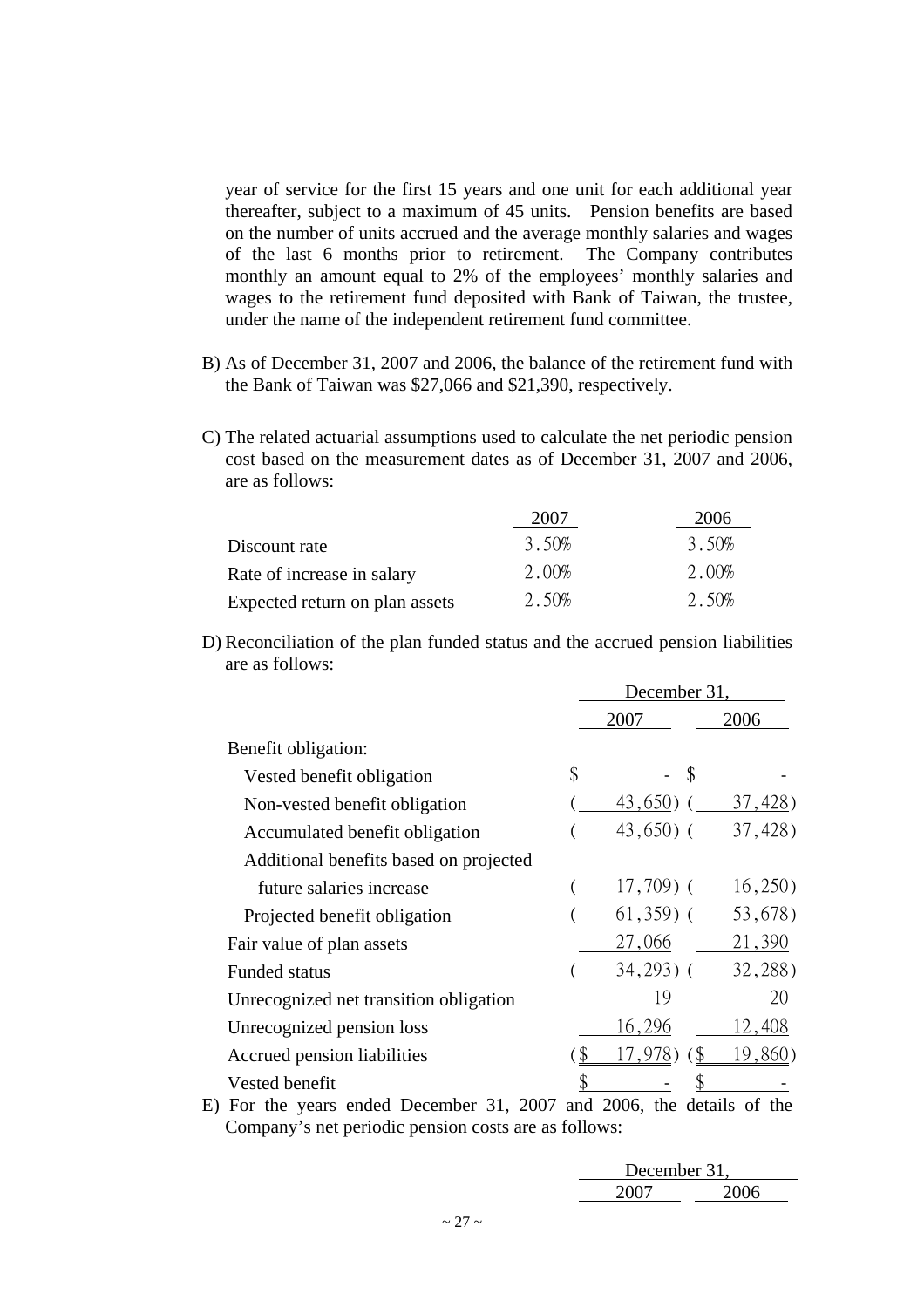year of service for the first 15 years and one unit for each additional year thereafter, subject to a maximum of 45 units. Pension benefits are based on the number of units accrued and the average monthly salaries and wages of the last 6 months prior to retirement. The Company contributes monthly an amount equal to 2% of the employees' monthly salaries and wages to the retirement fund deposited with Bank of Taiwan, the trustee, under the name of the independent retirement fund committee.

B) As of December 31, 2007 and 2006, the balance of the retirement fund with the Bank of Taiwan was $27,066 and $21,390, respectively.

C) The related actuarial assumptions used to calculate the net periodic pension cost based on the measurement dates as of December 31, 2007 and 2006, are as follows:

| | 2007 | 2006 |
|---|---|---|
| Discount rate | 3.50% | 3.50% |
| Rate of increase in salary | 2.00% | 2.00% |
| Expected return on plan assets | 2.50% | 2.50% |

D) Reconciliation of the plan funded status and the accrued pension liabilities are as follows:

| | December 31, | |
|---|---|---|
| | 2007 | 2006 |
| Benefit obligation: | | |
| Vested benefit obligation | $ - | $ - |
| Non-vested benefit obligation | ( 43,650) | ( 37,428) |
| Accumulated benefit obligation | ( 43,650) | ( 37,428) |
| Additional benefits based on projected future salaries increase | ( 17,709) | ( 16,250) |
| Projected benefit obligation | ( 61,359) | ( 53,678) |
| Fair value of plan assets | 27,066 | 21,390 |
| Funded status | ( 34,293) | ( 32,288) |
| Unrecognized net transition obligation | 19 | 20 |
| Unrecognized pension loss | 16,296 | 12,408 |
| Accrued pension liabilities | ($ 17,978) | ($ 19,860) |
| Vested benefit | $ - | $ - |

E) For the years ended December 31, 2007 and 2006, the details of the Company's net periodic pension costs are as follows:

| | December 31, | |
|---|---|---|
| | 2007 | 2006 |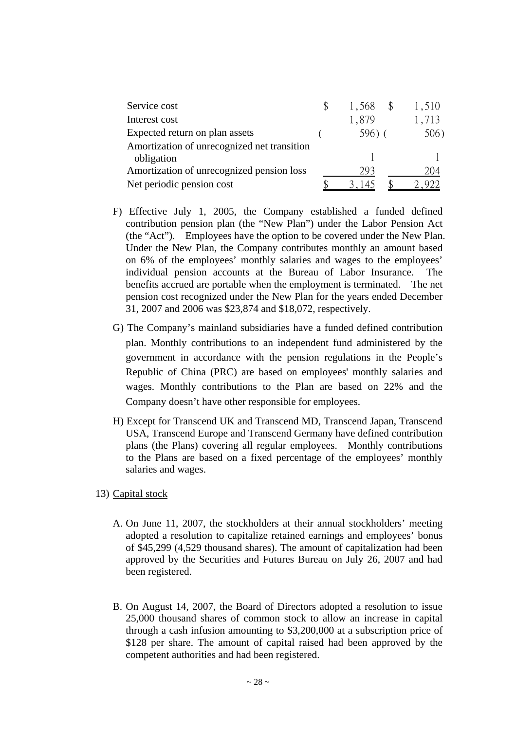| | | |
|---|---|---|
| Service cost | $ 1,568 | $ 1,510 |
| Interest cost | 1,879 | 1,713 |
| Expected return on plan assets | ( 596) | ( 506) |
| Amortization of unrecognized net transition obligation | 1 | 1 |
| Amortization of unrecognized pension loss | 293 | 204 |
| Net periodic pension cost | $ 3,145 | $ 2,922 |

F) Effective July 1, 2005, the Company established a funded defined contribution pension plan (the "New Plan") under the Labor Pension Act (the "Act"). Employees have the option to be covered under the New Plan. Under the New Plan, the Company contributes monthly an amount based on 6% of the employees' monthly salaries and wages to the employees' individual pension accounts at the Bureau of Labor Insurance. The benefits accrued are portable when the employment is terminated. The net pension cost recognized under the New Plan for the years ended December 31, 2007 and 2006 was $23,874 and $18,072, respectively.

G) The Company's mainland subsidiaries have a funded defined contribution plan. Monthly contributions to an independent fund administered by the government in accordance with the pension regulations in the People's Republic of China (PRC) are based on employees' monthly salaries and wages. Monthly contributions to the Plan are based on 22% and the Company doesn't have other responsible for employees.

H) Except for Transcend UK and Transcend MD, Transcend Japan, Transcend USA, Transcend Europe and Transcend Germany have defined contribution plans (the Plans) covering all regular employees. Monthly contributions to the Plans are based on a fixed percentage of the employees' monthly salaries and wages.

13) Capital stock

A. On June 11, 2007, the stockholders at their annual stockholders' meeting adopted a resolution to capitalize retained earnings and employees' bonus of $45,299 (4,529 thousand shares). The amount of capitalization had been approved by the Securities and Futures Bureau on July 26, 2007 and had been registered.

B. On August 14, 2007, the Board of Directors adopted a resolution to issue 25,000 thousand shares of common stock to allow an increase in capital through a cash infusion amounting to $3,200,000 at a subscription price of $128 per share. The amount of capital raised had been approved by the competent authorities and had been registered.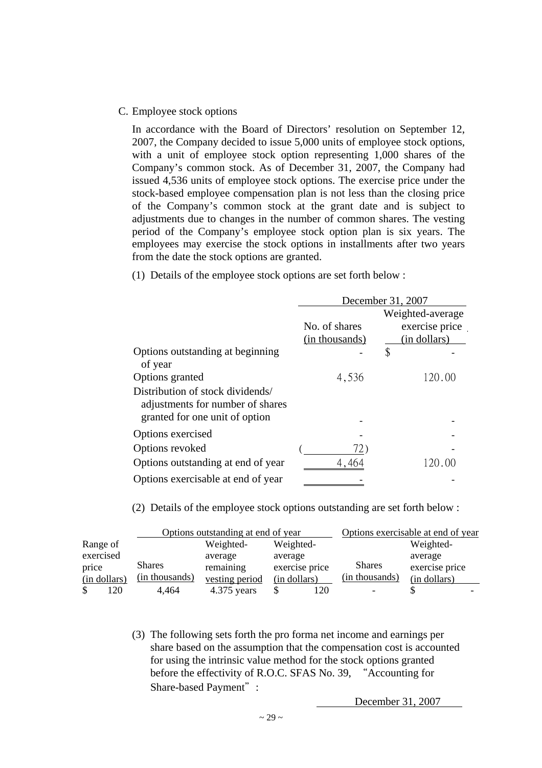C. Employee stock options

In accordance with the Board of Directors' resolution on September 12, 2007, the Company decided to issue 5,000 units of employee stock options, with a unit of employee stock option representing 1,000 shares of the Company's common stock. As of December 31, 2007, the Company had issued 4,536 units of employee stock options. The exercise price under the stock-based employee compensation plan is not less than the closing price of the Company's common stock at the grant date and is subject to adjustments due to changes in the number of common shares. The vesting period of the Company's employee stock option plan is six years. The employees may exercise the stock options in installments after two years from the date the stock options are granted.

(1) Details of the employee stock options are set forth below :

| | December 31, 2007 | |
|---|---|---|
| | No. of shares (in thousands) | Weighted-average exercise price (in dollars) |
| Options outstanding at beginning of year | - | $ - |
| Options granted | 4,536 | 120.00 |
| Distribution of stock dividends/ adjustments for number of shares granted for one unit of option | - | - |
| Options exercised | - | - |
| Options revoked | ( 72) | - |
| Options outstanding at end of year | 4,464 | 120.00 |
| Options exercisable at end of year | - | - |

(2) Details of the employee stock options outstanding are set forth below :

| | Options outstanding at end of year | | | Options exercisable at end of year | |
|---|---|---|---|---|---|
| Range of exercised price (in dollars) | Shares (in thousands) | Weighted-average remaining vesting period | Weighted-average exercise price (in dollars) | Shares (in thousands) | Weighted-average exercise price (in dollars) |
| $ 120 | 4,464 | 4.375 years | $ 120 | - | $ - |

(3) The following sets forth the pro forma net income and earnings per share based on the assumption that the compensation cost is accounted for using the intrinsic value method for the stock options granted before the effectivity of R.O.C. SFAS No. 39, "Accounting for Share-based Payment" :

December 31, 2007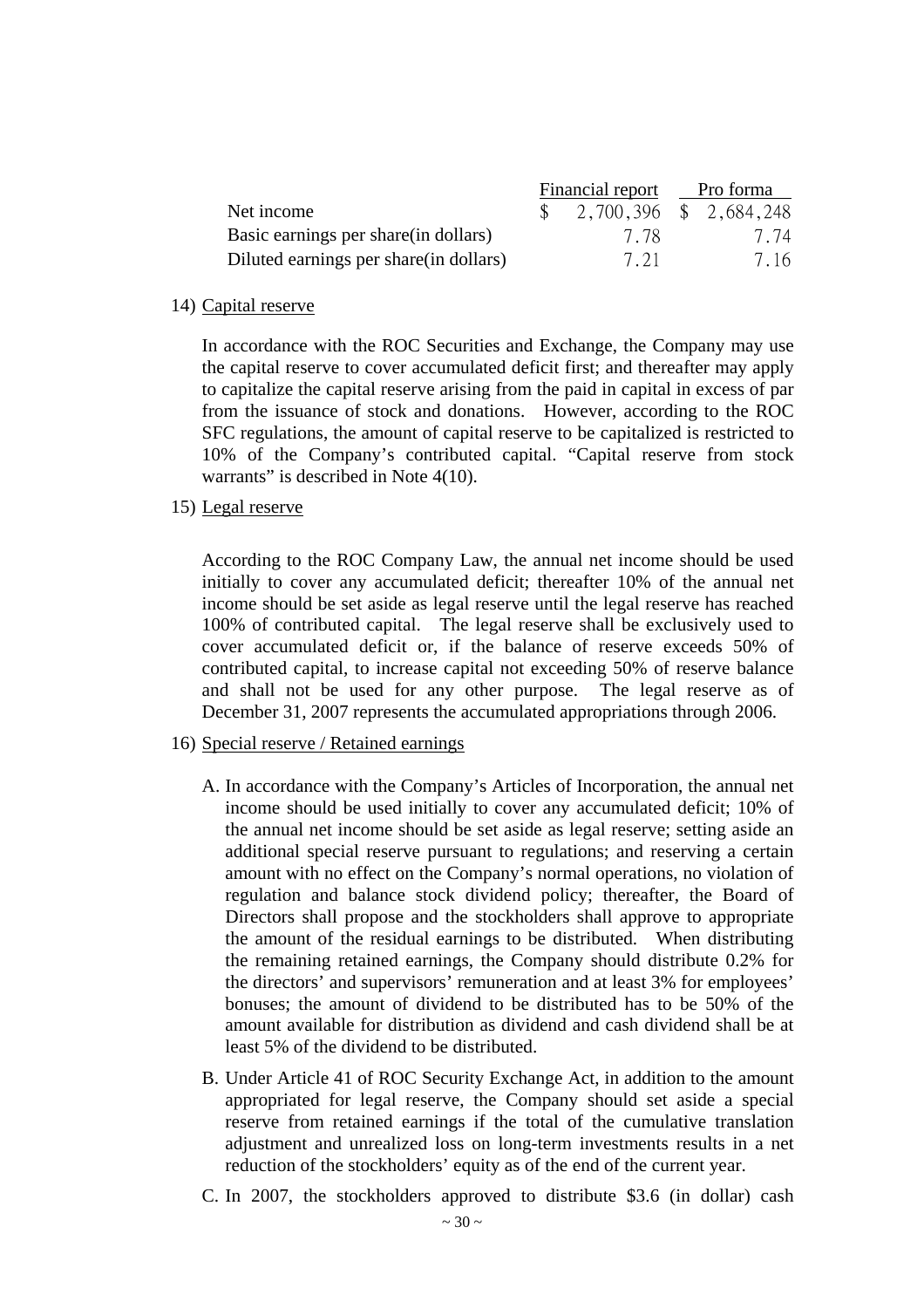| | Financial report | Pro forma |
|---|---|---|
| Net income | $ 2,700,396 | $ 2,684,248 |
| Basic earnings per share(in dollars) | 7.78 | 7.74 |
| Diluted earnings per share(in dollars) | 7.21 | 7.16 |

14) Capital reserve

In accordance with the ROC Securities and Exchange, the Company may use the capital reserve to cover accumulated deficit first; and thereafter may apply to capitalize the capital reserve arising from the paid in capital in excess of par from the issuance of stock and donations. However, according to the ROC SFC regulations, the amount of capital reserve to be capitalized is restricted to 10% of the Company's contributed capital. "Capital reserve from stock warrants" is described in Note 4(10).

15) Legal reserve

According to the ROC Company Law, the annual net income should be used initially to cover any accumulated deficit; thereafter 10% of the annual net income should be set aside as legal reserve until the legal reserve has reached 100% of contributed capital. The legal reserve shall be exclusively used to cover accumulated deficit or, if the balance of reserve exceeds 50% of contributed capital, to increase capital not exceeding 50% of reserve balance and shall not be used for any other purpose. The legal reserve as of December 31, 2007 represents the accumulated appropriations through 2006.

16) Special reserve / Retained earnings

A. In accordance with the Company's Articles of Incorporation, the annual net income should be used initially to cover any accumulated deficit; 10% of the annual net income should be set aside as legal reserve; setting aside an additional special reserve pursuant to regulations; and reserving a certain amount with no effect on the Company's normal operations, no violation of regulation and balance stock dividend policy; thereafter, the Board of Directors shall propose and the stockholders shall approve to appropriate the amount of the residual earnings to be distributed. When distributing the remaining retained earnings, the Company should distribute 0.2% for the directors' and supervisors' remuneration and at least 3% for employees' bonuses; the amount of dividend to be distributed has to be 50% of the amount available for distribution as dividend and cash dividend shall be at least 5% of the dividend to be distributed.

B. Under Article 41 of ROC Security Exchange Act, in addition to the amount appropriated for legal reserve, the Company should set aside a special reserve from retained earnings if the total of the cumulative translation adjustment and unrealized loss on long-term investments results in a net reduction of the stockholders' equity as of the end of the current year.

C. In 2007, the stockholders approved to distribute $3.6 (in dollar) cash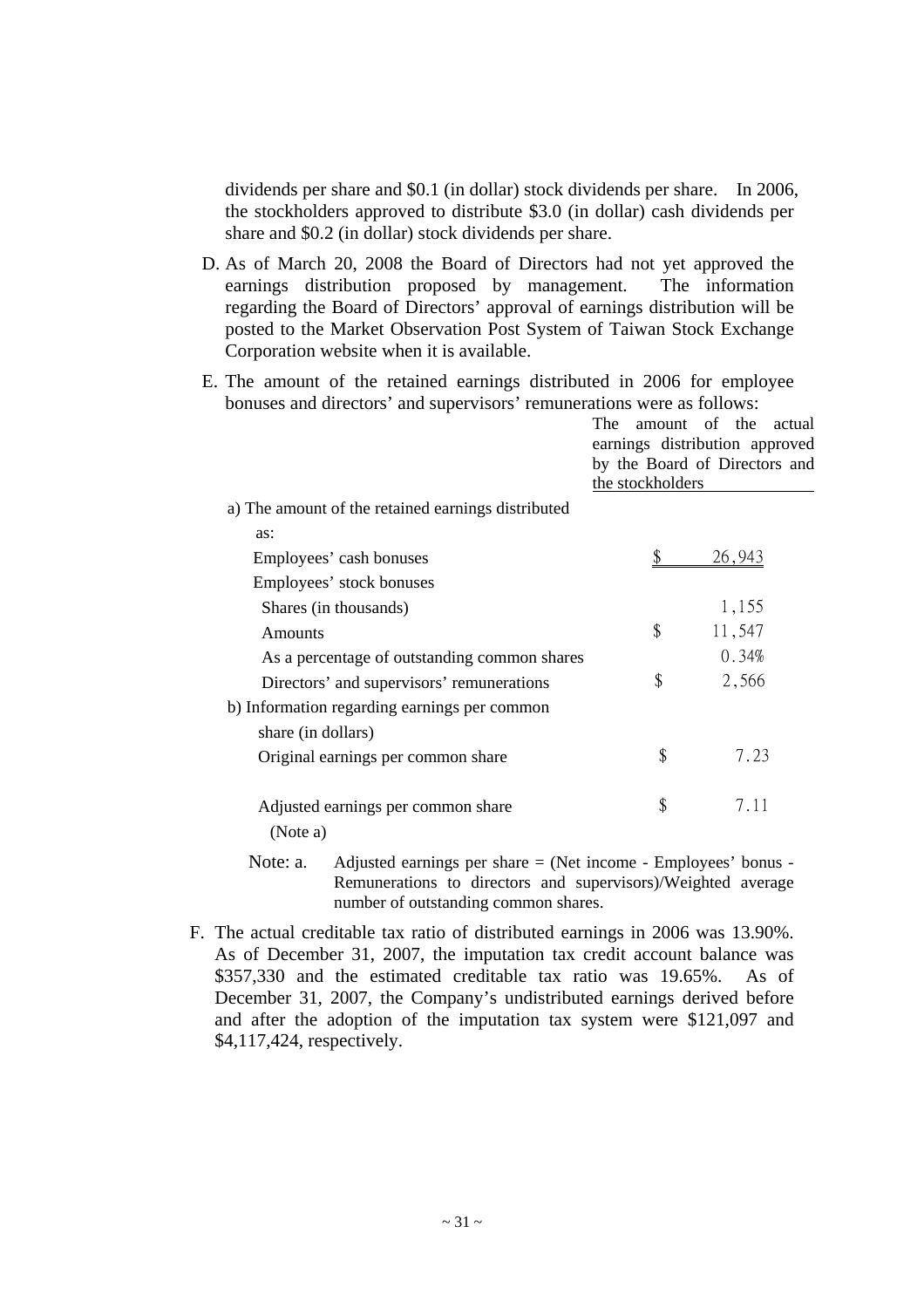dividends per share and $0.1 (in dollar) stock dividends per share. In 2006, the stockholders approved to distribute $3.0 (in dollar) cash dividends per share and $0.2 (in dollar) stock dividends per share.

D. As of March 20, 2008 the Board of Directors had not yet approved the earnings distribution proposed by management. The information regarding the Board of Directors' approval of earnings distribution will be posted to the Market Observation Post System of Taiwan Stock Exchange Corporation website when it is available.

E. The amount of the retained earnings distributed in 2006 for employee bonuses and directors' and supervisors' remunerations were as follows:

| | The amount of the actual earnings distribution approved by the Board of Directors and the stockholders |
|---|---|
| a) The amount of the retained earnings distributed as: | |
| Employees' cash bonuses | $ 26,943 |
| Employees' stock bonuses | |
| Shares (in thousands) | 1,155 |
| Amounts | $ 11,547 |
| As a percentage of outstanding common shares | 0.34% |
| Directors' and supervisors' remunerations | $ 2,566 |
| b) Information regarding earnings per common share (in dollars) | |
| Original earnings per common share | $ 7.23 |
| Adjusted earnings per common share (Note a) | $ 7.11 |

Note: a. Adjusted earnings per share = (Net income - Employees' bonus - Remunerations to directors and supervisors)/Weighted average number of outstanding common shares.

F. The actual creditable tax ratio of distributed earnings in 2006 was 13.90%. As of December 31, 2007, the imputation tax credit account balance was $357,330 and the estimated creditable tax ratio was 19.65%. As of December 31, 2007, the Company's undistributed earnings derived before and after the adoption of the imputation tax system were $121,097 and $4,117,424, respectively.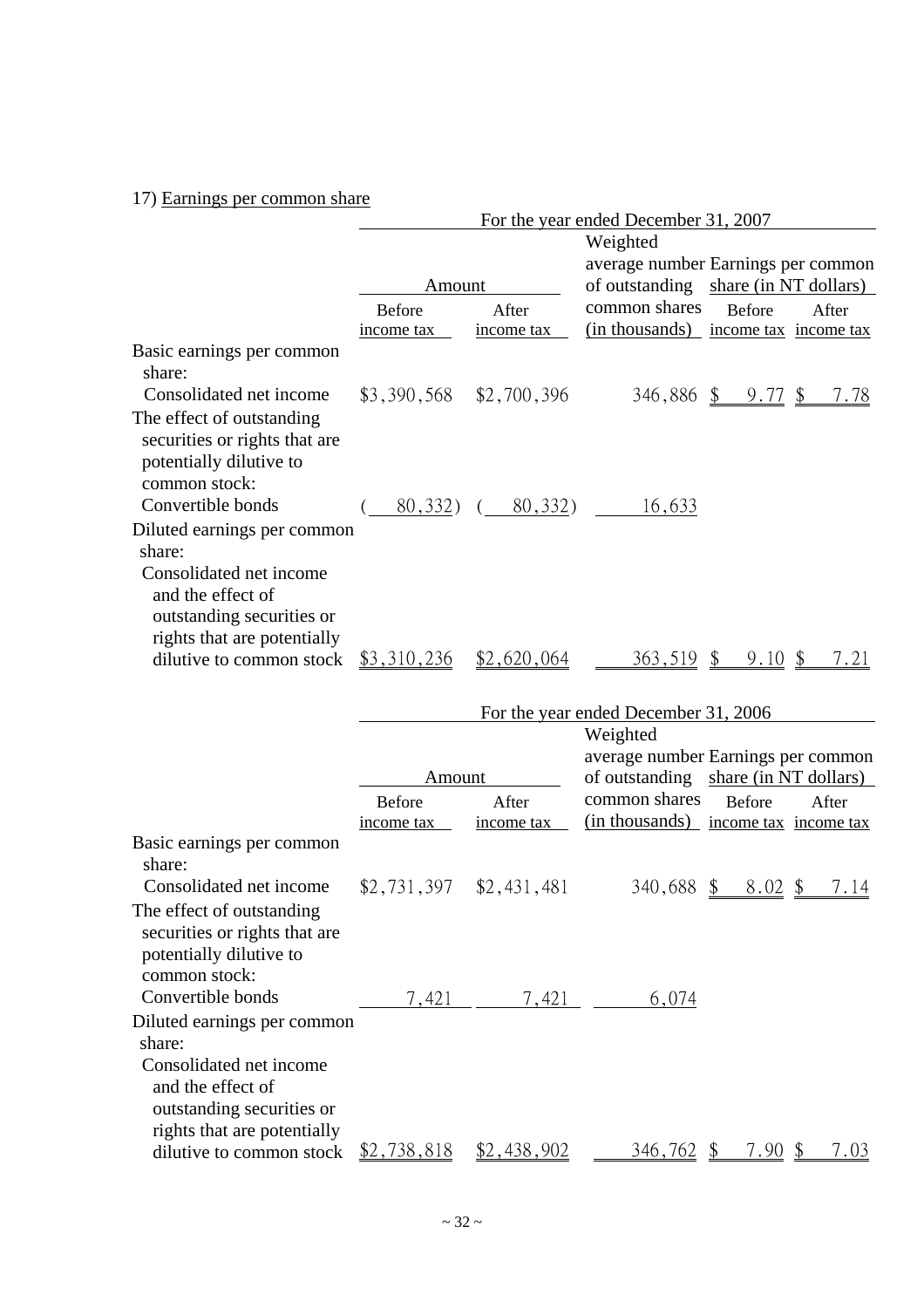17) Earnings per common share

| | For the year ended December 31, 2007 | | | | |
|---|---|---|---|---|---|
| | Amount | | Weighted average number of outstanding common shares (in thousands) | Earnings per common share (in NT dollars) | |
| | Before income tax | After income tax | | Before income tax | After income tax |
| Basic earnings per common share: | | | | | |
| Consolidated net income | $3,390,568 | $2,700,396 | 346,886 | $ 9.77 | $ 7.78 |
| The effect of outstanding securities or rights that are potentially dilutive to common stock: | | | | | |
| Convertible bonds | ( 80,332) | ( 80,332) | 16,633 | | |
| Diluted earnings per common share: | | | | | |
| Consolidated net income and the effect of outstanding securities or rights that are potentially dilutive to common stock | $3,310,236 | $2,620,064 | 363,519 | $ 9.10 | $ 7.21 |

| | For the year ended December 31, 2006 | | | | |
|---|---|---|---|---|---|
| | Amount | | Weighted average number of outstanding common shares (in thousands) | Earnings per common share (in NT dollars) | |
| | Before income tax | After income tax | | Before income tax | After income tax |
| Basic earnings per common share: | | | | | |
| Consolidated net income | $2,731,397 | $2,431,481 | 340,688 | $ 8.02 | $ 7.14 |
| The effect of outstanding securities or rights that are potentially dilutive to common stock: | | | | | |
| Convertible bonds | 7,421 | 7,421 | 6,074 | | |
| Diluted earnings per common share: | | | | | |
| Consolidated net income and the effect of outstanding securities or rights that are potentially dilutive to common stock | $2,738,818 | $2,438,902 | 346,762 | $ 7.90 | $ 7.03 |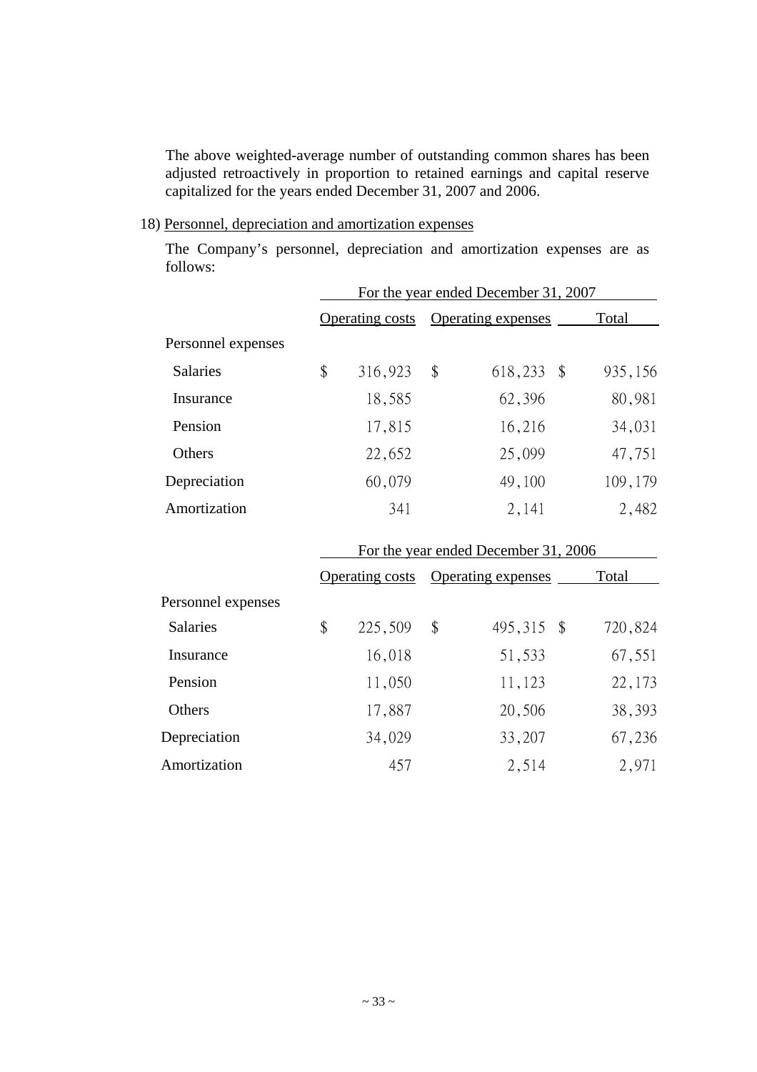The above weighted-average number of outstanding common shares has been adjusted retroactively in proportion to retained earnings and capital reserve capitalized for the years ended December 31, 2007 and 2006.

18) Personnel, depreciation and amortization expenses

The Company's personnel, depreciation and amortization expenses are as follows:

| | For the year ended December 31, 2007 | | |
|---|---|---|---|
| | Operating costs | Operating expenses | Total |
| Personnel expenses | | | |
| Salaries | $ 316,923 | $ 618,233 | $ 935,156 |
| Insurance | 18,585 | 62,396 | 80,981 |
| Pension | 17,815 | 16,216 | 34,031 |
| Others | 22,652 | 25,099 | 47,751 |
| Depreciation | 60,079 | 49,100 | 109,179 |
| Amortization | 341 | 2,141 | 2,482 |

| | For the year ended December 31, 2006 | | |
|---|---|---|---|
| | Operating costs | Operating expenses | Total |
| Personnel expenses | | | |
| Salaries | $ 225,509 | $ 495,315 | $ 720,824 |
| Insurance | 16,018 | 51,533 | 67,551 |
| Pension | 11,050 | 11,123 | 22,173 |
| Others | 17,887 | 20,506 | 38,393 |
| Depreciation | 34,029 | 33,207 | 67,236 |
| Amortization | 457 | 2,514 | 2,971 |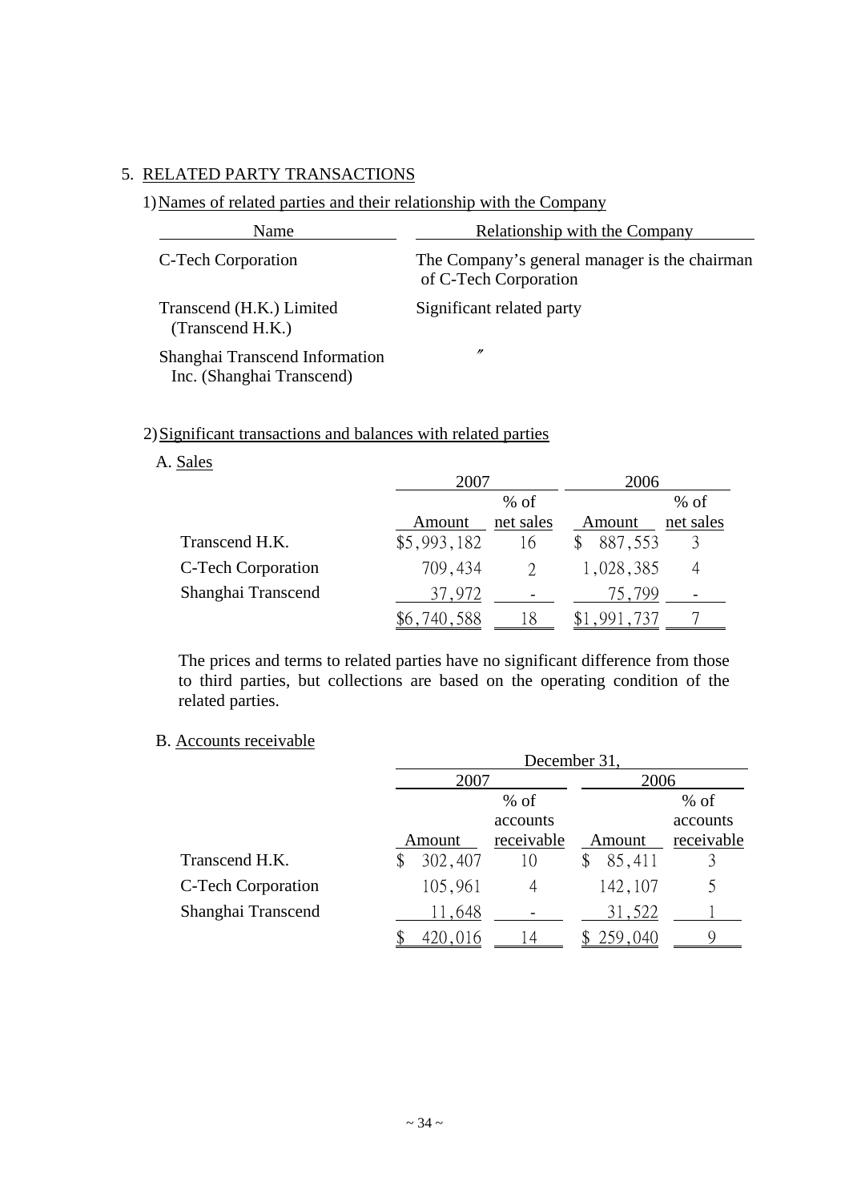5. RELATED PARTY TRANSACTIONS

1) Names of related parties and their relationship with the Company

| Name | Relationship with the Company |
|---|---|
| C-Tech Corporation | The Company's general manager is the chairman of C-Tech Corporation |
| Transcend (H.K.) Limited (Transcend H.K.) | Significant related party |
| Shanghai Transcend Information Inc. (Shanghai Transcend) | 〃 |

2) Significant transactions and balances with related parties

A. Sales

| | 2007 | | 2006 | |
|---|---|---|---|---|
| | Amount | % of net sales | Amount | % of net sales |
| Transcend H.K. | $5,993,182 | 16 | $ 887,553 | 3 |
| C-Tech Corporation | 709,434 | 2 | 1,028,385 | 4 |
| Shanghai Transcend | 37,972 | - | 75,799 | - |
| | $6,740,588 | 18 | $1,991,737 | 7 |

The prices and terms to related parties have no significant difference from those to third parties, but collections are based on the operating condition of the related parties.

B. Accounts receivable

| | December 31, | | | |
|---|---|---|---|---|
| | 2007 | | 2006 | |
| | Amount | % of accounts receivable | Amount | % of accounts receivable |
| Transcend H.K. | $ 302,407 | 10 | $ 85,411 | 3 |
| C-Tech Corporation | 105,961 | 4 | 142,107 | 5 |
| Shanghai Transcend | 11,648 | - | 31,522 | 1 |
| | $ 420,016 | 14 | $ 259,040 | 9 |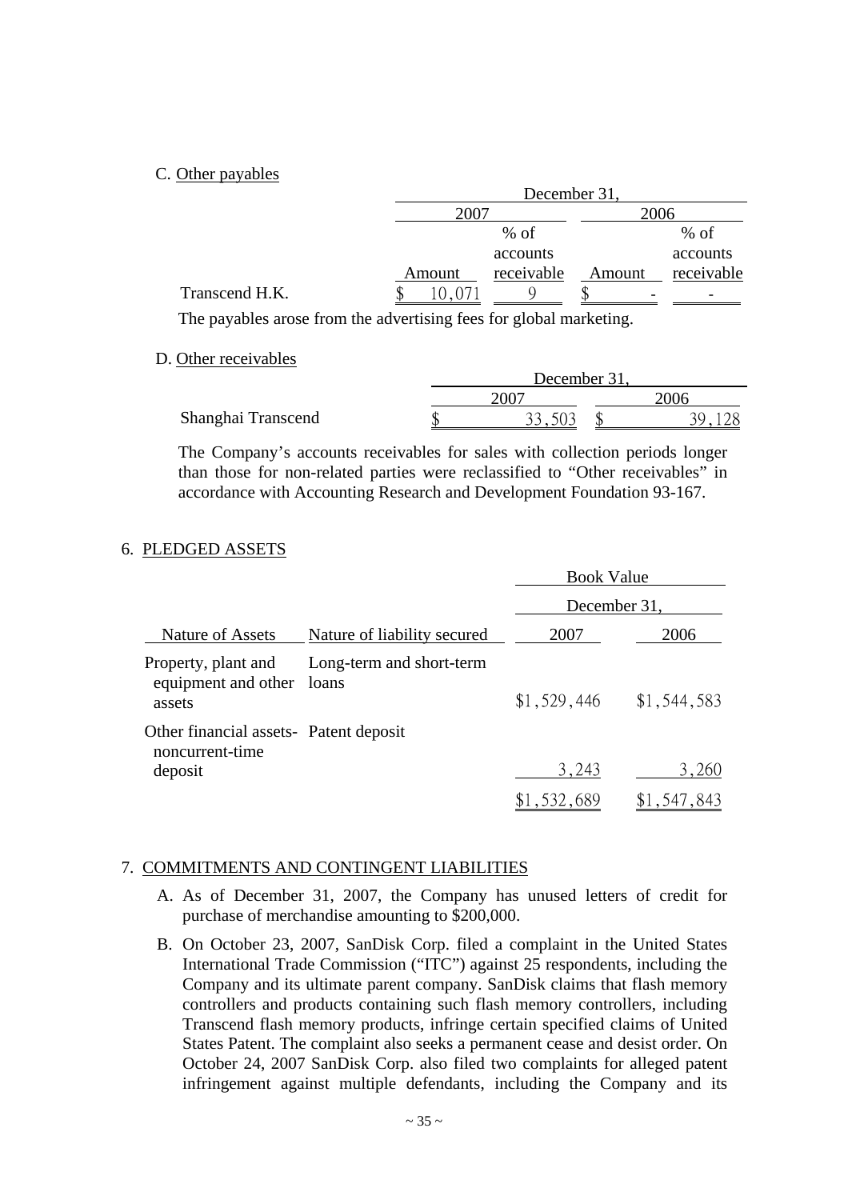C. Other payables

| | December 31, | | | |
|---|---|---|---|---|
| | 2007 | | 2006 | |
| | Amount | % of accounts receivable | Amount | % of accounts receivable |
| Transcend H.K. | $ 10,071 | 9 | $ - | - |

The payables arose from the advertising fees for global marketing.

D. Other receivables

| | December 31, | |
|---|---|---|
| | 2007 | 2006 |
| Shanghai Transcend | $ 33,503 | $ 39,128 |

The Company's accounts receivables for sales with collection periods longer than those for non-related parties were reclassified to "Other receivables" in accordance with Accounting Research and Development Foundation 93-167.

6. PLEDGED ASSETS

| | | Book Value | |
|---|---|---|---|
| | | December 31, | |
| Nature of Assets | Nature of liability secured | 2007 | 2006 |
| Property, plant and equipment and other assets | Long-term and short-term loans | $1,529,446 | $1,544,583 |
| Other financial assets-noncurrent-time deposit | Patent deposit | 3,243 | 3,260 |
| | | $1,532,689 | $1,547,843 |

7. COMMITMENTS AND CONTINGENT LIABILITIES

A. As of December 31, 2007, the Company has unused letters of credit for purchase of merchandise amounting to $200,000.

B. On October 23, 2007, SanDisk Corp. filed a complaint in the United States International Trade Commission ("ITC") against 25 respondents, including the Company and its ultimate parent company. SanDisk claims that flash memory controllers and products containing such flash memory controllers, including Transcend flash memory products, infringe certain specified claims of United States Patent. The complaint also seeks a permanent cease and desist order. On October 24, 2007 SanDisk Corp. also filed two complaints for alleged patent infringement against multiple defendants, including the Company and its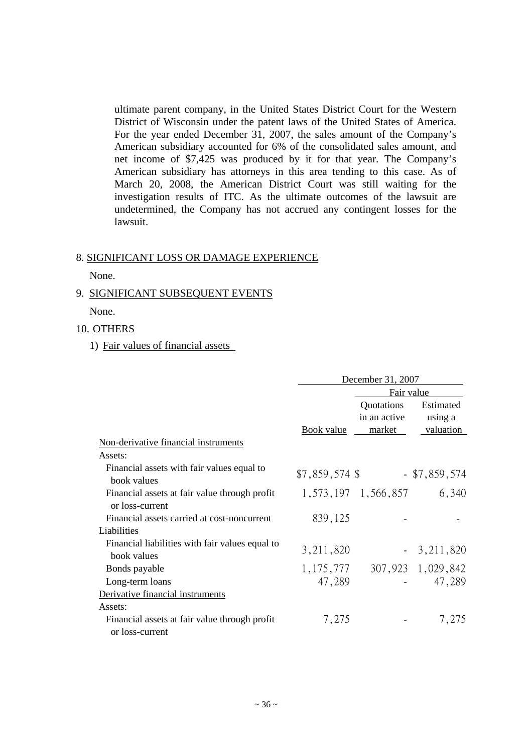ultimate parent company, in the United States District Court for the Western District of Wisconsin under the patent laws of the United States of America. For the year ended December 31, 2007, the sales amount of the Company's American subsidiary accounted for 6% of the consolidated sales amount, and net income of $7,425 was produced by it for that year. The Company's American subsidiary has attorneys in this area tending to this case. As of March 20, 2008, the American District Court was still waiting for the investigation results of ITC. As the ultimate outcomes of the lawsuit are undetermined, the Company has not accrued any contingent losses for the lawsuit.

8. SIGNIFICANT LOSS OR DAMAGE EXPERIENCE

None.

9. SIGNIFICANT SUBSEQUENT EVENTS

None.

10. OTHERS

1) Fair values of financial assets

| | December 31, 2007 | | |
|---|---|---|---|
| | | Fair value | |
| | Book value | Quotations in an active market | Estimated using a valuation |
| Non-derivative financial instruments | | | |
| Assets: | | | |
| Financial assets with fair values equal to book values | $7,859,574 | $ - | $7,859,574 |
| Financial assets at fair value through profit or loss-current | 1,573,197 | 1,566,857 | 6,340 |
| Financial assets carried at cost-noncurrent | 839,125 | - | - |
| Liabilities | | | |
| Financial liabilities with fair values equal to book values | 3,211,820 | - | 3,211,820 |
| Bonds payable | 1,175,777 | 307,923 | 1,029,842 |
| Long-term loans | 47,289 | - | 47,289 |
| Derivative financial instruments | | | |
| Assets: | | | |
| Financial assets at fair value through profit or loss-current | 7,275 | - | 7,275 |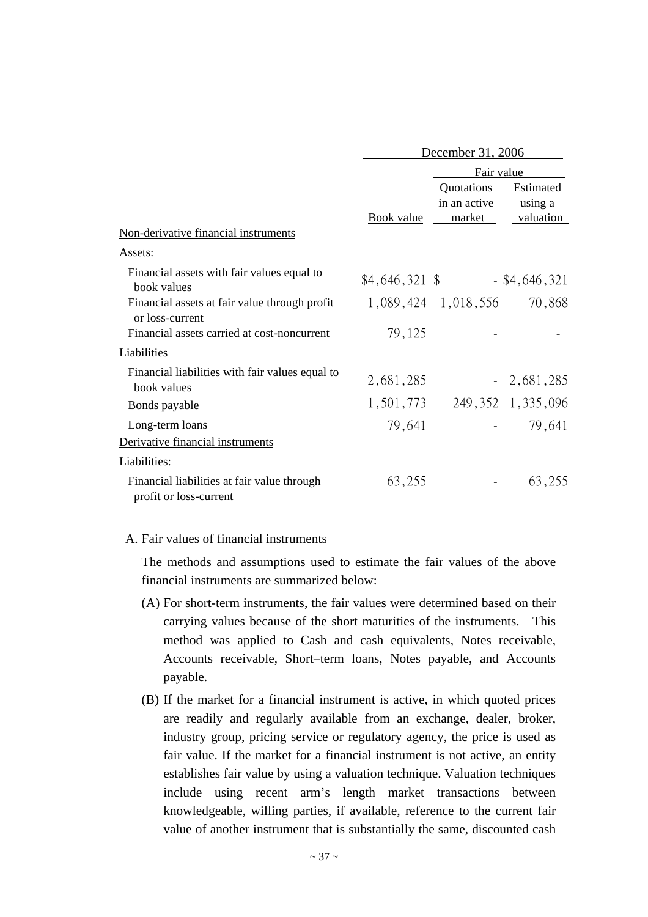| | December 31, 2006 | | |
|---|---|---|---|
| | | Fair value | |
| | Book value | Quotations in an active market | Estimated using a valuation |
| Non-derivative financial instruments | | | |
| Assets: | | | |
| Financial assets with fair values equal to book values | $4,646,321 | $ - | $4,646,321 |
| Financial assets at fair value through profit or loss-current | 1,089,424 | 1,018,556 | 70,868 |
| Financial assets carried at cost-noncurrent | 79,125 | - | - |
| Liabilities | | | |
| Financial liabilities with fair values equal to book values | 2,681,285 | - | 2,681,285 |
| Bonds payable | 1,501,773 | 249,352 | 1,335,096 |
| Long-term loans | 79,641 | - | 79,641 |
| Derivative financial instruments | | | |
| Liabilities: | | | |
| Financial liabilities at fair value through profit or loss-current | 63,255 | - | 63,255 |

A. Fair values of financial instruments

The methods and assumptions used to estimate the fair values of the above financial instruments are summarized below:

(A) For short-term instruments, the fair values were determined based on their carrying values because of the short maturities of the instruments. This method was applied to Cash and cash equivalents, Notes receivable, Accounts receivable, Short–term loans, Notes payable, and Accounts payable.

(B) If the market for a financial instrument is active, in which quoted prices are readily and regularly available from an exchange, dealer, broker, industry group, pricing service or regulatory agency, the price is used as fair value. If the market for a financial instrument is not active, an entity establishes fair value by using a valuation technique. Valuation techniques include using recent arm's length market transactions between knowledgeable, willing parties, if available, reference to the current fair value of another instrument that is substantially the same, discounted cash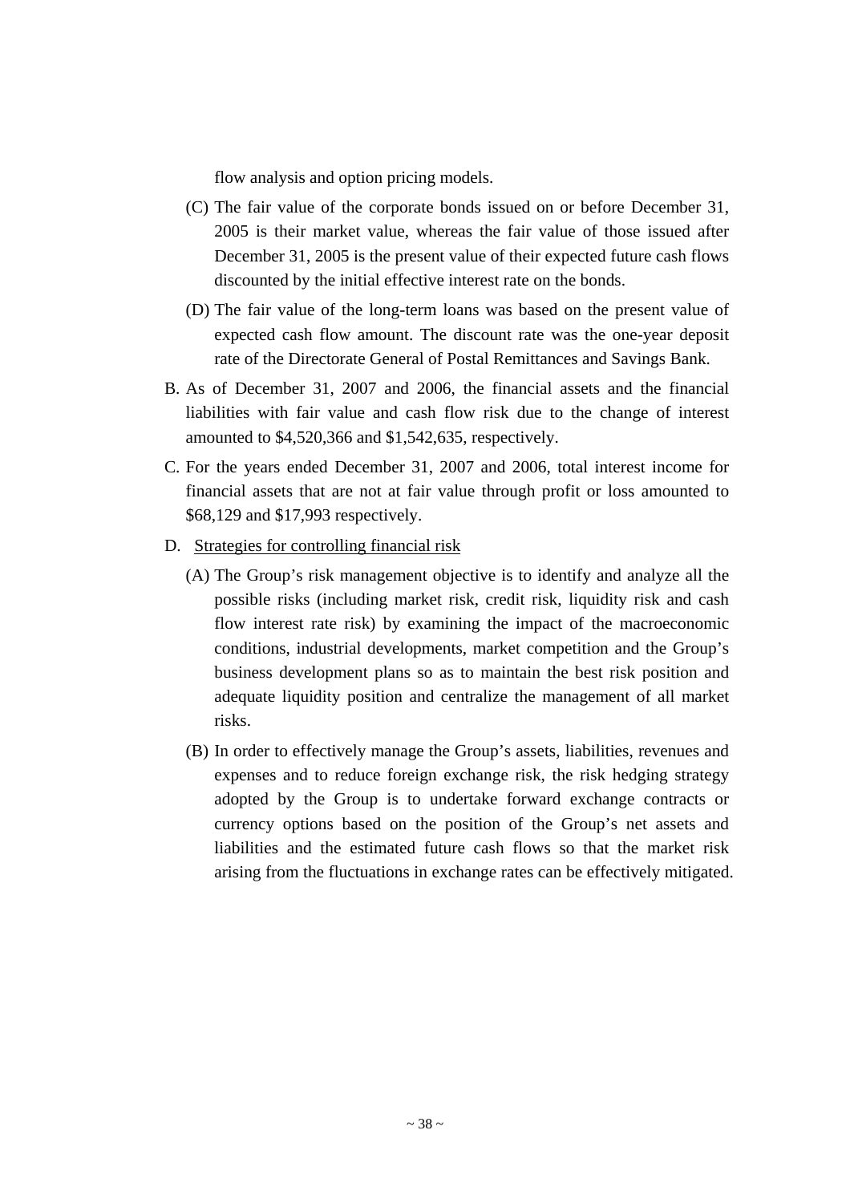flow analysis and option pricing models.

(C) The fair value of the corporate bonds issued on or before December 31, 2005 is their market value, whereas the fair value of those issued after December 31, 2005 is the present value of their expected future cash flows discounted by the initial effective interest rate on the bonds.

(D) The fair value of the long-term loans was based on the present value of expected cash flow amount. The discount rate was the one-year deposit rate of the Directorate General of Postal Remittances and Savings Bank.

B. As of December 31, 2007 and 2006, the financial assets and the financial liabilities with fair value and cash flow risk due to the change of interest amounted to $4,520,366 and $1,542,635, respectively.

C. For the years ended December 31, 2007 and 2006, total interest income for financial assets that are not at fair value through profit or loss amounted to $68,129 and $17,993 respectively.

D. Strategies for controlling financial risk

(A) The Group's risk management objective is to identify and analyze all the possible risks (including market risk, credit risk, liquidity risk and cash flow interest rate risk) by examining the impact of the macroeconomic conditions, industrial developments, market competition and the Group's business development plans so as to maintain the best risk position and adequate liquidity position and centralize the management of all market risks.

(B) In order to effectively manage the Group's assets, liabilities, revenues and expenses and to reduce foreign exchange risk, the risk hedging strategy adopted by the Group is to undertake forward exchange contracts or currency options based on the position of the Group's net assets and liabilities and the estimated future cash flows so that the market risk arising from the fluctuations in exchange rates can be effectively mitigated.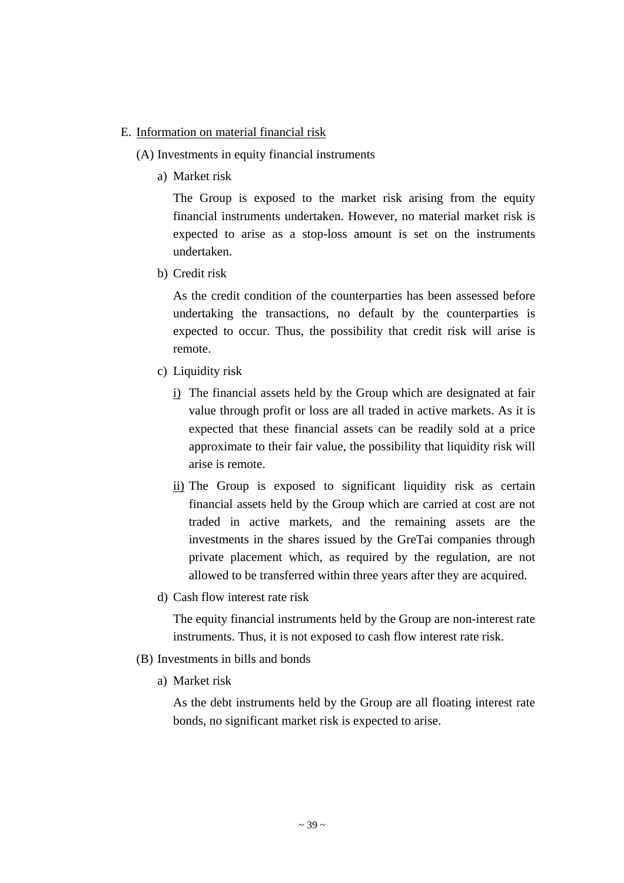E. Information on material financial risk

(A) Investments in equity financial instruments

a) Market risk

The Group is exposed to the market risk arising from the equity financial instruments undertaken. However, no material market risk is expected to arise as a stop-loss amount is set on the instruments undertaken.

b) Credit risk

As the credit condition of the counterparties has been assessed before undertaking the transactions, no default by the counterparties is expected to occur. Thus, the possibility that credit risk will arise is remote.

c) Liquidity risk

i) The financial assets held by the Group which are designated at fair value through profit or loss are all traded in active markets. As it is expected that these financial assets can be readily sold at a price approximate to their fair value, the possibility that liquidity risk will arise is remote.

ii) The Group is exposed to significant liquidity risk as certain financial assets held by the Group which are carried at cost are not traded in active markets, and the remaining assets are the investments in the shares issued by the GreTai companies through private placement which, as required by the regulation, are not allowed to be transferred within three years after they are acquired.

d) Cash flow interest rate risk

The equity financial instruments held by the Group are non-interest rate instruments. Thus, it is not exposed to cash flow interest rate risk.

(B) Investments in bills and bonds

a) Market risk

As the debt instruments held by the Group are all floating interest rate bonds, no significant market risk is expected to arise.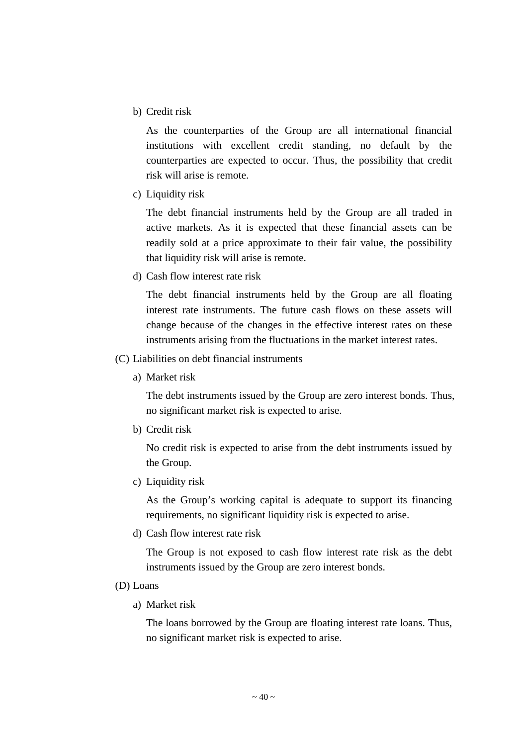b) Credit risk

As the counterparties of the Group are all international financial institutions with excellent credit standing, no default by the counterparties are expected to occur. Thus, the possibility that credit risk will arise is remote.

c) Liquidity risk

The debt financial instruments held by the Group are all traded in active markets. As it is expected that these financial assets can be readily sold at a price approximate to their fair value, the possibility that liquidity risk will arise is remote.

d) Cash flow interest rate risk

The debt financial instruments held by the Group are all floating interest rate instruments. The future cash flows on these assets will change because of the changes in the effective interest rates on these instruments arising from the fluctuations in the market interest rates.

(C) Liabilities on debt financial instruments

a) Market risk

The debt instruments issued by the Group are zero interest bonds. Thus, no significant market risk is expected to arise.

b) Credit risk

No credit risk is expected to arise from the debt instruments issued by the Group.

c) Liquidity risk

As the Group's working capital is adequate to support its financing requirements, no significant liquidity risk is expected to arise.

d) Cash flow interest rate risk

The Group is not exposed to cash flow interest rate risk as the debt instruments issued by the Group are zero interest bonds.

(D) Loans

a) Market risk

The loans borrowed by the Group are floating interest rate loans. Thus, no significant market risk is expected to arise.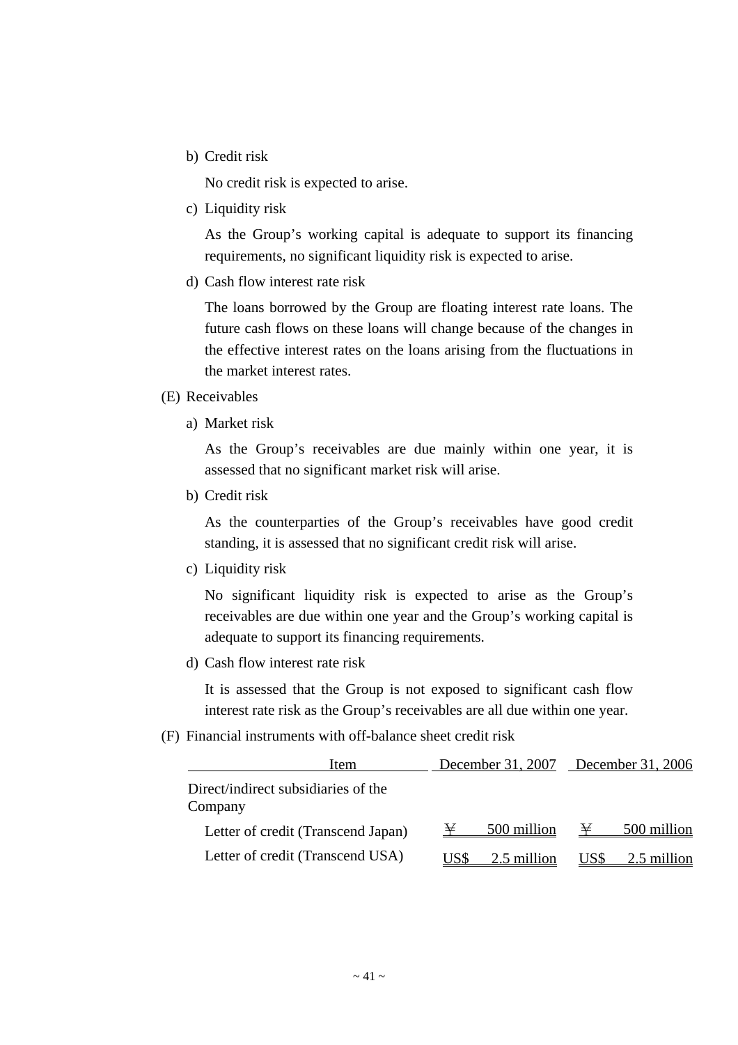b) Credit risk

No credit risk is expected to arise.

c) Liquidity risk

As the Group's working capital is adequate to support its financing requirements, no significant liquidity risk is expected to arise.

d) Cash flow interest rate risk

The loans borrowed by the Group are floating interest rate loans. The future cash flows on these loans will change because of the changes in the effective interest rates on the loans arising from the fluctuations in the market interest rates.

(E) Receivables

a) Market risk

As the Group's receivables are due mainly within one year, it is assessed that no significant market risk will arise.

b) Credit risk

As the counterparties of the Group's receivables have good credit standing, it is assessed that no significant credit risk will arise.

c) Liquidity risk

No significant liquidity risk is expected to arise as the Group's receivables are due within one year and the Group's working capital is adequate to support its financing requirements.

d) Cash flow interest rate risk

It is assessed that the Group is not exposed to significant cash flow interest rate risk as the Group's receivables are all due within one year.

(F) Financial instruments with off-balance sheet credit risk

| Item | December 31, 2007 | December 31, 2006 |
|---|---|---|
| Direct/indirect subsidiaries of the Company | | |
| Letter of credit (Transcend Japan) | ¥ 500 million | ¥ 500 million |
| Letter of credit (Transcend USA) | US$ 2.5 million | US$ 2.5 million |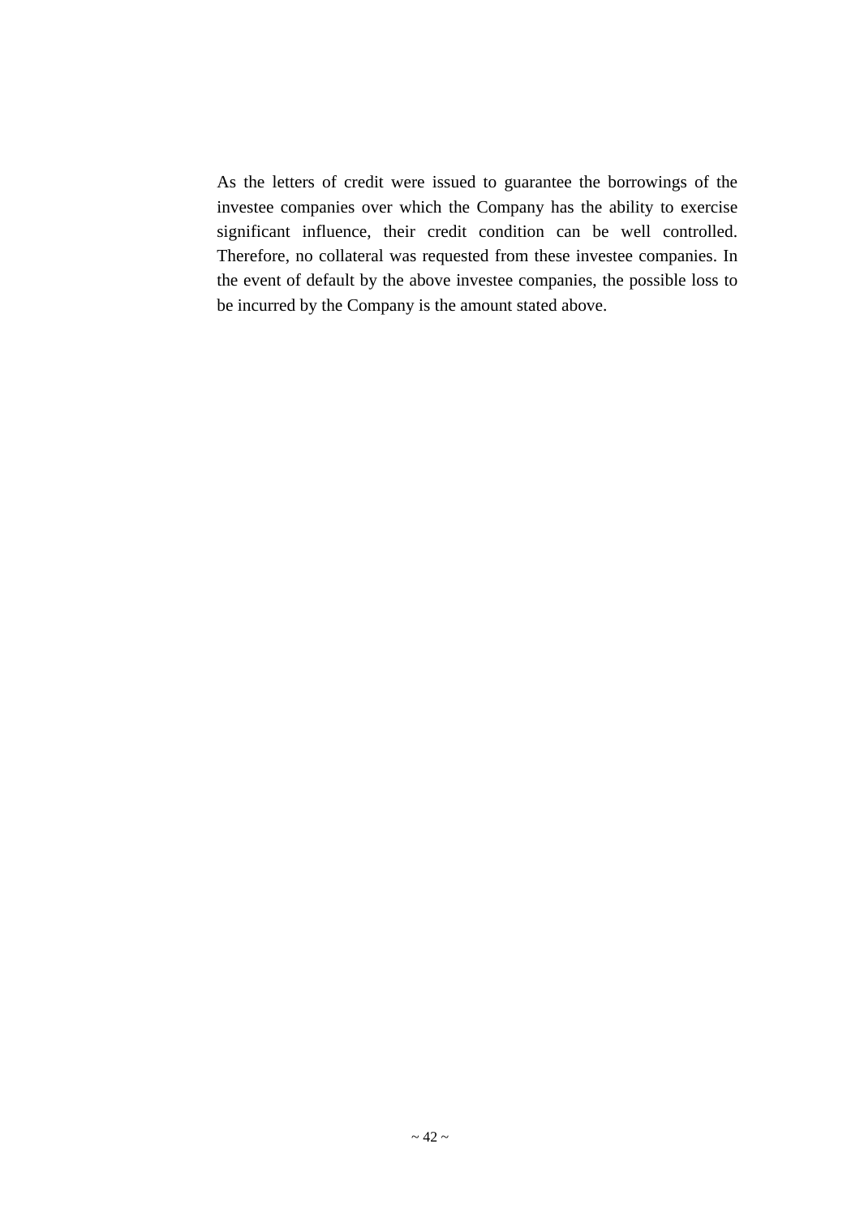As the letters of credit were issued to guarantee the borrowings of the investee companies over which the Company has the ability to exercise significant influence, their credit condition can be well controlled. Therefore, no collateral was requested from these investee companies. In the event of default by the above investee companies, the possible loss to be incurred by the Company is the amount stated above.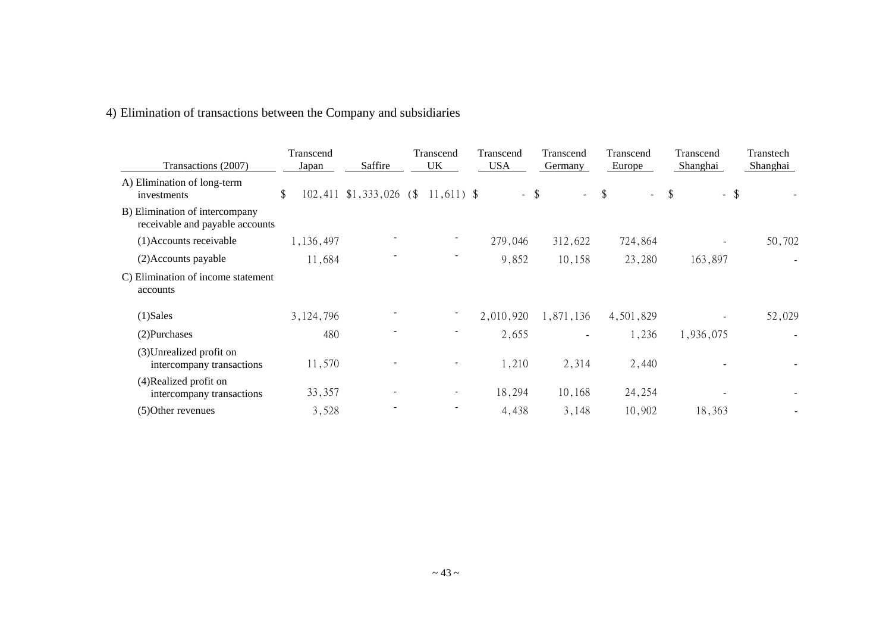4) Elimination of transactions between the Company and subsidiaries

| Transactions (2007) | Transcend Japan | Saffire | Transcend UK | Transcend USA | Transcend Germany | Transcend Europe | Transcend Shanghai | Transtech Shanghai |
|---|---|---|---|---|---|---|---|---|
| A) Elimination of long-term investments | $ 102,411 | $1,333,026 | ($ 11,611) | $ - | $ - | $ - | $ - | $ - |
| B) Elimination of intercompany receivable and payable accounts | | | | | | | | |
| (1)Accounts receivable | 1,136,497 | - | - | 279,046 | 312,622 | 724,864 | - | 50,702 |
| (2)Accounts payable | 11,684 | - | - | 9,852 | 10,158 | 23,280 | 163,897 | - |
| C) Elimination of income statement accounts | | | | | | | | |
| (1)Sales | 3,124,796 | - | - | 2,010,920 | 1,871,136 | 4,501,829 | - | 52,029 |
| (2)Purchases | 480 | - | - | 2,655 | - | 1,236 | 1,936,075 | - |
| (3)Unrealized profit on intercompany transactions | 11,570 | - | - | 1,210 | 2,314 | 2,440 | - | - |
| (4)Realized profit on intercompany transactions | 33,357 | - | - | 18,294 | 10,168 | 24,254 | - | - |
| (5)Other revenues | 3,528 | - | - | 4,438 | 3,148 | 10,902 | 18,363 | - |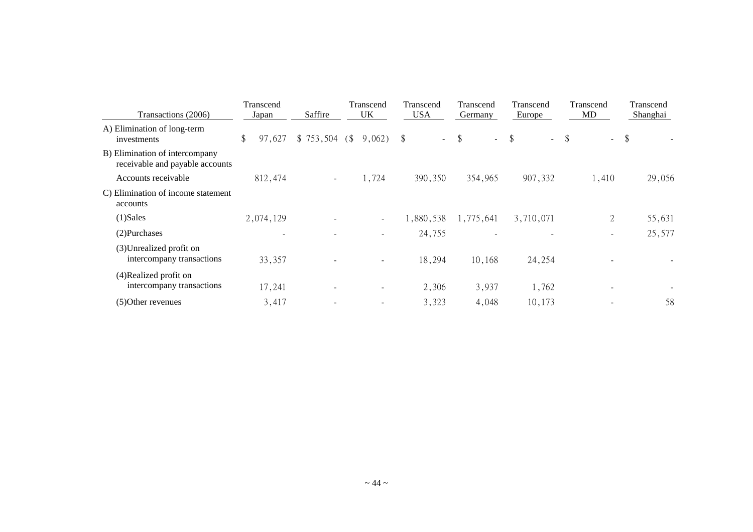| Transactions (2006) | Transcend Japan | Saffire | Transcend UK | Transcend USA | Transcend Germany | Transcend Europe | Transcend MD | Transcend Shanghai |
|---|---|---|---|---|---|---|---|---|
| A) Elimination of long-term investments | $ 97,627 | $ 753,504 | ($ 9,062) | $ - | $ - | $ - | $ - | $ - |
| B) Elimination of intercompany receivable and payable accounts | | | | | | | | |
| Accounts receivable | 812,474 | - | 1,724 | 390,350 | 354,965 | 907,332 | 1,410 | 29,056 |
| C) Elimination of income statement accounts | | | | | | | | |
| (1)Sales | 2,074,129 | - | - | 1,880,538 | 1,775,641 | 3,710,071 | 2 | 55,631 |
| (2)Purchases | - | - | - | 24,755 | - | - | - | 25,577 |
| (3)Unrealized profit on intercompany transactions | 33,357 | - | - | 18,294 | 10,168 | 24,254 | - | - |
| (4)Realized profit on intercompany transactions | 17,241 | - | - | 2,306 | 3,937 | 1,762 | - | - |
| (5)Other revenues | 3,417 | - | - | 3,323 | 4,048 | 10,173 | - | 58 |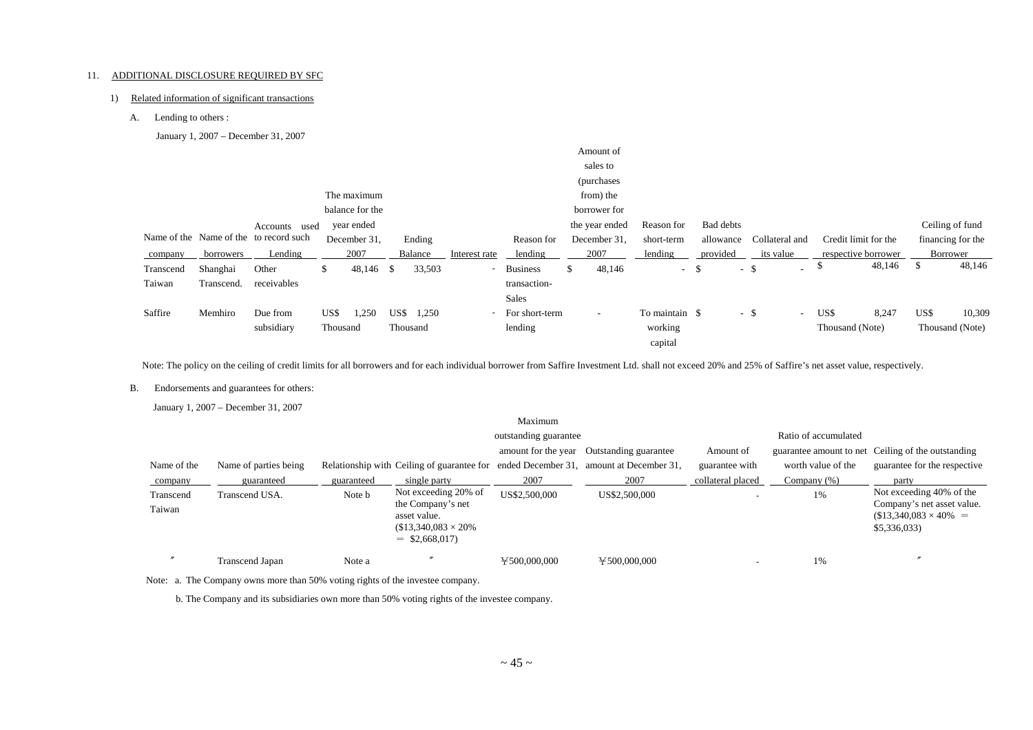11. ADDITIONAL DISCLOSURE REQUIRED BY SFC

1) Related information of significant transactions

A. Lending to others :

January 1, 2007 – December 31, 2007

| Name of the company | Name of the borrowers | Accounts used to record such Lending | The maximum balance for the year ended December 31, 2007 | Ending Balance | Interest rate | Reason for lending | Amount of sales to (purchases from) the borrower for the year ended December 31, 2007 | Reason for short-term lending | Bad debts allowance provided | Collateral and its value | Credit limit for the respective borrower | Ceiling of fund financing for the Borrower |
|---|---|---|---|---|---|---|---|---|---|---|---|---|
| Transcend Taiwan | Shanghai Transcend. | Other receivables | $ 48,146 | $ 33,503 | - | Business transaction-Sales | $ 48,146 | - | $ - | $ - | $ 48,146 | $ 48,146 |
| Saffire | Memhiro | Due from subsidiary | US$ 1,250 Thousand | US$ 1,250 Thousand | - | For short-term lending | - | To maintain working capital | $ - | $ - | US$ 8,247 Thousand (Note) | US$ 10,309 Thousand (Note) |

Note: The policy on the ceiling of credit limits for all borrowers and for each individual borrower from Saffire Investment Ltd. shall not exceed 20% and 25% of Saffire's net asset value, respectively.

B. Endorsements and guarantees for others:

January 1, 2007 – December 31, 2007

| Name of the company | Name of parties being guaranteed | Relationship with guaranteed | Ceiling of guarantee for single party | Maximum outstanding guarantee amount for the year ended December 31, 2007 | Outstanding guarantee amount at December 31, 2007 | Amount of guarantee with collateral placed | Ratio of accumulated guarantee amount to net worth value of the Company (%) | Ceiling of the outstanding guarantee for the respective party |
|---|---|---|---|---|---|---|---|---|
| Transcend Taiwan | Transcend USA. | Note b | Not exceeding 20% of the Company's net asset value. ($13,340,083 × 20% ＝ $2,668,017) | US$2,500,000 | US$2,500,000 | - | 1% | Not exceeding 40% of the Company's net asset value. ($13,340,083 × 40% ＝ $5,336,033) |
| 〃 | Transcend Japan | Note a | 〃 | ￥500,000,000 | ￥500,000,000 | - | 1% | 〃 |

Note: a. The Company owns more than 50% voting rights of the investee company.

b. The Company and its subsidiaries own more than 50% voting rights of the investee company.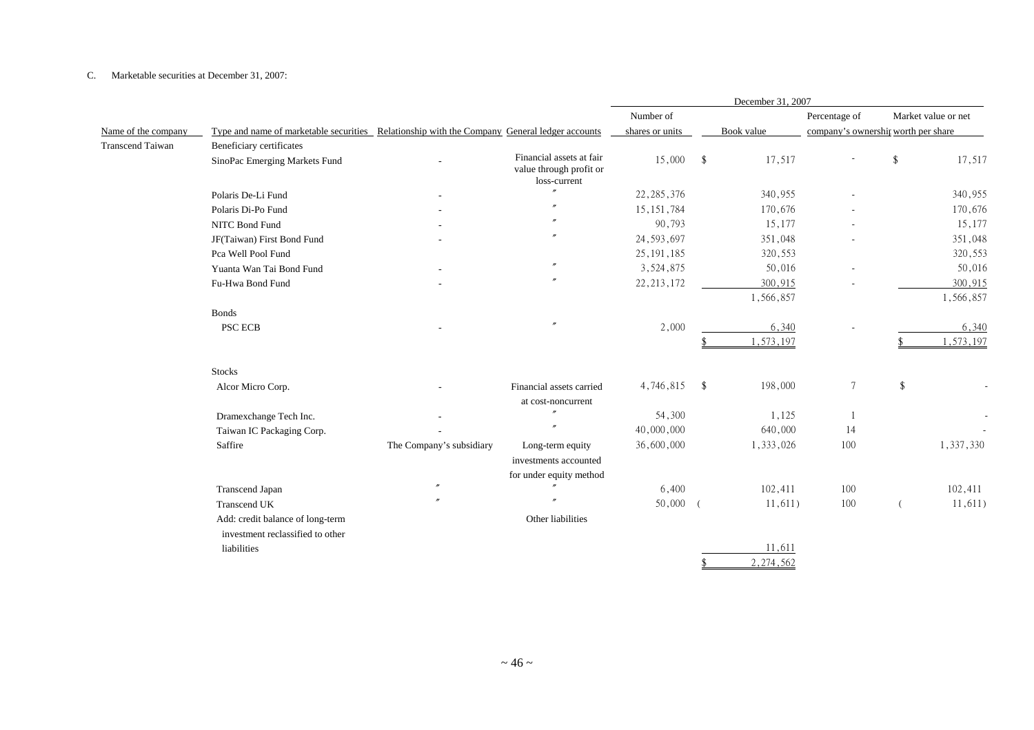C. Marketable securities at December 31, 2007:

| | | | | December 31, 2007 | | | |
|---|---|---|---|---|---|---|---|
| Name of the company | Type and name of marketable securities | Relationship with the Company | General ledger accounts | Number of shares or units | Book value | Percentage of company's ownership | Market value or net worth per share |
| Transcend Taiwan | Beneficiary certificates | | | | | | |
| | SinoPac Emerging Markets Fund | - | Financial assets at fair value through profit or loss-current | 15,000 | $ 17,517 | - | $ 17,517 |
| | Polaris De-Li Fund | - | 〃 | 22,285,376 | 340,955 | - | 340,955 |
| | Polaris Di-Po Fund | - | 〃 | 15,151,784 | 170,676 | - | 170,676 |
| | NITC Bond Fund | - | 〃 | 90,793 | 15,177 | - | 15,177 |
| | JF(Taiwan) First Bond Fund | - | 〃 | 24,593,697 | 351,048 | - | 351,048 |
| | Pca Well Pool Fund | | | 25,191,185 | 320,553 | | 320,553 |
| | Yuanta Wan Tai Bond Fund | - | 〃 | 3,524,875 | 50,016 | - | 50,016 |
| | Fu-Hwa Bond Fund | - | 〃 | 22,213,172 | 300,915 | - | 300,915 |
| | | | | | 1,566,857 | | 1,566,857 |
| | Bonds | | | | | | |
| | PSC ECB | - | 〃 | 2,000 | 6,340 | - | 6,340 |
| | | | | | $ 1,573,197 | | $ 1,573,197 |
| | Stocks | | | | | | |
| | Alcor Micro Corp. | - | Financial assets carried at cost-noncurrent | 4,746,815 | $ 198,000 | 7 | $ - |
| | Dramexchange Tech Inc. | - | 〃 | 54,300 | 1,125 | 1 | - |
| | Taiwan IC Packaging Corp. | - | 〃 | 40,000,000 | 640,000 | 14 | - |
| | Saffire | The Company's subsidiary | Long-term equity investments accounted for under equity method | 36,600,000 | 1,333,026 | 100 | 1,337,330 |
| | Transcend Japan | 〃 | 〃 | 6,400 | 102,411 | 100 | 102,411 |
| | Transcend UK | 〃 | 〃 | 50,000 | ( 11,611) | 100 | ( 11,611) |
| | Add: credit balance of long-term investment reclassified to other liabilities | | Other liabilities | | 11,611 | | |
| | | | | | $ 2,274,562 | | |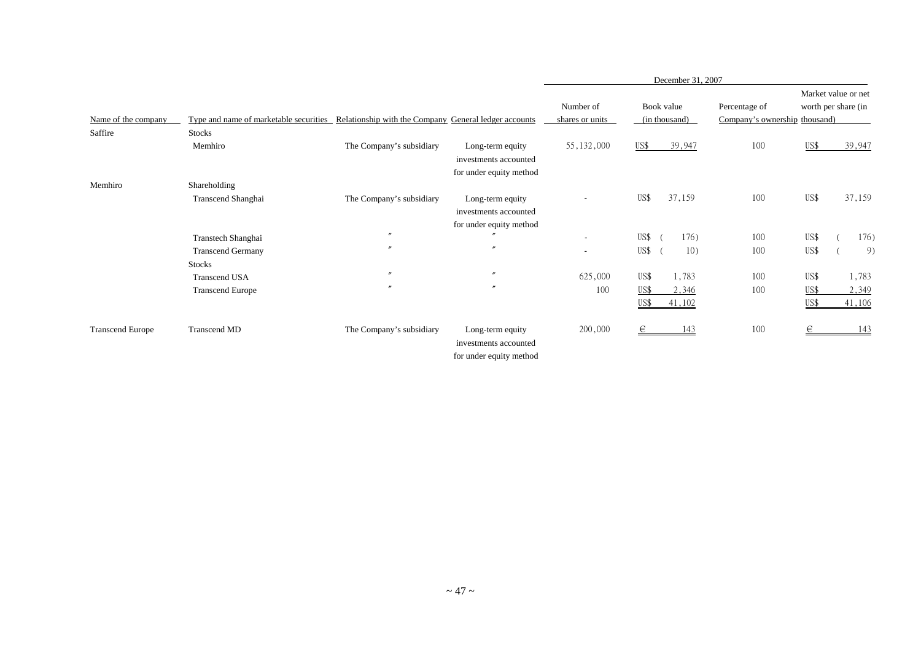| Name of the company | Type and name of marketable securities | Relationship with the Company | General ledger accounts | December 31, 2007 | | | |
|---|---|---|---|---|---|---|---|
| | | | | Number of shares or units | Book value (in thousand) | Percentage of Company's ownership | Market value or net worth per share (in thousand) |
| Saffire | Stocks | | | | | | |
| | Memhiro | The Company's subsidiary | Long-term equity investments accounted for under equity method | 55,132,000 | US$ 39,947 | 100 | US$ 39,947 |
| Memhiro | Shareholding | | | | | | |
| | Transcend Shanghai | The Company's subsidiary | Long-term equity investments accounted for under equity method | - | US$ 37,159 | 100 | US$ 37,159 |
| | Transtech Shanghai | 〃 | 〃 | - | US$ ( 176) | 100 | US$ ( 176) |
| | Transcend Germany | 〃 | 〃 | - | US$ ( 10) | 100 | US$ ( 9) |
| | Stocks | | | | | | |
| | Transcend USA | 〃 | 〃 | 625,000 | US$ 1,783 | 100 | US$ 1,783 |
| | Transcend Europe | 〃 | 〃 | 100 | US$ 2,346 | 100 | US$ 2,349 |
| | | | | | US$ 41,102 | | US$ 41,106 |
| Transcend Europe | Transcend MD | The Company's subsidiary | Long-term equity investments accounted for under equity method | 200,000 | € 143 | 100 | € 143 |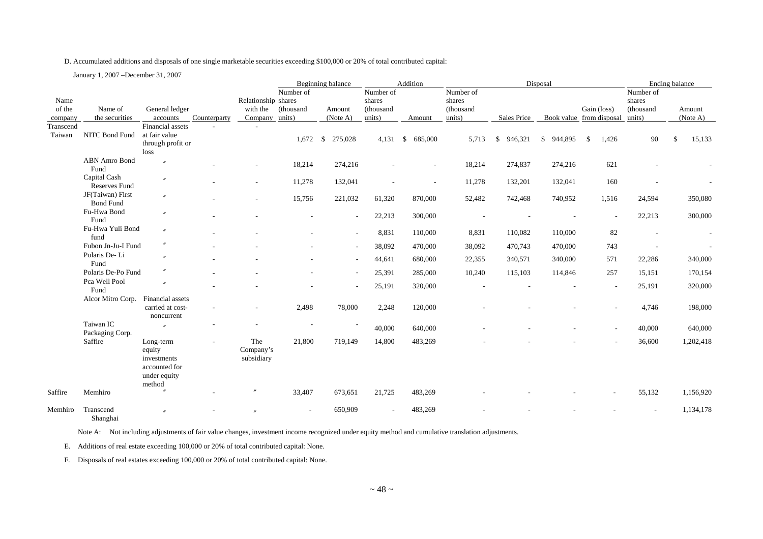D. Accumulated additions and disposals of one single marketable securities exceeding $100,000 or 20% of total contributed capital:

January 1, 2007 –December 31, 2007

| Name of the company | Name of the securities | General ledger accounts | Counterparty | Relationship with the Company | Beginning balance | | Addition | | Disposal | | | | Ending balance | |
|---|---|---|---|---|---|---|---|---|---|---|---|---|---|---|
| | | | | | Number of shares (thousand units) | Amount (Note A) | Number of shares (thousand units) | Amount | Number of shares (thousand units) | Sales Price | Book value | Gain (loss) from disposal | Number of shares (thousand units) | Amount (Note A) |
| Transcend Taiwan | NITC Bond Fund | Financial assets at fair value through profit or loss | - | - | 1,672 | $ 275,028 | 4,131 | $ 685,000 | 5,713 | $ 946,321 | $ 944,895 | $ 1,426 | 90 | $ 15,133 |
| | ABN Amro Bond Fund | 〃 | - | - | 18,214 | 274,216 | - | - | 18,214 | 274,837 | 274,216 | 621 | - | - |
| | Capital Cash Reserves Fund | 〃 | - | - | 11,278 | 132,041 | - | - | 11,278 | 132,201 | 132,041 | 160 | - | - |
| | JF(Taiwan) First Bond Fund | 〃 | - | - | 15,756 | 221,032 | 61,320 | 870,000 | 52,482 | 742,468 | 740,952 | 1,516 | 24,594 | 350,080 |
| | Fu-Hwa Bond Fund | 〃 | - | - | - | - | 22,213 | 300,000 | - | - | - | - | 22,213 | 300,000 |
| | Fu-Hwa Yuli Bond fund | 〃 | - | - | - | - | 8,831 | 110,000 | 8,831 | 110,082 | 110,000 | 82 | - | - |
| | Fubon Jn-Ju-I Fund | 〃 | - | - | - | - | 38,092 | 470,000 | 38,092 | 470,743 | 470,000 | 743 | - | - |
| | Polaris De- Li Fund | 〃 | - | - | - | - | 44,641 | 680,000 | 22,355 | 340,571 | 340,000 | 571 | 22,286 | 340,000 |
| | Polaris De-Po Fund | 〃 | - | - | - | - | 25,391 | 285,000 | 10,240 | 115,103 | 114,846 | 257 | 15,151 | 170,154 |
| | Pca Well Pool Fund | 〃 | - | - | - | - | 25,191 | 320,000 | - | - | - | - | 25,191 | 320,000 |
| | Alcor Mitro Corp. | Financial assets carried at cost-noncurrent | - | - | 2,498 | 78,000 | 2,248 | 120,000 | - | - | - | - | 4,746 | 198,000 |
| | Taiwan IC Packaging Corp. | 〃 | - | - | - | - | 40,000 | 640,000 | - | - | - | - | 40,000 | 640,000 |
| | Saffire | Long-term equity investments accounted for under equity method | - | The Company's subsidiary | 21,800 | 719,149 | 14,800 | 483,269 | - | - | - | - | 36,600 | 1,202,418 |
| Saffire | Memhiro | 〃 | - | 〃 | 33,407 | 673,651 | 21,725 | 483,269 | - | - | - | - | 55,132 | 1,156,920 |
| Memhiro | Transcend Shanghai | 〃 | - | 〃 | - | 650,909 | - | 483,269 | - | - | - | - | - | 1,134,178 |

Note A: Not including adjustments of fair value changes, investment income recognized under equity method and cumulative translation adjustments.

E. Additions of real estate exceeding 100,000 or 20% of total contributed capital: None.

F. Disposals of real estates exceeding 100,000 or 20% of total contributed capital: None.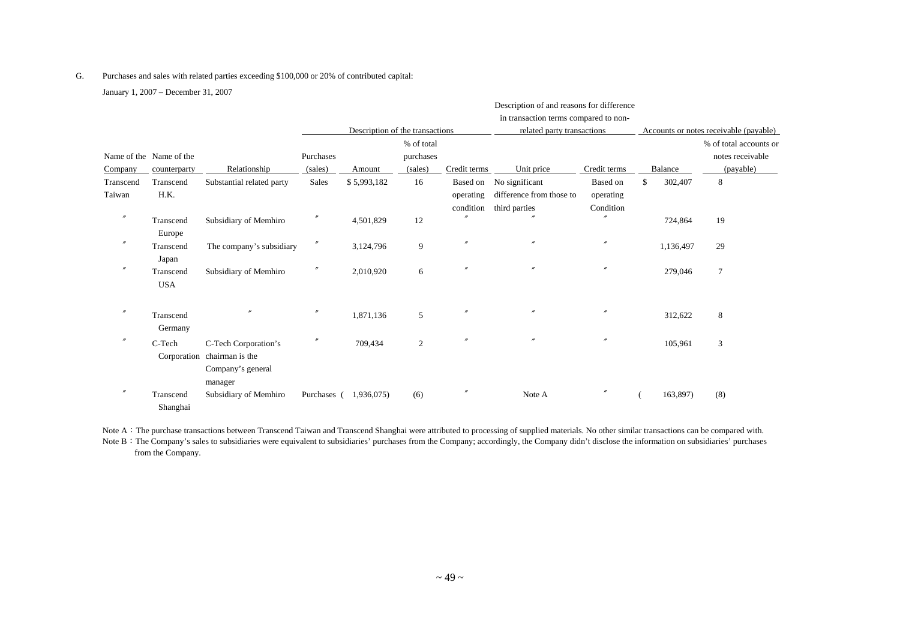G. Purchases and sales with related parties exceeding $100,000 or 20% of contributed capital:

January 1, 2007 – December 31, 2007

| | | | Description of the transactions | | | | Description of and reasons for difference in transaction terms compared to non-related party transactions | | Accounts or notes receivable (payable) | |
|---|---|---|---|---|---|---|---|---|---|---|
| Name of the Company | Name of the counterparty | Relationship | Purchases (sales) | Amount | % of total purchases (sales) | Credit terms | Unit price | Credit terms | Balance | % of total accounts or notes receivable (payable) |
| Transcend Taiwan | Transcend H.K. | Substantial related party | Sales | $ 5,993,182 | 16 | Based on operating condition | No significant difference from those to third parties | Based on operating Condition | $ 302,407 | 8 |
| 〃 | Transcend Europe | Subsidiary of Memhiro | 〃 | 4,501,829 | 12 | 〃 | 〃 | 〃 | 724,864 | 19 |
| 〃 | Transcend Japan | The company's subsidiary | 〃 | 3,124,796 | 9 | 〃 | 〃 | 〃 | 1,136,497 | 29 |
| 〃 | Transcend USA | Subsidiary of Memhiro | 〃 | 2,010,920 | 6 | 〃 | 〃 | 〃 | 279,046 | 7 |
| 〃 | Transcend Germany | 〃 | 〃 | 1,871,136 | 5 | 〃 | 〃 | 〃 | 312,622 | 8 |
| 〃 | C-Tech Corporation | C-Tech Corporation's chairman is the Company's general manager | 〃 | 709,434 | 2 | 〃 | 〃 | 〃 | 105,961 | 3 |
| 〃 | Transcend Shanghai | Subsidiary of Memhiro | Purchases | ( 1,936,075) | (6) | 〃 | Note A | 〃 | ( 163,897) | (8) |

Note A：The purchase transactions between Transcend Taiwan and Transcend Shanghai were attributed to processing of supplied materials. No other similar transactions can be compared with.

Note B：The Company's sales to subsidiaries were equivalent to subsidiaries' purchases from the Company; accordingly, the Company didn't disclose the information on subsidiaries' purchases from the Company.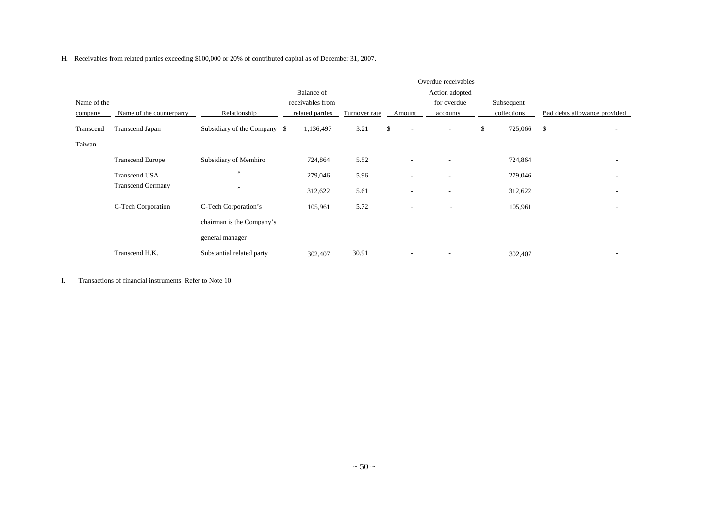H. Receivables from related parties exceeding $100,000 or 20% of contributed capital as of December 31, 2007.

| Name of the company | Name of the counterparty | Relationship | Balance of receivables from related parties | Turnover rate | Overdue receivables | | Subsequent collections | Bad debts allowance provided |
|---|---|---|---|---|---|---|---|---|
| | | | | | Amount | Action adopted for overdue accounts | | |
| Transcend Taiwan | Transcend Japan | Subsidiary of the Company | $ 1,136,497 | 3.21 | $ - | - | $ 725,066 | $ - |
| | Transcend Europe | Subsidiary of Memhiro | 724,864 | 5.52 | - | - | 724,864 | - |
| | Transcend USA | 〃 | 279,046 | 5.96 | - | - | 279,046 | - |
| | Transcend Germany | 〃 | 312,622 | 5.61 | - | - | 312,622 | - |
| | C-Tech Corporation | C-Tech Corporation's chairman is the Company's general manager | 105,961 | 5.72 | - | - | 105,961 | - |
| | Transcend H.K. | Substantial related party | 302,407 | 30.91 | - | - | 302,407 | - |

I. Transactions of financial instruments: Refer to Note 10.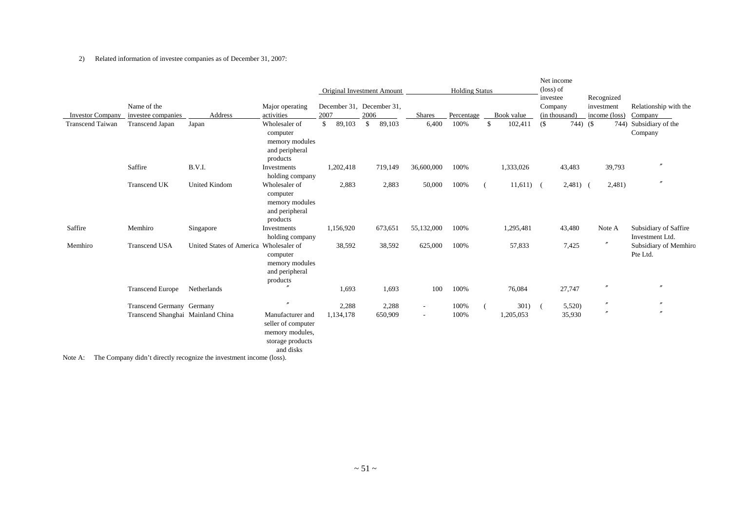2) Related information of investee companies as of December 31, 2007:

| Investor Company | Name of the investee companies | Address | Major operating activities | Original Investment Amount | | Holding Status | | | Net income (loss) of investee Company (in thousand) | Recognized investment income (loss) | Relationship with the Company |
|---|---|---|---|---|---|---|---|---|---|---|---|
| | | | | December 31, 2007 | December 31, 2006 | Shares | Percentage | Book value | | | |
| Transcend Taiwan | Transcend Japan | Japan | Wholesaler of computer memory modules and peripheral products | $ 89,103 | $ 89,103 | 6,400 | 100% | $ 102,411 | ($ 744) | ($ 744) | Subsidiary of the Company |
| | Saffire | B.V.I. | Investments holding company | 1,202,418 | 719,149 | 36,600,000 | 100% | 1,333,026 | 43,483 | 39,793 | 〃 |
| | Transcend UK | United Kindom | Wholesaler of computer memory modules and peripheral products | 2,883 | 2,883 | 50,000 | 100% | ( 11,611) | ( 2,481) | ( 2,481) | 〃 |
| Saffire | Memhiro | Singapore | Investments holding company | 1,156,920 | 673,651 | 55,132,000 | 100% | 1,295,481 | 43,480 | Note A | Subsidiary of Saffire Investment Ltd. |
| Memhiro | Transcend USA | United States of America | Wholesaler of computer memory modules and peripheral products | 38,592 | 38,592 | 625,000 | 100% | 57,833 | 7,425 | 〃 | Subsidiary of Memhiro Pte Ltd. |
| | Transcend Europe | Netherlands | 〃 | 1,693 | 1,693 | 100 | 100% | 76,084 | 27,747 | 〃 | 〃 |
| | Transcend Germany | Germany | 〃 | 2,288 | 2,288 | - | 100% | ( 301) | ( 5,520) | 〃 | 〃 |
| | Transcend Shanghai | Mainland China | Manufacturer and seller of computer memory modules, storage products and disks | 1,134,178 | 650,909 | - | 100% | 1,205,053 | 35,930 | 〃 | 〃 |

Note A: The Company didn't directly recognize the investment income (loss).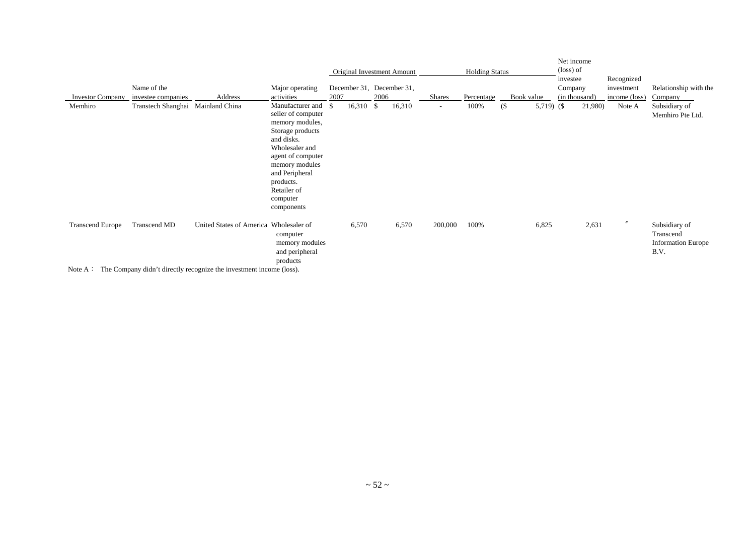| Investor Company | Name of the investee companies | Address | Major operating activities | Original Investment Amount December 31, 2007 | Original Investment Amount December 31, 2006 | Holding Status Shares | Holding Status Percentage | Holding Status Book value | Net income (loss) of investee Company (in thousand) | Recognized investment income (loss) | Relationship with the Company |
|---|---|---|---|---|---|---|---|---|---|---|---|
| Memhiro | Transtech Shanghai | Mainland China | Manufacturer and seller of computer memory modules, Storage products and disks. Wholesaler and agent of computer memory modules and Peripheral products. Retailer of computer components | $ 16,310 | $ 16,310 | - | 100% | ($ 5,719) | ($ 21,980) | Note A | Subsidiary of Memhiro Pte Ltd. |
| Transcend Europe | Transcend MD | United States of America | Wholesaler of computer memory modules and peripheral products | 6,570 | 6,570 | 200,000 | 100% | 6,825 | 2,631 | 〃 | Subsidiary of Transcend Information Europe B.V. |

Note A： The Company didn't directly recognize the investment income (loss).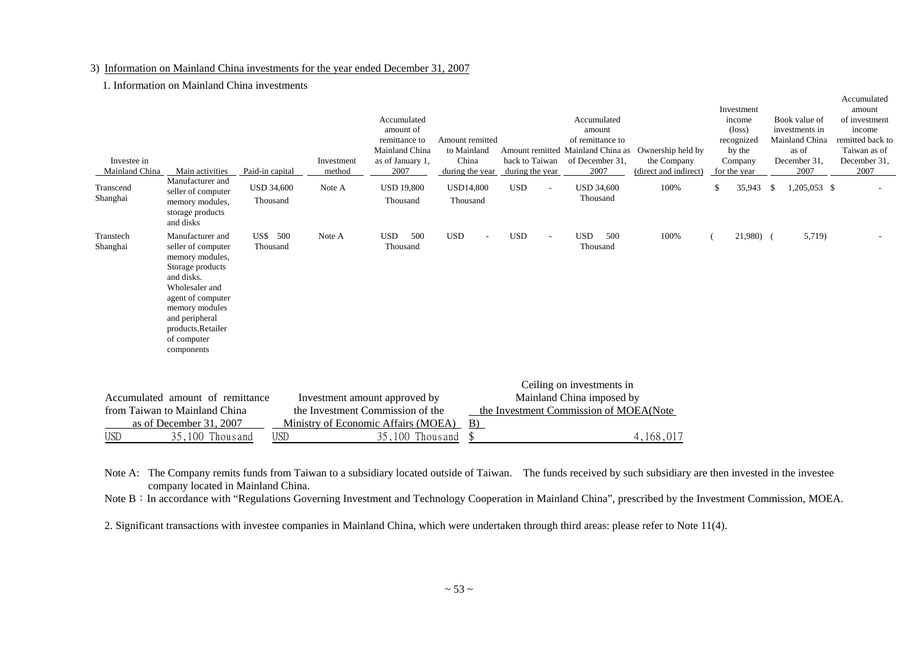3) Information on Mainland China investments for the year ended December 31, 2007

1. Information on Mainland China investments

| Investee in Mainland China | Main activities | Paid-in capital | Investment method | Accumulated amount of remittance to Mainland China as of January 1, 2007 | Amount remitted to Mainland China during the year | Amount remitted back to Taiwan during the year | Accumulated amount of remittance to Mainland China as of December 31, 2007 | Ownership held by the Company (direct and indirect) | Investment income (loss) recognized by the Company for the year | Book value of investments in Mainland China as of December 31, 2007 | Accumulated amount of investment income remitted back to Taiwan as of December 31, 2007 |
|---|---|---|---|---|---|---|---|---|---|---|---|
| Transcend Shanghai | Manufacturer and seller of computer memory modules, storage products and disks | USD 34,600 Thousand | Note A | USD 19,800 Thousand | USD14,800 Thousand | USD - | USD 34,600 Thousand | 100% | $ 35,943 | $ 1,205,053 | $ - |
| Transtech Shanghai | Manufacturer and seller of computer memory modules, Storage products and disks. Wholesaler and agent of computer memory modules and peripheral products.Retailer of computer components | US$ 500 Thousand | Note A | USD 500 Thousand | USD - | USD - | USD 500 Thousand | 100% | ( 21,980) | ( 5,719) | - |

| Accumulated amount of remittance from Taiwan to Mainland China as of December 31, 2007 | Investment amount approved by the Investment Commission of the Ministry of Economic Affairs (MOEA) | Ceiling on investments in Mainland China imposed by the Investment Commission of MOEA(Note B) |
|---|---|---|
| USD 35,100 Thousand | USD 35,100 Thousand | $ 4,168,017 |

Note A: The Company remits funds from Taiwan to a subsidiary located outside of Taiwan. The funds received by such subsidiary are then invested in the investee company located in Mainland China.

Note B：In accordance with "Regulations Governing Investment and Technology Cooperation in Mainland China", prescribed by the Investment Commission, MOEA.

2. Significant transactions with investee companies in Mainland China, which were undertaken through third areas: please refer to Note 11(4).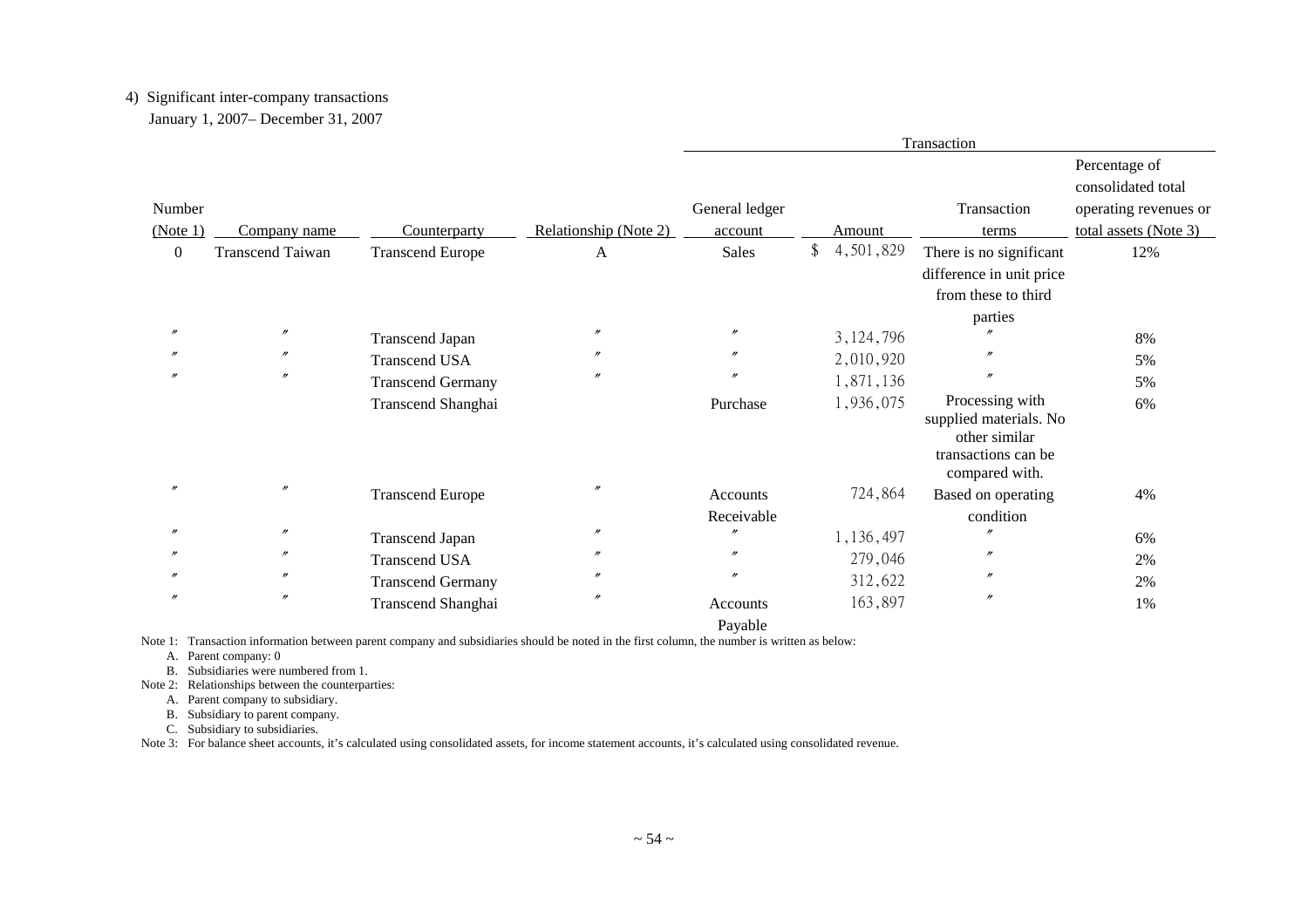4) Significant inter-company transactions

January 1, 2007– December 31, 2007

| Number (Note 1) | Company name | Counterparty | Relationship (Note 2) | Transaction | | | |
|---|---|---|---|---|---|---|---|
| | | | | General ledger account | Amount | Transaction terms | Percentage of consolidated total operating revenues or total assets (Note 3) |
| 0 | Transcend Taiwan | Transcend Europe | A | Sales | $ 4,501,829 | There is no significant difference in unit price from these to third parties | 12% |
| 〃 | 〃 | Transcend Japan | 〃 | 〃 | 3,124,796 | 〃 | 8% |
| 〃 | 〃 | Transcend USA | 〃 | 〃 | 2,010,920 | 〃 | 5% |
| 〃 | 〃 | Transcend Germany | 〃 | 〃 | 1,871,136 | 〃 | 5% |
| | | Transcend Shanghai | | Purchase | 1,936,075 | Processing with supplied materials. No other similar transactions can be compared with. | 6% |
| 〃 | 〃 | Transcend Europe | 〃 | Accounts Receivable | 724,864 | Based on operating condition | 4% |
| 〃 | 〃 | Transcend Japan | 〃 | 〃 | 1,136,497 | 〃 | 6% |
| 〃 | 〃 | Transcend USA | 〃 | 〃 | 279,046 | 〃 | 2% |
| 〃 | 〃 | Transcend Germany | 〃 | 〃 | 312,622 | 〃 | 2% |
| 〃 | 〃 | Transcend Shanghai | 〃 | Accounts Payable | 163,897 | 〃 | 1% |

Note 1: Transaction information between parent company and subsidiaries should be noted in the first column, the number is written as below:

A. Parent company: 0

B. Subsidiaries were numbered from 1.

Note 2: Relationships between the counterparties:

A. Parent company to subsidiary.

B. Subsidiary to parent company.

C. Subsidiary to subsidiaries.

Note 3: For balance sheet accounts, it's calculated using consolidated assets, for income statement accounts, it's calculated using consolidated revenue.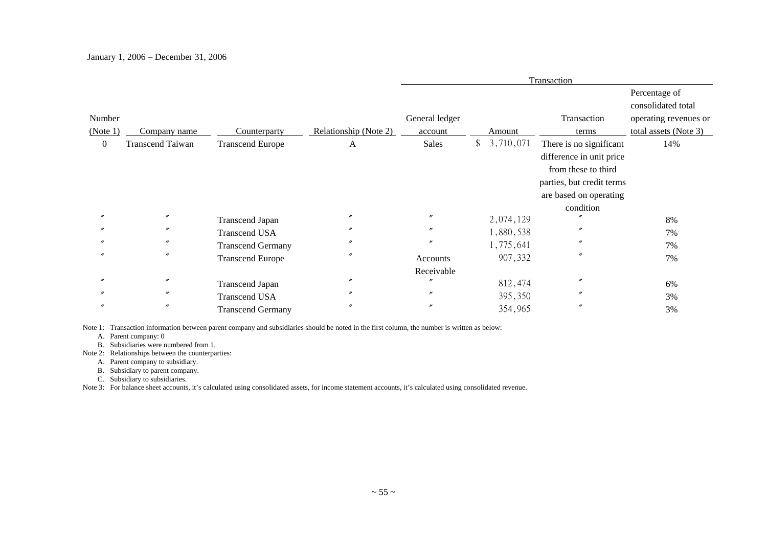January 1, 2006 – December 31, 2006

| Number (Note 1) | Company name | Counterparty | Relationship (Note 2) | Transaction | | | |
|---|---|---|---|---|---|---|---|
| | | | | General ledger account | Amount | Transaction terms | Percentage of consolidated total operating revenues or total assets (Note 3) |
| 0 | Transcend Taiwan | Transcend Europe | A | Sales | $ 3,710,071 | There is no significant difference in unit price from these to third parties, but credit terms are based on operating condition | 14% |
| 〃 | 〃 | Transcend Japan | 〃 | 〃 | 2,074,129 | 〃 | 8% |
| 〃 | 〃 | Transcend USA | 〃 | 〃 | 1,880,538 | 〃 | 7% |
| 〃 | 〃 | Transcend Germany | 〃 | 〃 | 1,775,641 | 〃 | 7% |
| 〃 | 〃 | Transcend Europe | 〃 | Accounts Receivable | 907,332 | 〃 | 7% |
| 〃 | 〃 | Transcend Japan | 〃 | 〃 | 812,474 | 〃 | 6% |
| 〃 | 〃 | Transcend USA | 〃 | 〃 | 395,350 | 〃 | 3% |
| 〃 | 〃 | Transcend Germany | 〃 | 〃 | 354,965 | 〃 | 3% |

Note 1: Transaction information between parent company and subsidiaries should be noted in the first column, the number is written as below:

A. Parent company: 0

B. Subsidiaries were numbered from 1.

Note 2: Relationships between the counterparties:

A. Parent company to subsidiary.

B. Subsidiary to parent company.

C. Subsidiary to subsidiaries.

Note 3: For balance sheet accounts, it's calculated using consolidated assets, for income statement accounts, it's calculated using consolidated revenue.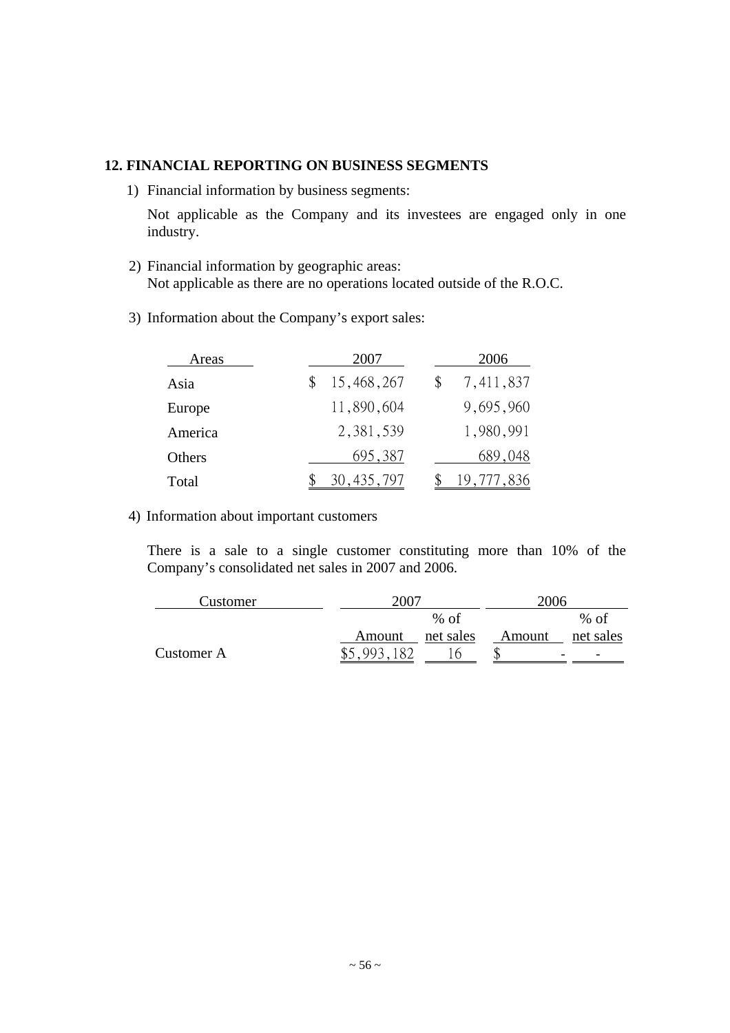## 12. FINANCIAL REPORTING ON BUSINESS SEGMENTS

1) Financial information by business segments:

   Not applicable as the Company and its investees are engaged only in one industry.

2) Financial information by geographic areas:
   Not applicable as there are no operations located outside of the R.O.C.

3) Information about the Company's export sales:

| Areas | 2007 | 2006 |
|---|---|---|
| Asia | $ 15,468,267 | $ 7,411,837 |
| Europe | 11,890,604 | 9,695,960 |
| America | 2,381,539 | 1,980,991 |
| Others | 695,387 | 689,048 |
| Total | $ 30,435,797 | $ 19,777,836 |

4) Information about important customers

   There is a sale to a single customer constituting more than 10% of the Company's consolidated net sales in 2007 and 2006.

| Customer | 2007 | | 2006 | |
|---|---|---|---|---|
| | Amount | % of net sales | Amount | % of net sales |
| Customer A | $5,993,182 | 16 | $ - | - |